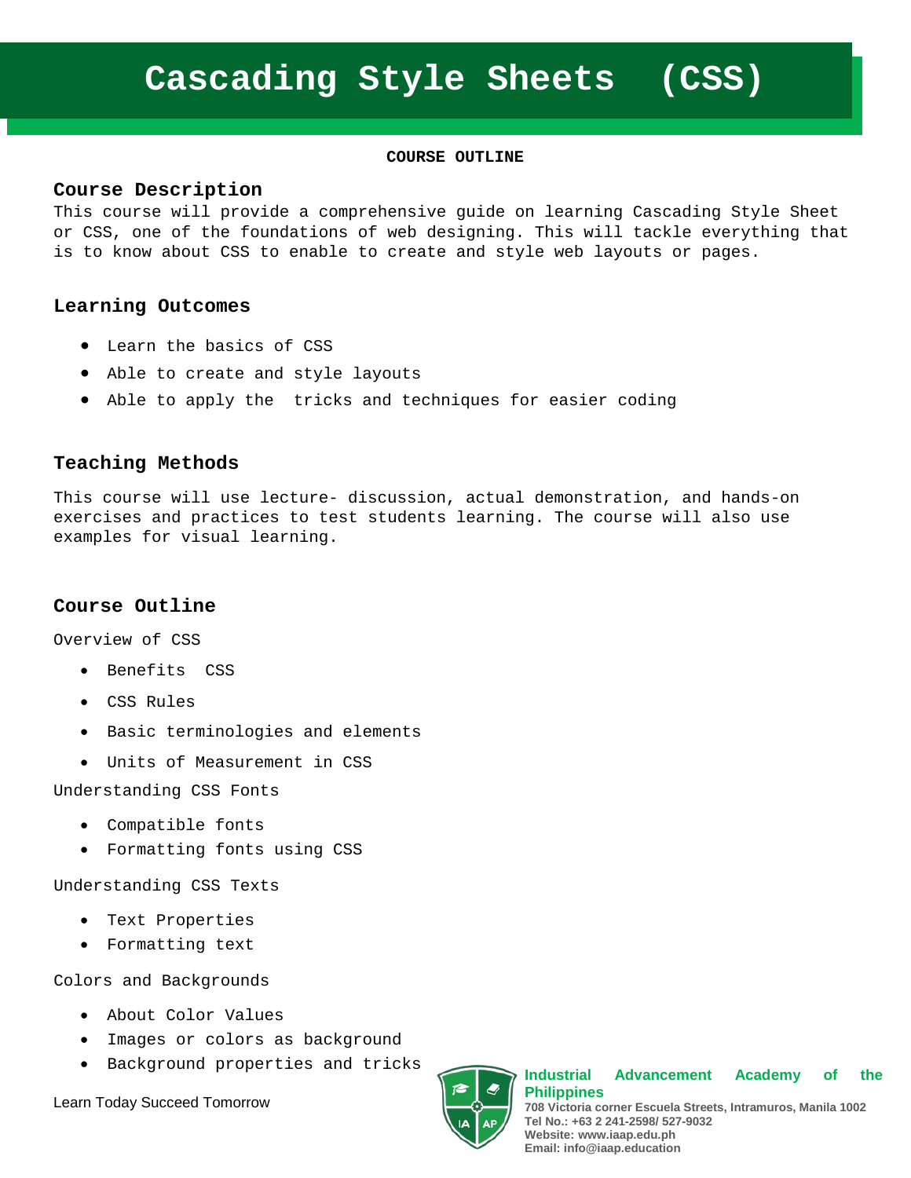# Cascading Style Sheets (CSS)

**COURSE OUTLINE**

## Course Description

This course will provide a comprehensive guide on learning Cascading Style Sheet or CSS, one of the foundations of web designing. This will tackle everything that is to know about CSS to enable to create and style web layouts or pages.

## Learning Outcomes

- Learn the basics of CSS
- Able to create and style layouts
- Able to apply the tricks and techniques for easier coding

## Teaching Methods

This course will use lecture- discussion, actual demonstration, and hands-on exercises and practices to test students learning. The course will also use examples for visual learning.

## Course Outline

Overview of CSS

- Benefits CSS
- CSS Rules
- Basic terminologies and elements
- Units of Measurement in CSS

Understanding CSS Fonts

- Compatible fonts
- Formatting fonts using CSS

Understanding CSS Texts

- Text Properties
- Formatting text

Colors and Backgrounds

- About Color Values
- Images or colors as background
- Background properties and tricks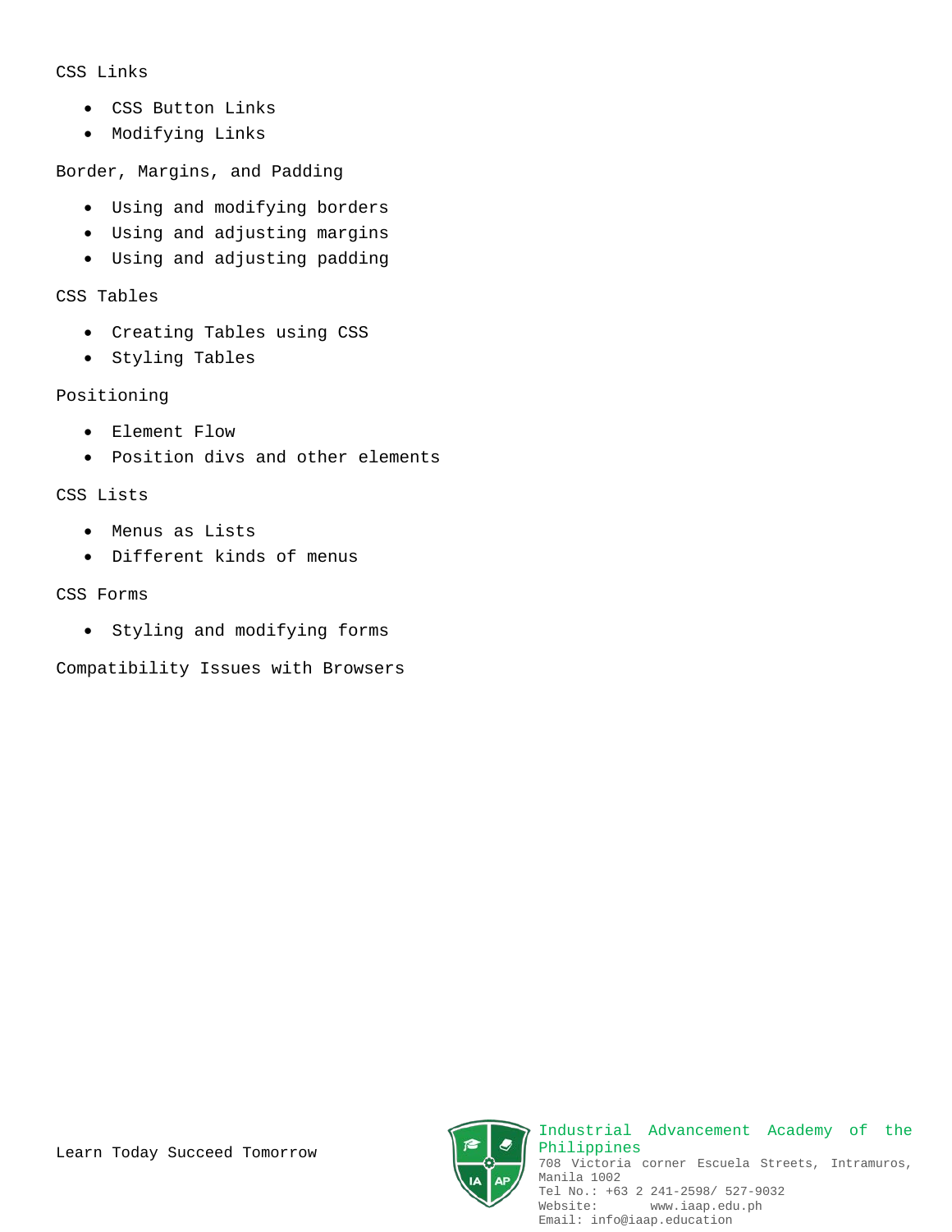CSS Links

- CSS Button Links
- Modifying Links

Border, Margins, and Padding

- Using and modifying borders
- Using and adjusting margins
- Using and adjusting padding

CSS Tables

- Creating Tables using CSS
- Styling Tables

Positioning

- Element Flow
- Position divs and other elements

CSS Lists

- Menus as Lists
- Different kinds of menus

CSS Forms

- Styling and modifying forms

Compatibility Issues with Browsers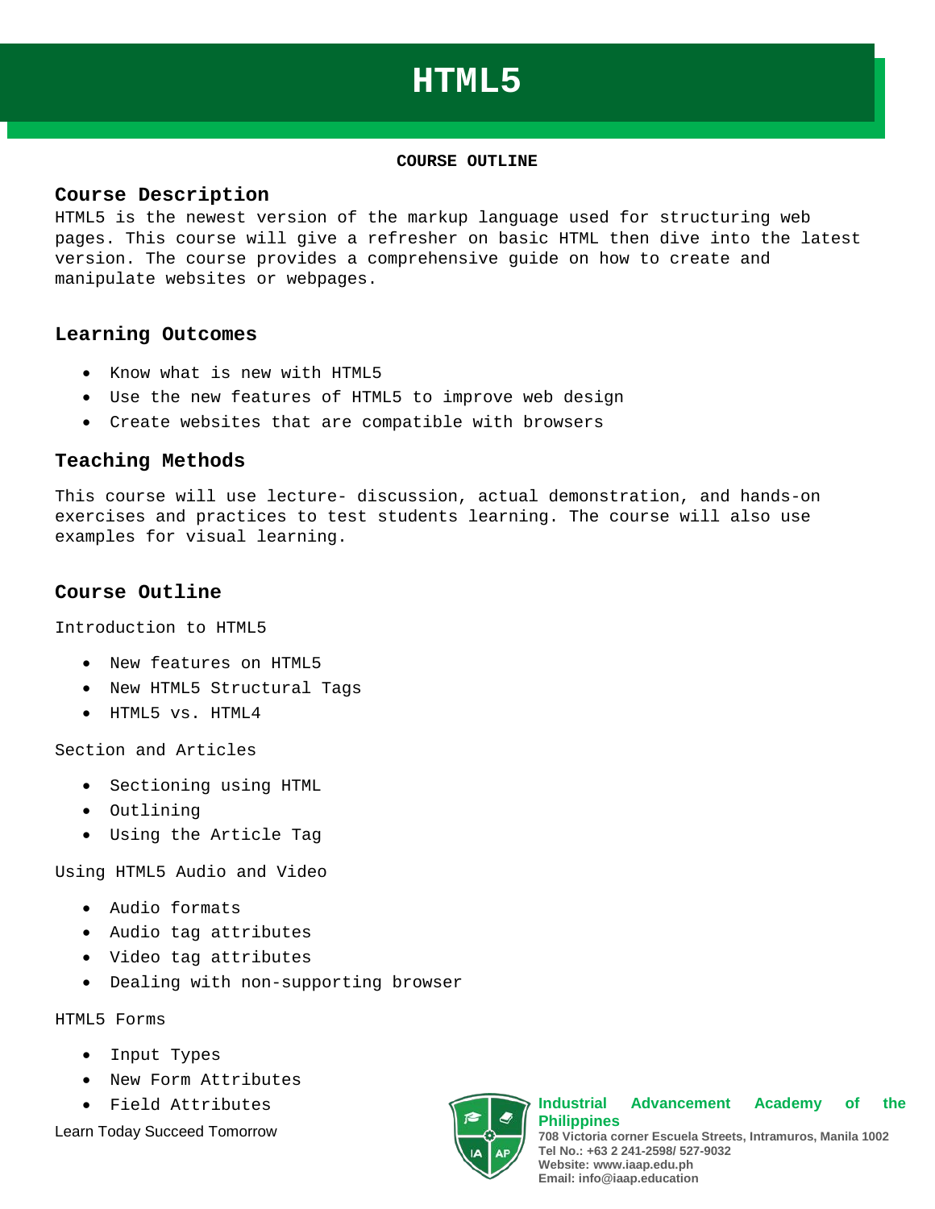# HTML5

**COURSE OUTLINE**

## Course Description

HTML5 is the newest version of the markup language used for structuring web pages. This course will give a refresher on basic HTML then dive into the latest version. The course provides a comprehensive guide on how to create and manipulate websites or webpages.

## Learning Outcomes

- Know what is new with HTML5
- Use the new features of HTML5 to improve web design
- Create websites that are compatible with browsers

## Teaching Methods

This course will use lecture- discussion, actual demonstration, and hands-on exercises and practices to test students learning. The course will also use examples for visual learning.

## Course Outline

Introduction to HTML5

- New features on HTML5
- New HTML5 Structural Tags
- HTML5 vs. HTML4

Section and Articles

- Sectioning using HTML
- Outlining
- Using the Article Tag

Using HTML5 Audio and Video

- Audio formats
- Audio tag attributes
- Video tag attributes
- Dealing with non-supporting browser

HTML5 Forms

- Input Types
- New Form Attributes
- Field Attributes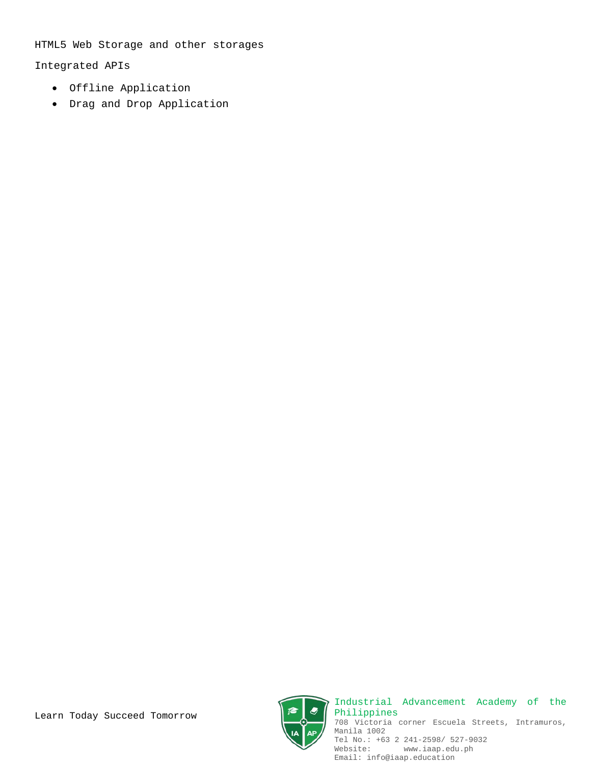HTML5 Web Storage and other storages

Integrated APIs

- Offline Application
- Drag and Drop Application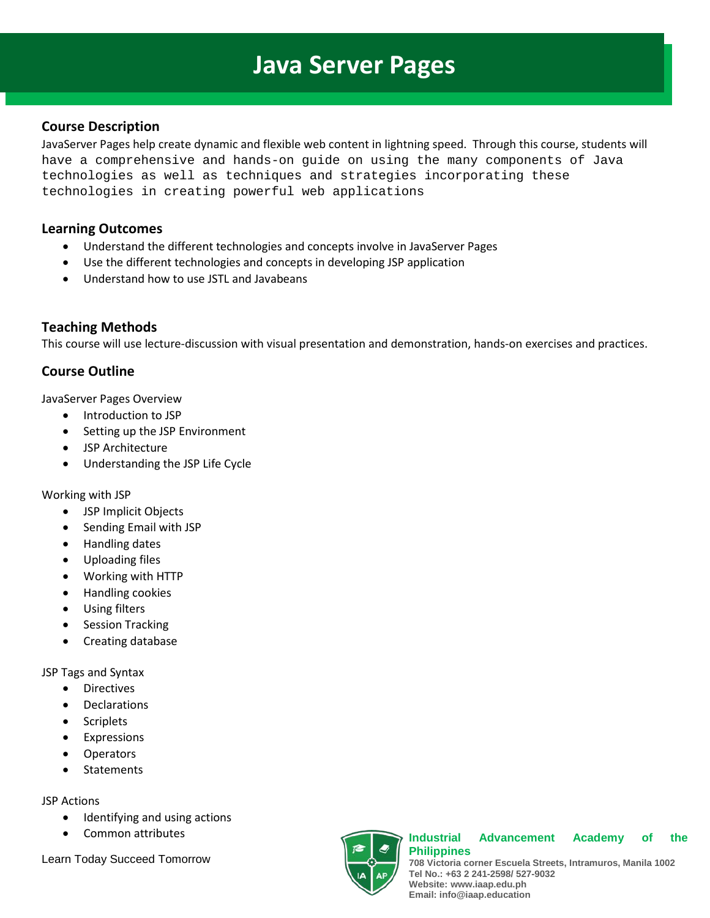# Java Server Pages

## Course Description

JavaServer Pages help create dynamic and flexible web content in lightning speed. Through this course, students will have a comprehensive and hands-on guide on using the many components of Java technologies as well as techniques and strategies incorporating these technologies in creating powerful web applications

## Learning Outcomes

- Understand the different technologies and concepts involve in JavaServer Pages
- Use the different technologies and concepts in developing JSP application
- Understand how to use JSTL and Javabeans

## Teaching Methods

This course will use lecture-discussion with visual presentation and demonstration, hands-on exercises and practices.

## Course Outline

JavaServer Pages Overview

- Introduction to JSP
- Setting up the JSP Environment
- JSP Architecture
- Understanding the JSP Life Cycle

Working with JSP

- JSP Implicit Objects
- Sending Email with JSP
- Handling dates
- Uploading files
- Working with HTTP
- Handling cookies
- Using filters
- Session Tracking
- Creating database

JSP Tags and Syntax

- Directives
- Declarations
- Scriplets
- Expressions
- Operators
- Statements

JSP Actions

- Identifying and using actions
- Common attributes

Learn Today Succeed Tomorrow

**Industrial Advancement Academy of the Philippines**
708 Victoria corner Escuela Streets, Intramuros, Manila 1002
Tel No.: +63 2 241-2598/ 527-9032
Website: www.iaap.edu.ph
Email: info@iaap.education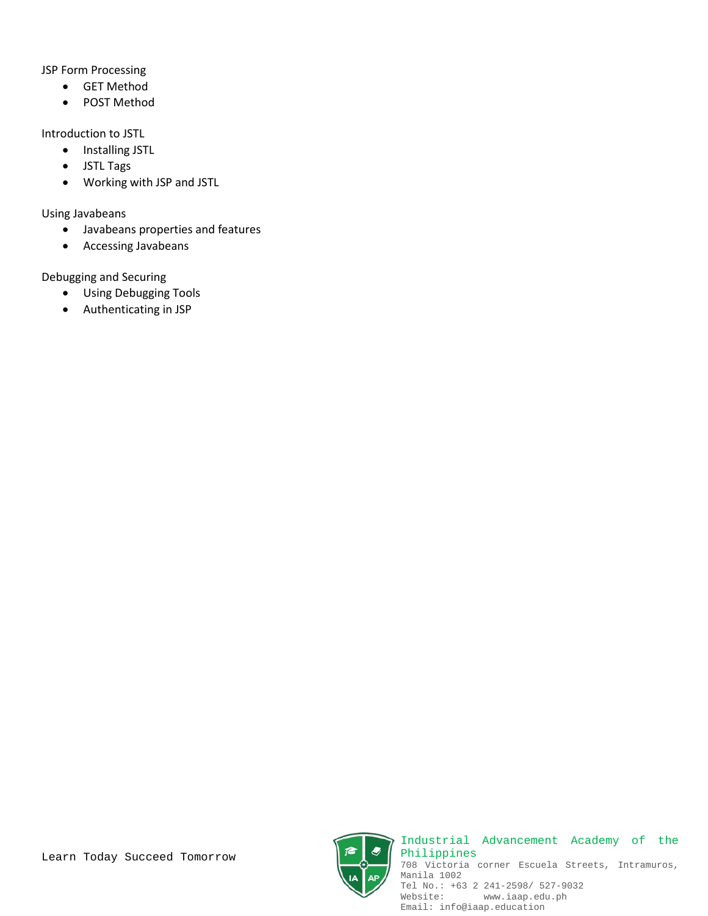JSP Form Processing

- GET Method
- POST Method

Introduction to JSTL

- Installing JSTL
- JSTL Tags
- Working with JSP and JSTL

Using Javabeans

- Javabeans properties and features
- Accessing Javabeans

Debugging and Securing

- Using Debugging Tools
- Authenticating in JSP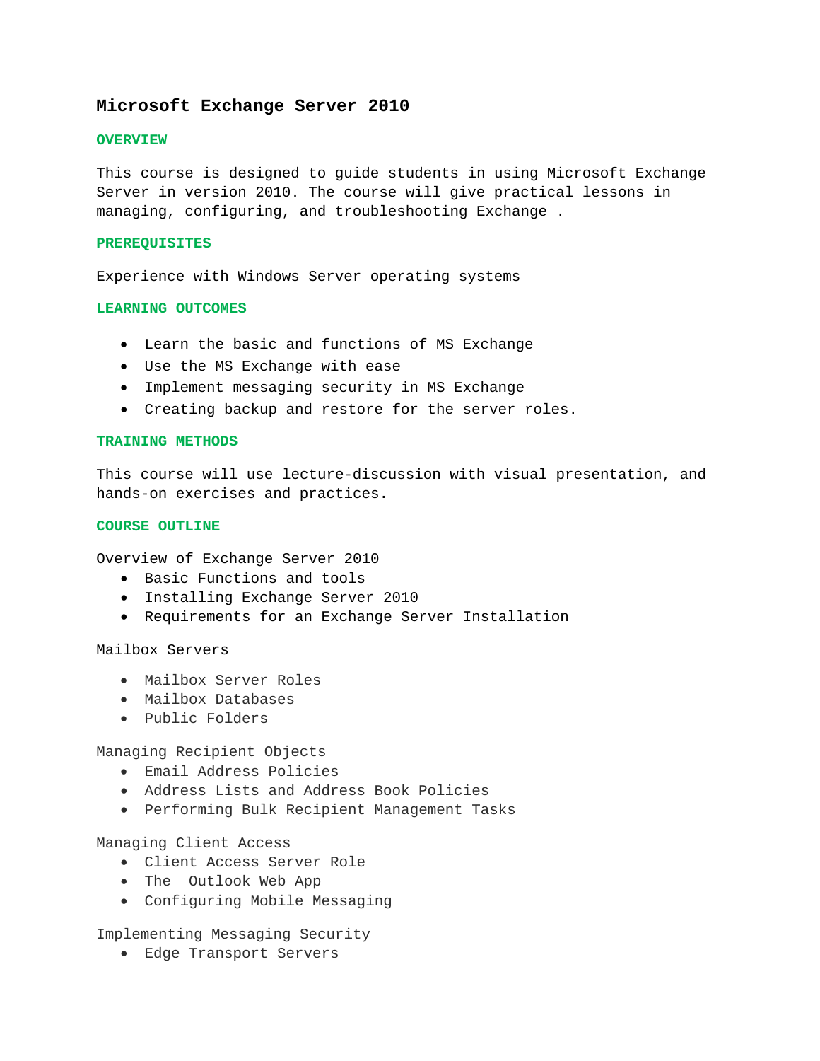# Microsoft Exchange Server 2010

## OVERVIEW

This course is designed to guide students in using Microsoft Exchange Server in version 2010. The course will give practical lessons in managing, configuring, and troubleshooting Exchange .

## PREREQUISITES

Experience with Windows Server operating systems

## LEARNING OUTCOMES

- Learn the basic and functions of MS Exchange
- Use the MS Exchange with ease
- Implement messaging security in MS Exchange
- Creating backup and restore for the server roles.

## TRAINING METHODS

This course will use lecture-discussion with visual presentation, and hands-on exercises and practices.

## COURSE OUTLINE

Overview of Exchange Server 2010

- Basic Functions and tools
- Installing Exchange Server 2010
- Requirements for an Exchange Server Installation

Mailbox Servers

- Mailbox Server Roles
- Mailbox Databases
- Public Folders

Managing Recipient Objects

- Email Address Policies
- Address Lists and Address Book Policies
- Performing Bulk Recipient Management Tasks

Managing Client Access

- Client Access Server Role
- The  Outlook Web App
- Configuring Mobile Messaging

Implementing Messaging Security

- Edge Transport Servers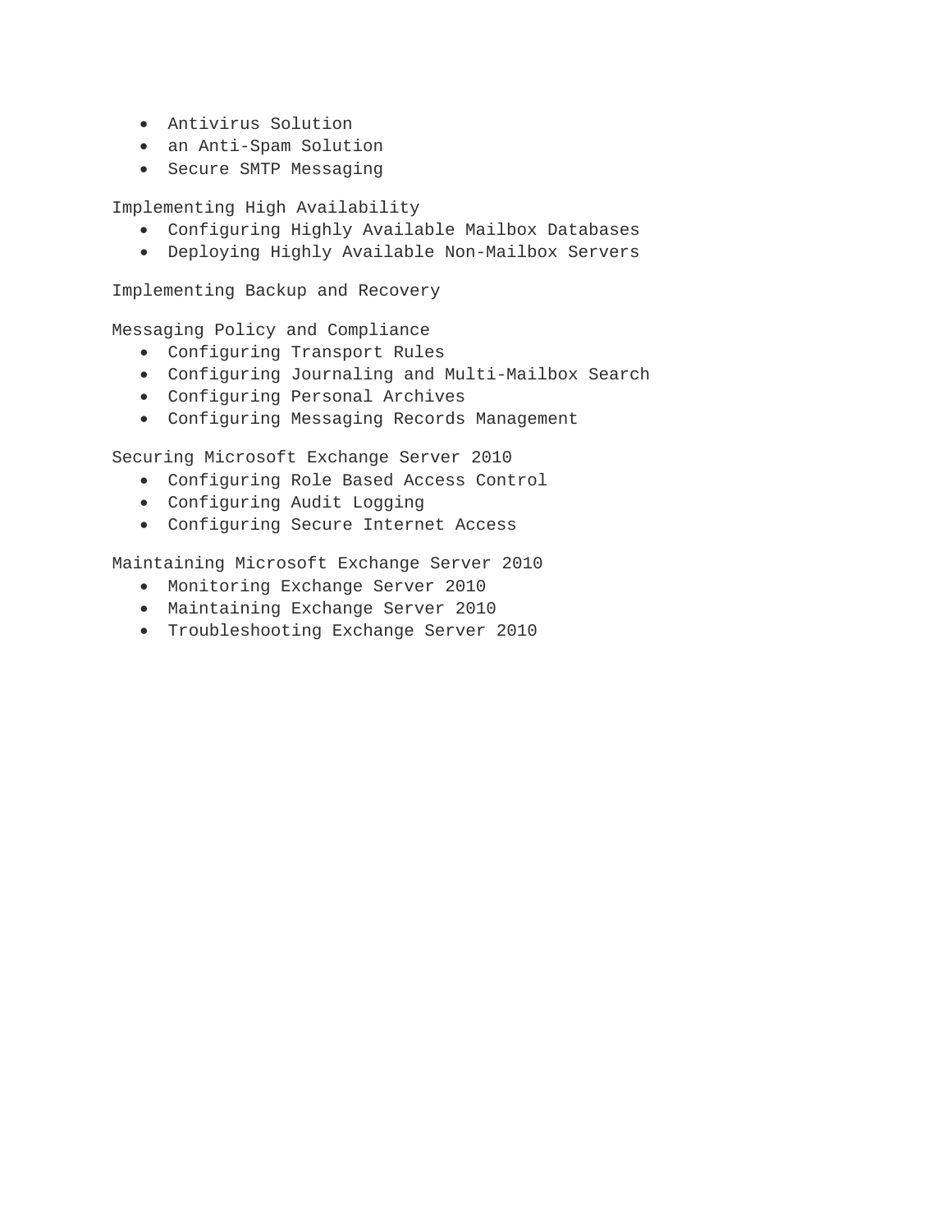- Antivirus Solution
- an Anti-Spam Solution
- Secure SMTP Messaging

Implementing High Availability

- Configuring Highly Available Mailbox Databases
- Deploying Highly Available Non-Mailbox Servers

Implementing Backup and Recovery

Messaging Policy and Compliance

- Configuring Transport Rules
- Configuring Journaling and Multi-Mailbox Search
- Configuring Personal Archives
- Configuring Messaging Records Management

Securing Microsoft Exchange Server 2010

- Configuring Role Based Access Control
- Configuring Audit Logging
- Configuring Secure Internet Access

Maintaining Microsoft Exchange Server 2010

- Monitoring Exchange Server 2010
- Maintaining Exchange Server 2010
- Troubleshooting Exchange Server 2010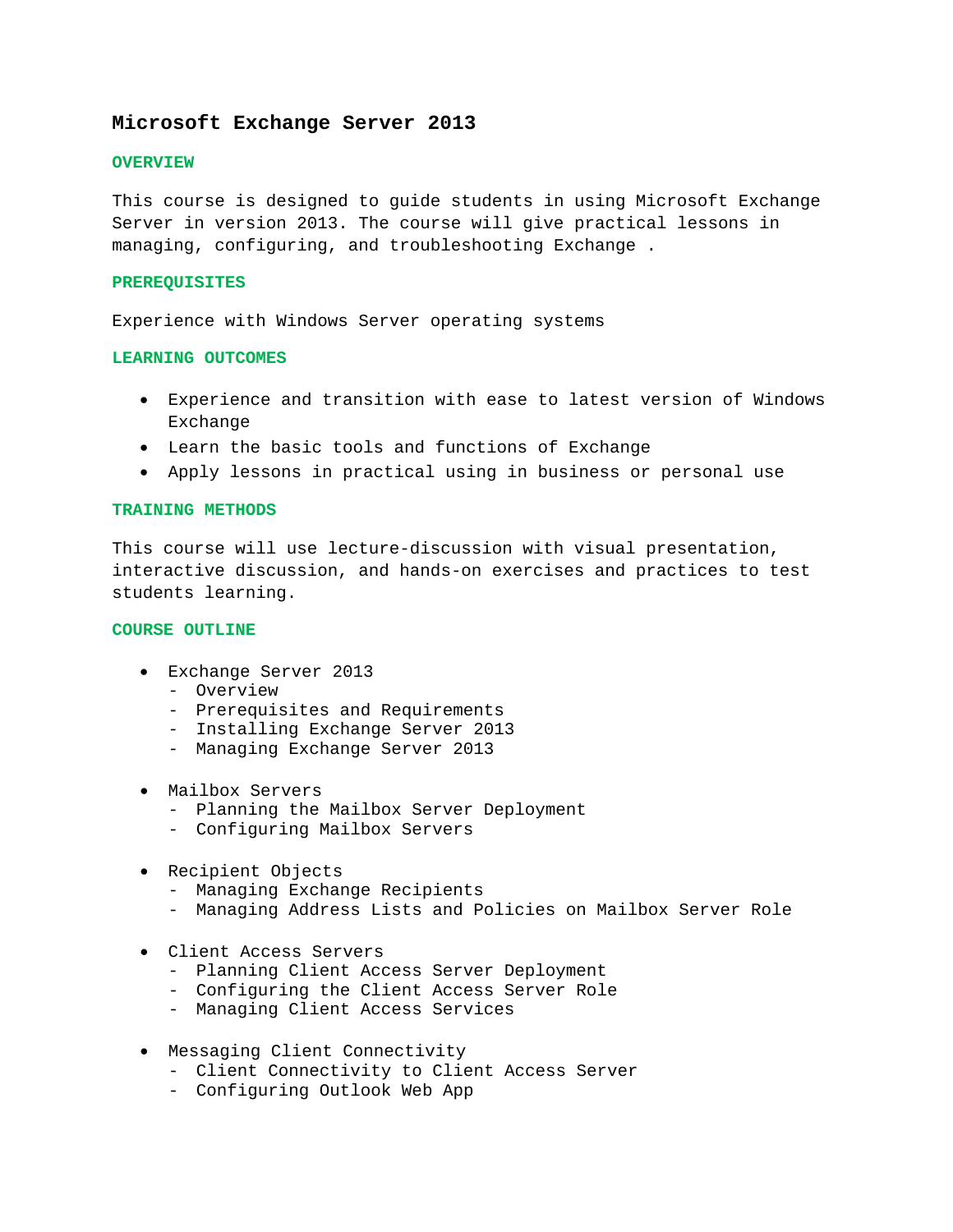# Microsoft Exchange Server 2013

## OVERVIEW

This course is designed to guide students in using Microsoft Exchange Server in version 2013. The course will give practical lessons in managing, configuring, and troubleshooting Exchange .

## PREREQUISITES

Experience with Windows Server operating systems

## LEARNING OUTCOMES

- Experience and transition with ease to latest version of Windows Exchange
- Learn the basic tools and functions of Exchange
- Apply lessons in practical using in business or personal use

## TRAINING METHODS

This course will use lecture-discussion with visual presentation, interactive discussion, and hands-on exercises and practices to test students learning.

## COURSE OUTLINE

- Exchange Server 2013
  - Overview
  - Prerequisites and Requirements
  - Installing Exchange Server 2013
  - Managing Exchange Server 2013

- Mailbox Servers
  - Planning the Mailbox Server Deployment
  - Configuring Mailbox Servers

- Recipient Objects
  - Managing Exchange Recipients
  - Managing Address Lists and Policies on Mailbox Server Role

- Client Access Servers
  - Planning Client Access Server Deployment
  - Configuring the Client Access Server Role
  - Managing Client Access Services

- Messaging Client Connectivity
  - Client Connectivity to Client Access Server
  - Configuring Outlook Web App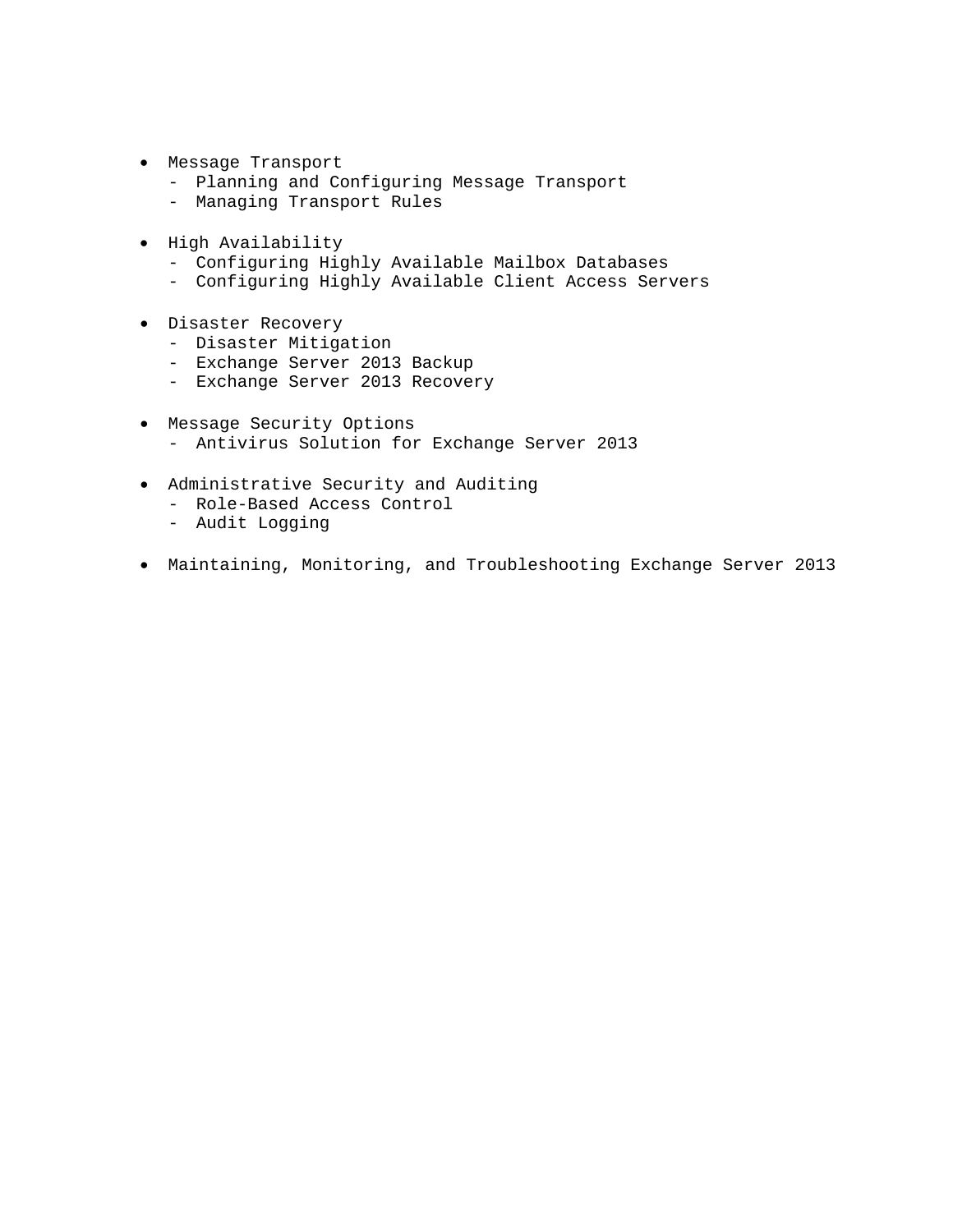- Message Transport
  - Planning and Configuring Message Transport
  - Managing Transport Rules

- High Availability
  - Configuring Highly Available Mailbox Databases
  - Configuring Highly Available Client Access Servers

- Disaster Recovery
  - Disaster Mitigation
  - Exchange Server 2013 Backup
  - Exchange Server 2013 Recovery

- Message Security Options
  - Antivirus Solution for Exchange Server 2013

- Administrative Security and Auditing
  - Role-Based Access Control
  - Audit Logging

- Maintaining, Monitoring, and Troubleshooting Exchange Server 2013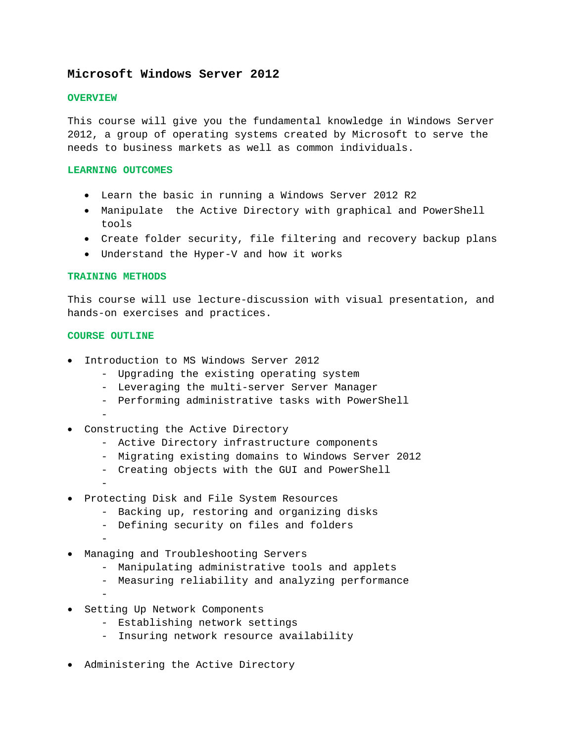# Microsoft Windows Server 2012

## OVERVIEW

This course will give you the fundamental knowledge in Windows Server 2012, a group of operating systems created by Microsoft to serve the needs to business markets as well as common individuals.

## LEARNING OUTCOMES

- Learn the basic in running a Windows Server 2012 R2
- Manipulate the Active Directory with graphical and PowerShell tools
- Create folder security, file filtering and recovery backup plans
- Understand the Hyper-V and how it works

## TRAINING METHODS

This course will use lecture-discussion with visual presentation, and hands-on exercises and practices.

## COURSE OUTLINE

- Introduction to MS Windows Server 2012
  - Upgrading the existing operating system
  - Leveraging the multi-server Server Manager
  - Performing administrative tasks with PowerShell
  -
- Constructing the Active Directory
  - Active Directory infrastructure components
  - Migrating existing domains to Windows Server 2012
  - Creating objects with the GUI and PowerShell
  -
- Protecting Disk and File System Resources
  - Backing up, restoring and organizing disks
  - Defining security on files and folders
  -
- Managing and Troubleshooting Servers
  - Manipulating administrative tools and applets
  - Measuring reliability and analyzing performance
  -
- Setting Up Network Components
  - Establishing network settings
  - Insuring network resource availability
- Administering the Active Directory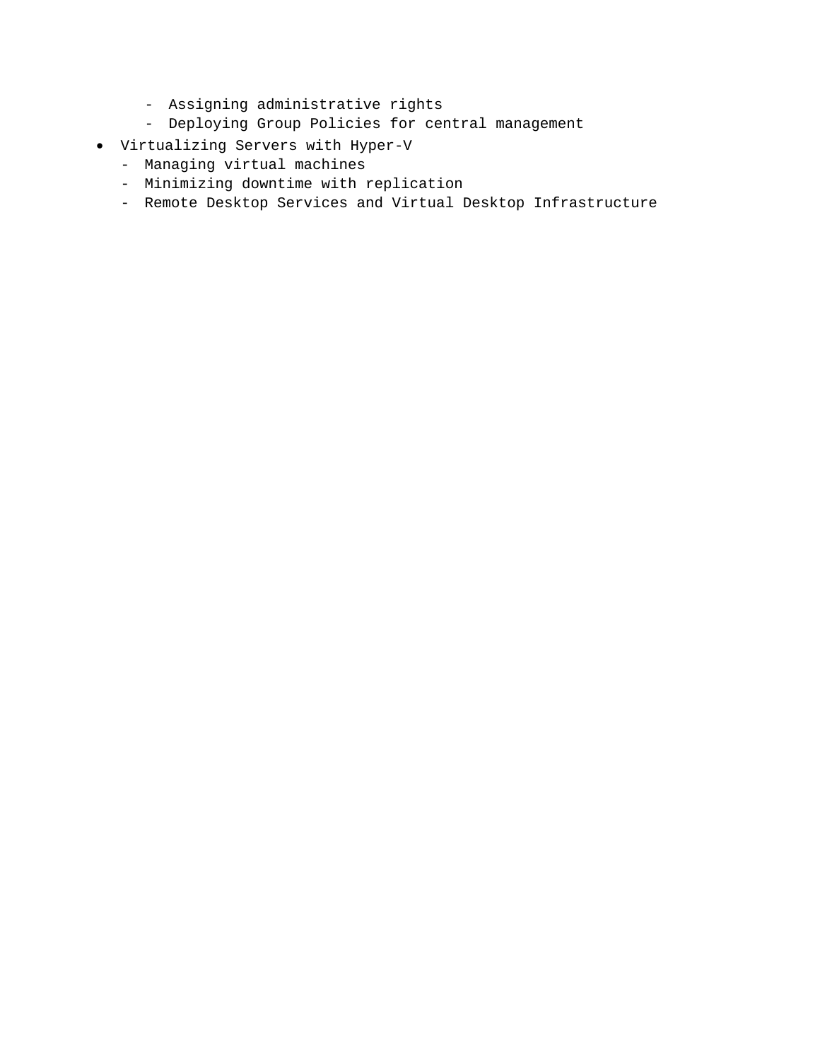- Assigning administrative rights
  - Deploying Group Policies for central management
- Virtualizing Servers with Hyper-V
  - Managing virtual machines
  - Minimizing downtime with replication
  - Remote Desktop Services and Virtual Desktop Infrastructure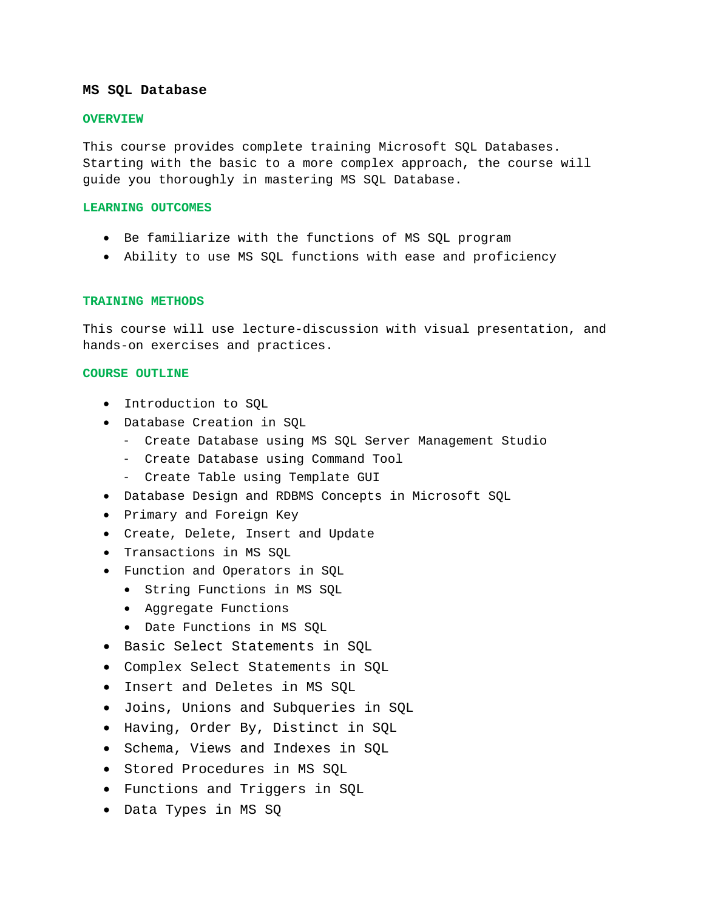# MS SQL Database

## OVERVIEW

This course provides complete training Microsoft SQL Databases. Starting with the basic to a more complex approach, the course will guide you thoroughly in mastering MS SQL Database.

## LEARNING OUTCOMES

- Be familiarize with the functions of MS SQL program
- Ability to use MS SQL functions with ease and proficiency

## TRAINING METHODS

This course will use lecture-discussion with visual presentation, and hands-on exercises and practices.

## COURSE OUTLINE

- Introduction to SQL
- Database Creation in SQL
  - Create Database using MS SQL Server Management Studio
  - Create Database using Command Tool
  - Create Table using Template GUI
- Database Design and RDBMS Concepts in Microsoft SQL
- Primary and Foreign Key
- Create, Delete, Insert and Update
- Transactions in MS SQL
- Function and Operators in SQL
  - String Functions in MS SQL
  - Aggregate Functions
  - Date Functions in MS SQL
- Basic Select Statements in SQL
- Complex Select Statements in SQL
- Insert and Deletes in MS SQL
- Joins, Unions and Subqueries in SQL
- Having, Order By, Distinct in SQL
- Schema, Views and Indexes in SQL
- Stored Procedures in MS SQL
- Functions and Triggers in SQL
- Data Types in MS SQ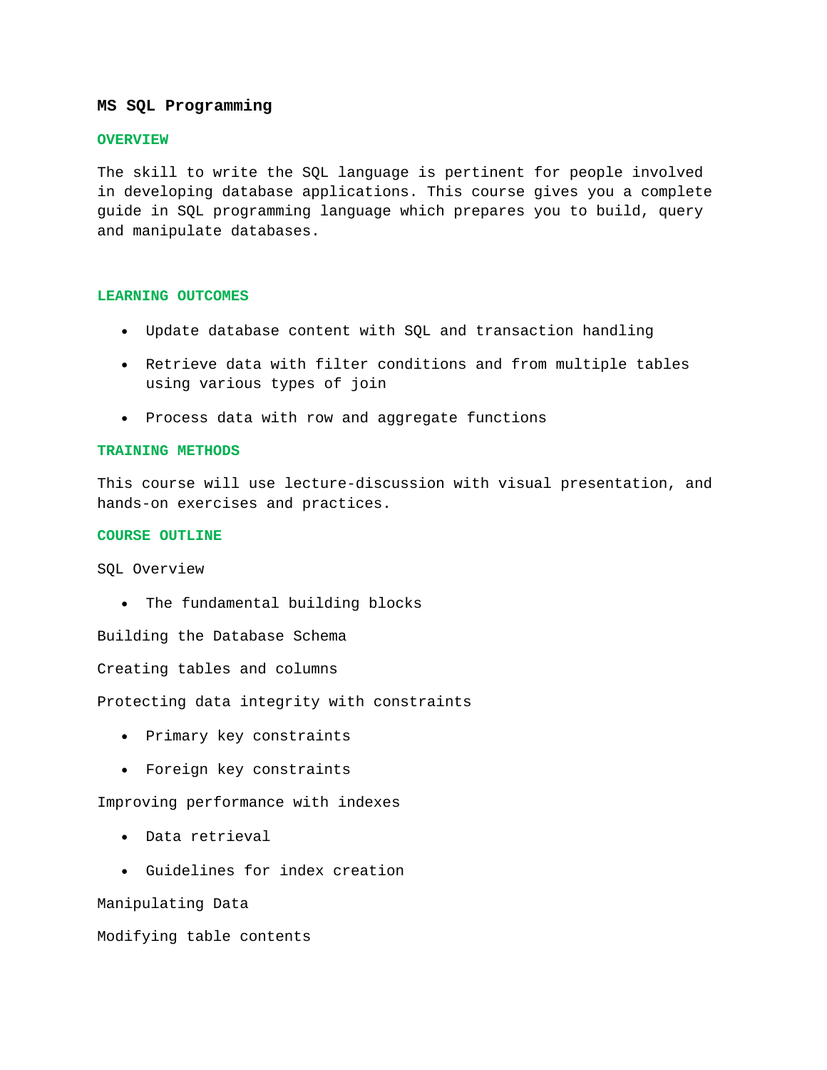## MS SQL Programming

### OVERVIEW

The skill to write the SQL language is pertinent for people involved in developing database applications. This course gives you a complete guide in SQL programming language which prepares you to build, query and manipulate databases.

### LEARNING OUTCOMES

- Update database content with SQL and transaction handling
- Retrieve data with filter conditions and from multiple tables using various types of join
- Process data with row and aggregate functions

### TRAINING METHODS

This course will use lecture-discussion with visual presentation, and hands-on exercises and practices.

### COURSE OUTLINE

SQL Overview

- The fundamental building blocks

Building the Database Schema

Creating tables and columns

Protecting data integrity with constraints

- Primary key constraints
- Foreign key constraints

Improving performance with indexes

- Data retrieval
- Guidelines for index creation

Manipulating Data

Modifying table contents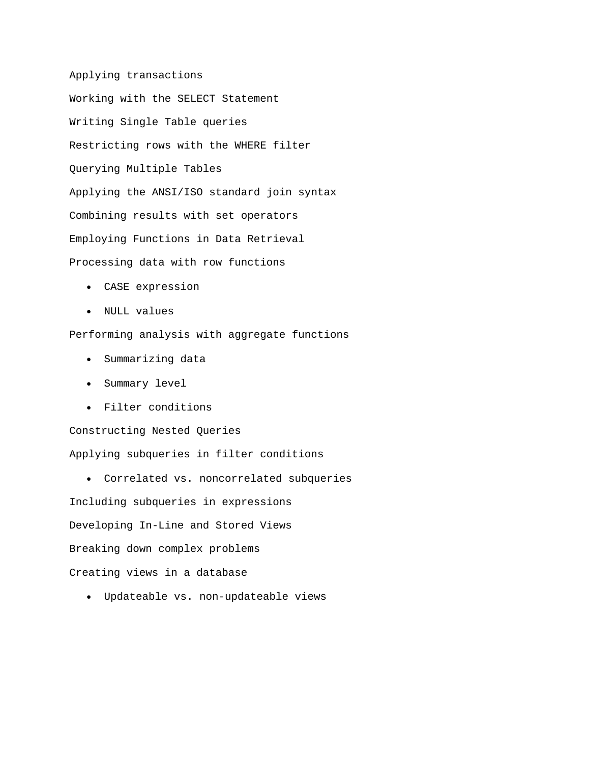Applying transactions

Working with the SELECT Statement

Writing Single Table queries

Restricting rows with the WHERE filter

Querying Multiple Tables

Applying the ANSI/ISO standard join syntax

Combining results with set operators

Employing Functions in Data Retrieval

Processing data with row functions

- CASE expression
- NULL values

Performing analysis with aggregate functions

- Summarizing data
- Summary level
- Filter conditions

Constructing Nested Queries

Applying subqueries in filter conditions

- Correlated vs. noncorrelated subqueries

Including subqueries in expressions

Developing In-Line and Stored Views

Breaking down complex problems

Creating views in a database

- Updateable vs. non-updateable views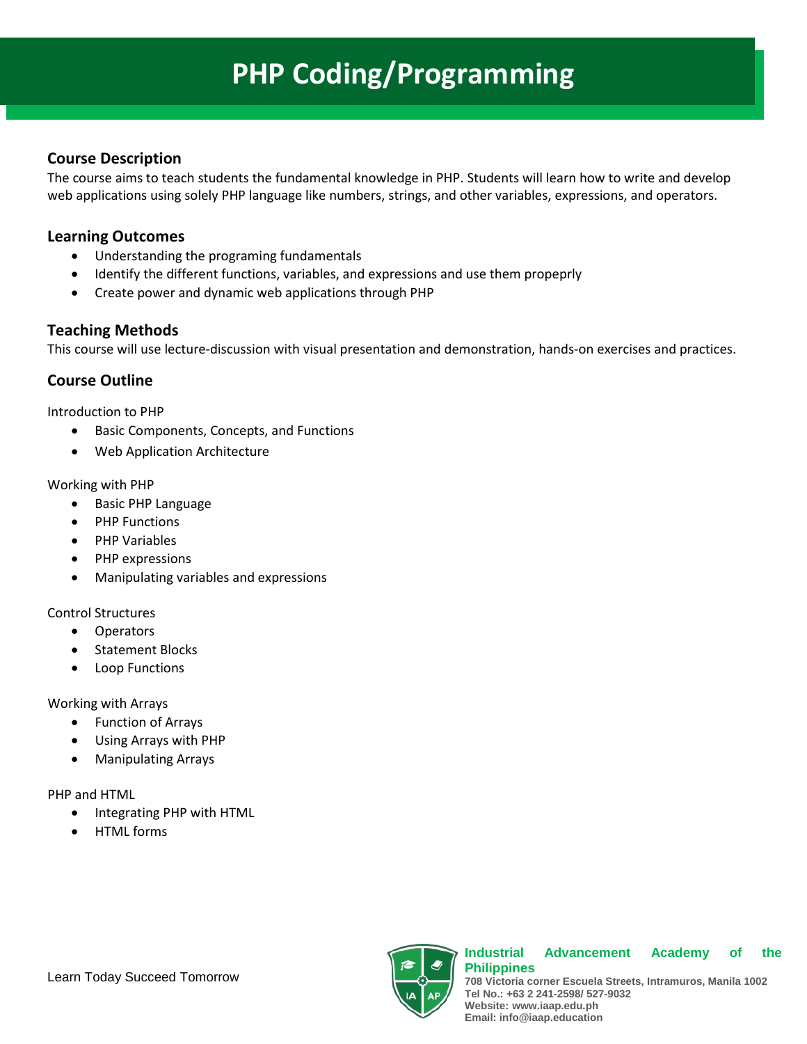# PHP Coding/Programming

## Course Description

The course aims to teach students the fundamental knowledge in PHP. Students will learn how to write and develop web applications using solely PHP language like numbers, strings, and other variables, expressions, and operators.

## Learning Outcomes

- Understanding the programing fundamentals
- Identify the different functions, variables, and expressions and use them propeprly
- Create power and dynamic web applications through PHP

## Teaching Methods

This course will use lecture-discussion with visual presentation and demonstration, hands-on exercises and practices.

## Course Outline

Introduction to PHP

- Basic Components, Concepts, and Functions
- Web Application Architecture

Working with PHP

- Basic PHP Language
- PHP Functions
- PHP Variables
- PHP expressions
- Manipulating variables and expressions

Control Structures

- Operators
- Statement Blocks
- Loop Functions

Working with Arrays

- Function of Arrays
- Using Arrays with PHP
- Manipulating Arrays

PHP and HTML

- Integrating PHP with HTML
- HTML forms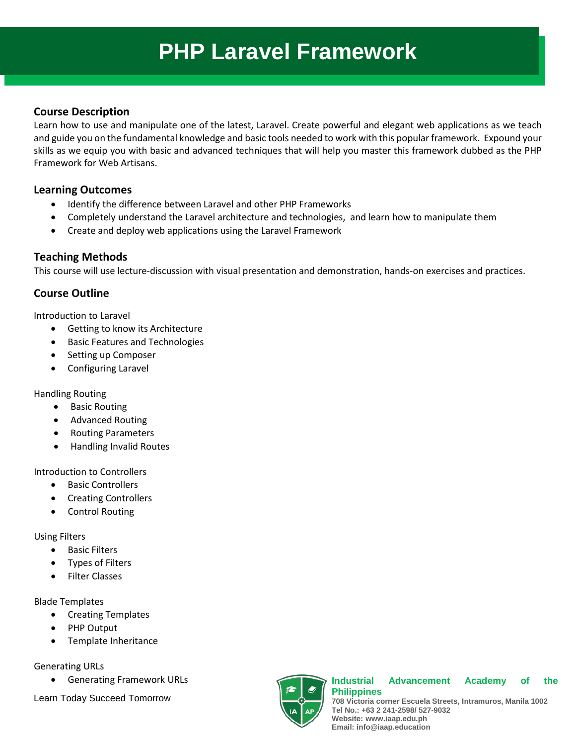# PHP Laravel Framework

## Course Description

Learn how to use and manipulate one of the latest, Laravel. Create powerful and elegant web applications as we teach and guide you on the fundamental knowledge and basic tools needed to work with this popular framework. Expound your skills as we equip you with basic and advanced techniques that will help you master this framework dubbed as the PHP Framework for Web Artisans.

## Learning Outcomes

- Identify the difference between Laravel and other PHP Frameworks
- Completely understand the Laravel architecture and technologies, and learn how to manipulate them
- Create and deploy web applications using the Laravel Framework

## Teaching Methods

This course will use lecture-discussion with visual presentation and demonstration, hands-on exercises and practices.

## Course Outline

Introduction to Laravel

- Getting to know its Architecture
- Basic Features and Technologies
- Setting up Composer
- Configuring Laravel

Handling Routing

- Basic Routing
- Advanced Routing
- Routing Parameters
- Handling Invalid Routes

Introduction to Controllers

- Basic Controllers
- Creating Controllers
- Control Routing

Using Filters

- Basic Filters
- Types of Filters
- Filter Classes

Blade Templates

- Creating Templates
- PHP Output
- Template Inheritance

Generating URLs

- Generating Framework URLs

Learn Today Succeed Tomorrow

**Industrial Advancement Academy of the Philippines**
708 Victoria corner Escuela Streets, Intramuros, Manila 1002
Tel No.: +63 2 241-2598/ 527-9032
Website: www.iaap.edu.ph
Email: info@iaap.education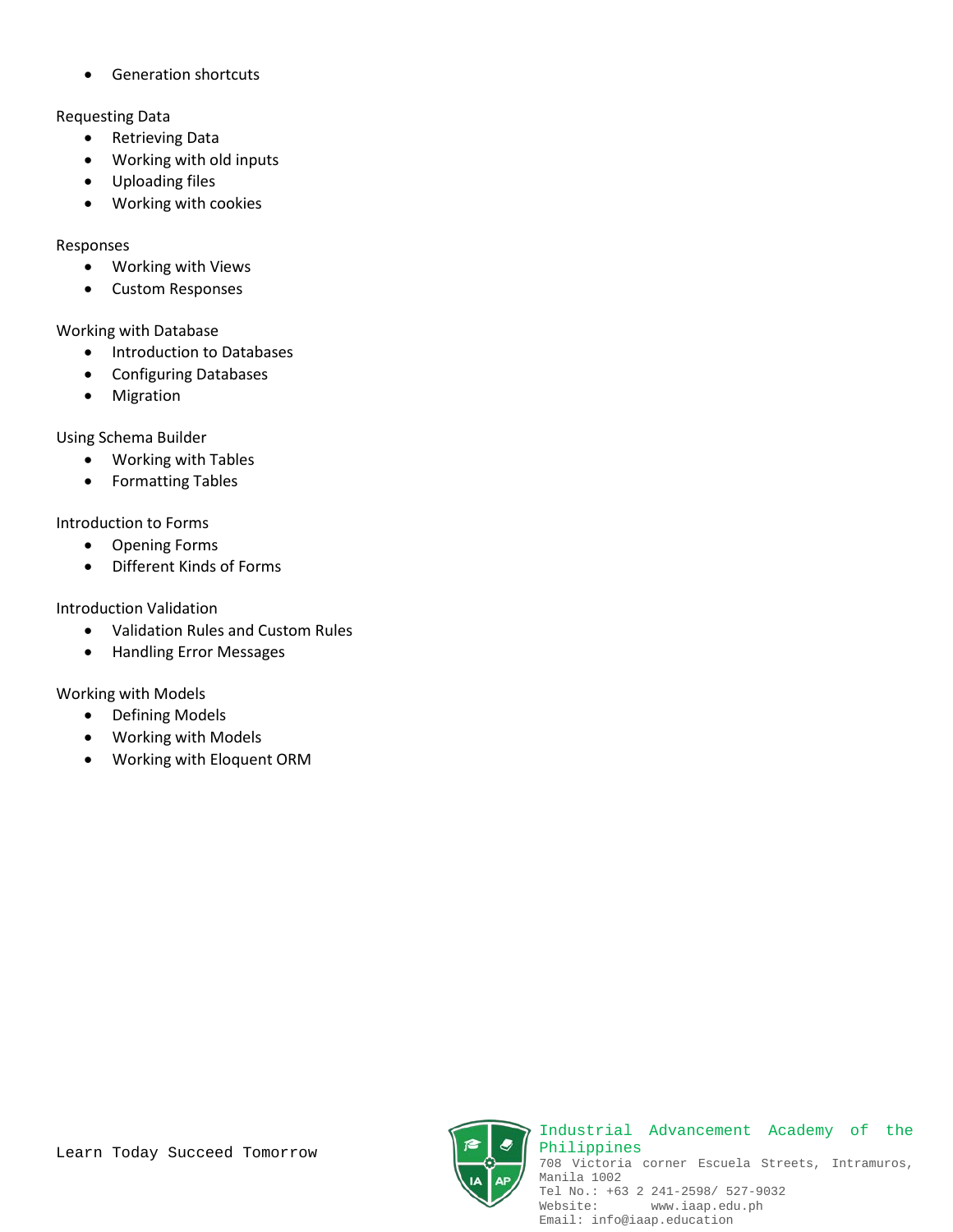- Generation shortcuts

Requesting Data

- Retrieving Data
- Working with old inputs
- Uploading files
- Working with cookies

Responses

- Working with Views
- Custom Responses

Working with Database

- Introduction to Databases
- Configuring Databases
- Migration

Using Schema Builder

- Working with Tables
- Formatting Tables

Introduction to Forms

- Opening Forms
- Different Kinds of Forms

Introduction Validation

- Validation Rules and Custom Rules
- Handling Error Messages

Working with Models

- Defining Models
- Working with Models
- Working with Eloquent ORM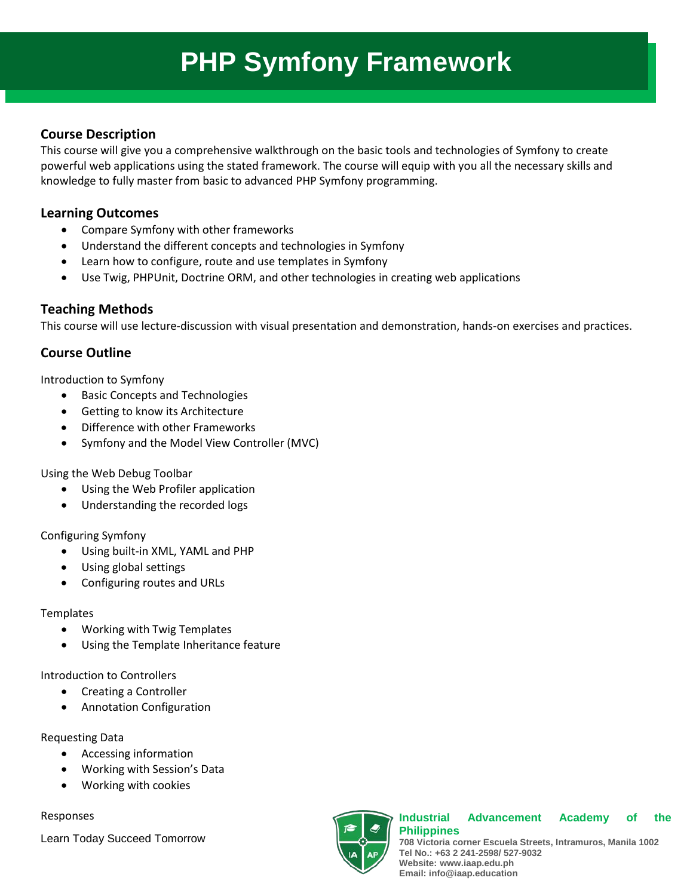# PHP Symfony Framework

## Course Description

This course will give you a comprehensive walkthrough on the basic tools and technologies of Symfony to create powerful web applications using the stated framework. The course will equip with you all the necessary skills and knowledge to fully master from basic to advanced PHP Symfony programming.

## Learning Outcomes

- Compare Symfony with other frameworks
- Understand the different concepts and technologies in Symfony
- Learn how to configure, route and use templates in Symfony
- Use Twig, PHPUnit, Doctrine ORM, and other technologies in creating web applications

## Teaching Methods

This course will use lecture-discussion with visual presentation and demonstration, hands-on exercises and practices.

## Course Outline

Introduction to Symfony

- Basic Concepts and Technologies
- Getting to know its Architecture
- Difference with other Frameworks
- Symfony and the Model View Controller (MVC)

Using the Web Debug Toolbar

- Using the Web Profiler application
- Understanding the recorded logs

Configuring Symfony

- Using built-in XML, YAML and PHP
- Using global settings
- Configuring routes and URLs

Templates

- Working with Twig Templates
- Using the Template Inheritance feature

Introduction to Controllers

- Creating a Controller
- Annotation Configuration

Requesting Data

- Accessing information
- Working with Session's Data
- Working with cookies

Responses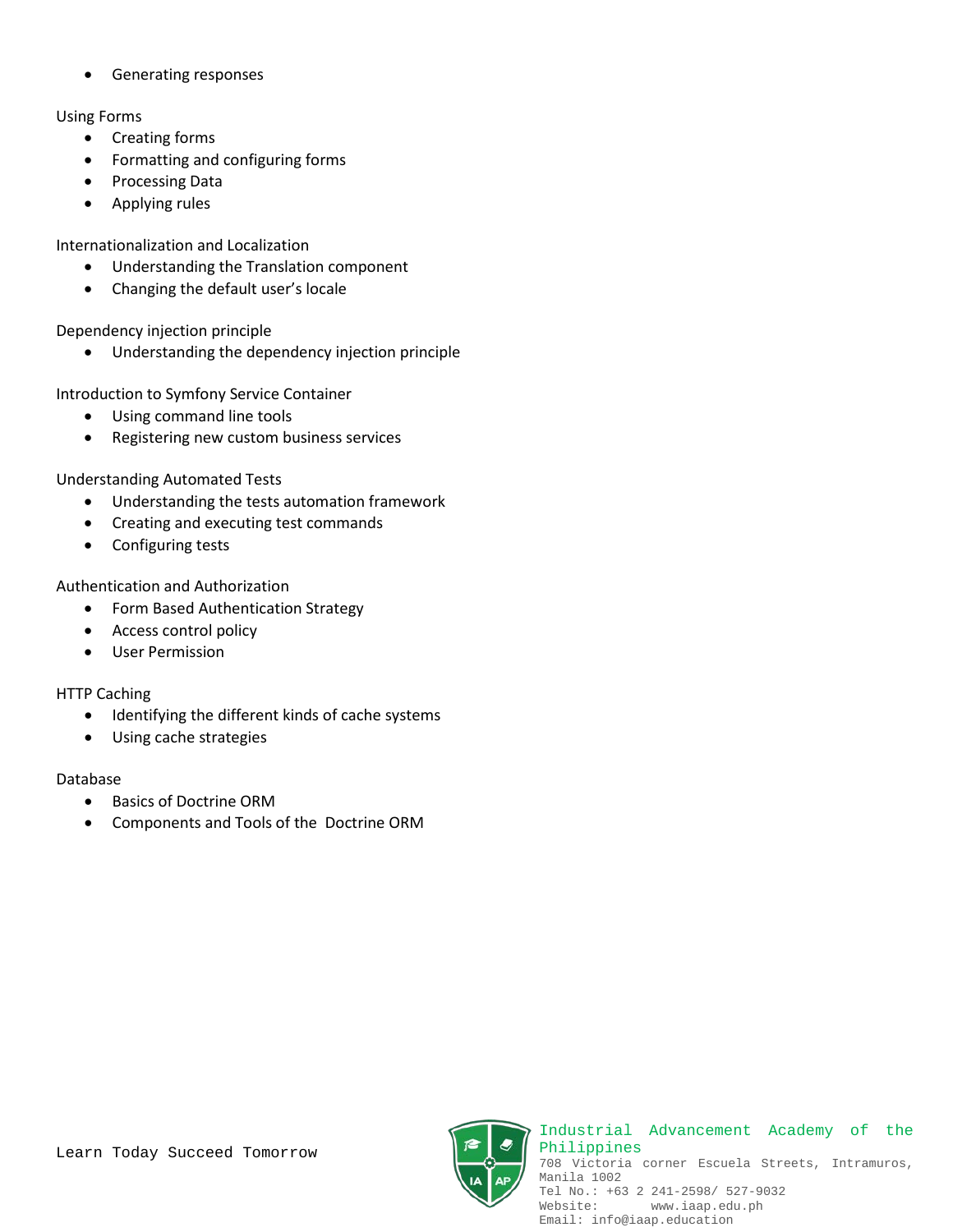- Generating responses

Using Forms

- Creating forms
- Formatting and configuring forms
- Processing Data
- Applying rules

Internationalization and Localization

- Understanding the Translation component
- Changing the default user's locale

Dependency injection principle

- Understanding the dependency injection principle

Introduction to Symfony Service Container

- Using command line tools
- Registering new custom business services

Understanding Automated Tests

- Understanding the tests automation framework
- Creating and executing test commands
- Configuring tests

Authentication and Authorization

- Form Based Authentication Strategy
- Access control policy
- User Permission

HTTP Caching

- Identifying the different kinds of cache systems
- Using cache strategies

Database

- Basics of Doctrine ORM
- Components and Tools of the Doctrine ORM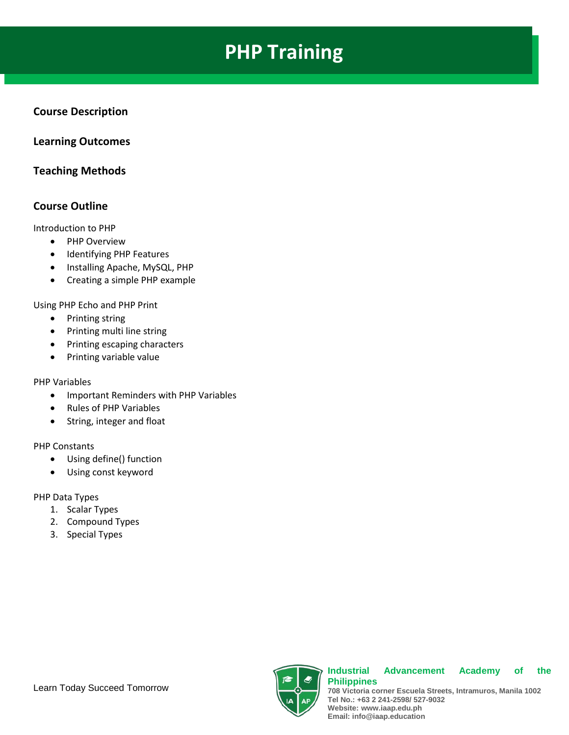# PHP Training

## Course Description

## Learning Outcomes

## Teaching Methods

## Course Outline

Introduction to PHP

- PHP Overview
- Identifying PHP Features
- Installing Apache, MySQL, PHP
- Creating a simple PHP example

Using PHP Echo and PHP Print

- Printing string
- Printing multi line string
- Printing escaping characters
- Printing variable value

PHP Variables

- Important Reminders with PHP Variables
- Rules of PHP Variables
- String, integer and float

PHP Constants

- Using define() function
- Using const keyword

PHP Data Types

1. Scalar Types
2. Compound Types
3. Special Types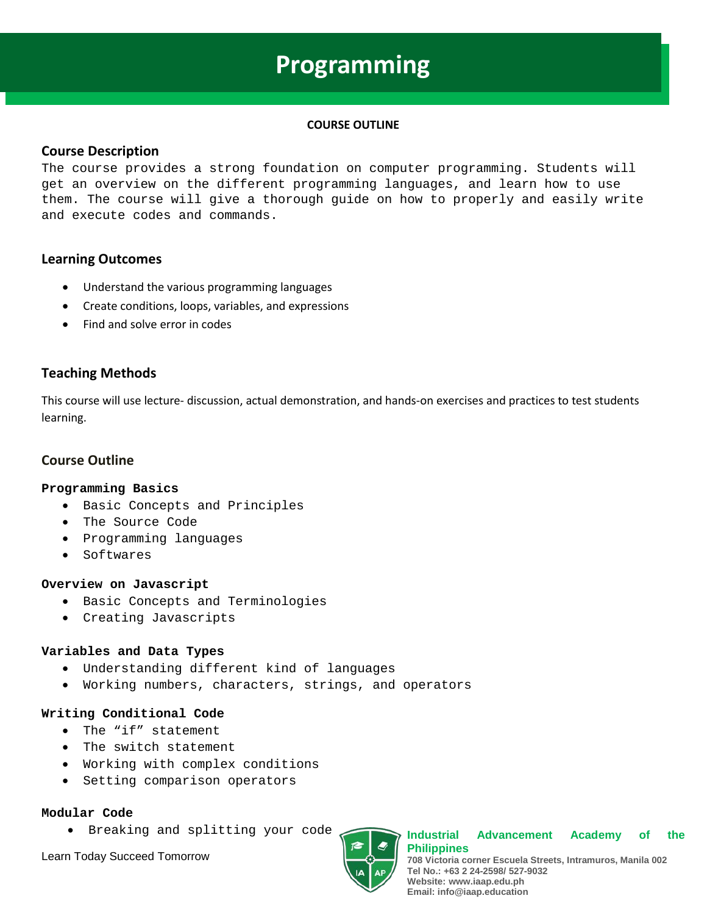# Programming

**COURSE OUTLINE**

## Course Description

The course provides a strong foundation on computer programming. Students will get an overview on the different programming languages, and learn how to use them. The course will give a thorough guide on how to properly and easily write and execute codes and commands.

## Learning Outcomes

- Understand the various programming languages
- Create conditions, loops, variables, and expressions
- Find and solve error in codes

## Teaching Methods

This course will use lecture- discussion, actual demonstration, and hands-on exercises and practices to test students learning.

## Course Outline

**Programming Basics**

- Basic Concepts and Principles
- The Source Code
- Programming languages
- Softwares

**Overview on Javascript**

- Basic Concepts and Terminologies
- Creating Javascripts

**Variables and Data Types**

- Understanding different kind of languages
- Working numbers, characters, strings, and operators

**Writing Conditional Code**

- The "if" statement
- The switch statement
- Working with complex conditions
- Setting comparison operators

**Modular Code**

- Breaking and splitting your code

Learn Today Succeed Tomorrow

**Industrial Advancement Academy of the Philippines**
708 Victoria corner Escuela Streets, Intramuros, Manila 002
Tel No.: +63 2 24-2598/ 527-9032
Website: www.iaap.edu.ph
Email: info@iaap.education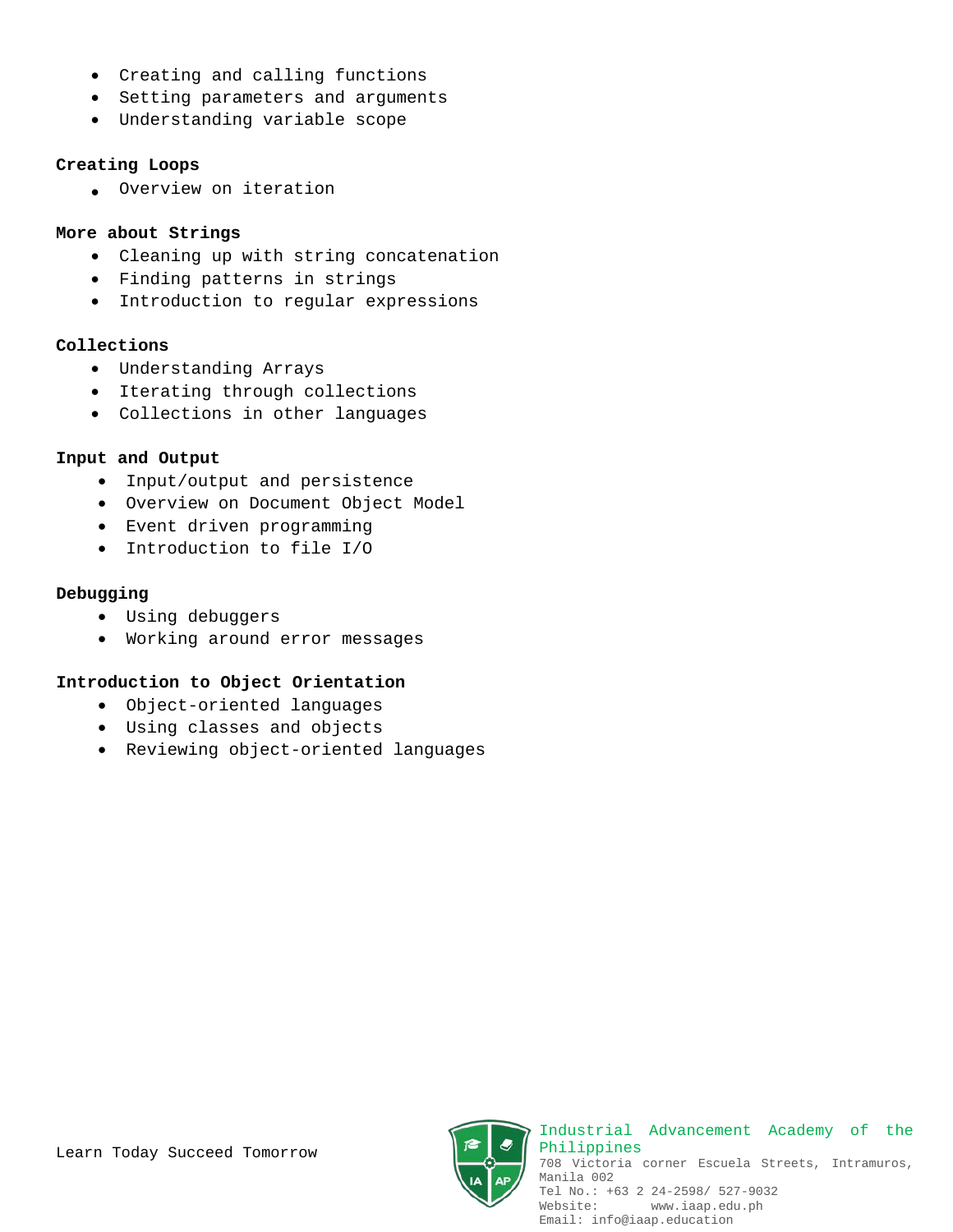- Creating and calling functions
- Setting parameters and arguments
- Understanding variable scope

**Creating Loops**

- Overview on iteration

**More about Strings**

- Cleaning up with string concatenation
- Finding patterns in strings
- Introduction to regular expressions

**Collections**

- Understanding Arrays
- Iterating through collections
- Collections in other languages

**Input and Output**

- Input/output and persistence
- Overview on Document Object Model
- Event driven programming
- Introduction to file I/O

**Debugging**

- Using debuggers
- Working around error messages

**Introduction to Object Orientation**

- Object-oriented languages
- Using classes and objects
- Reviewing object-oriented languages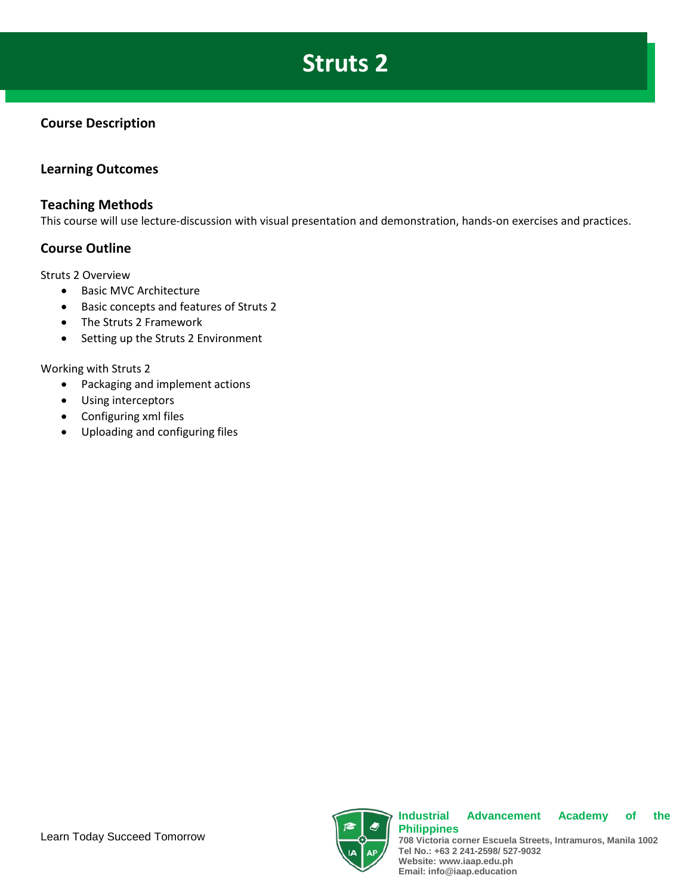# Struts 2

## Course Description

## Learning Outcomes

## Teaching Methods

This course will use lecture-discussion with visual presentation and demonstration, hands-on exercises and practices.

## Course Outline

Struts 2 Overview

- Basic MVC Architecture
- Basic concepts and features of Struts 2
- The Struts 2 Framework
- Setting up the Struts 2 Environment

Working with Struts 2

- Packaging and implement actions
- Using interceptors
- Configuring xml files
- Uploading and configuring files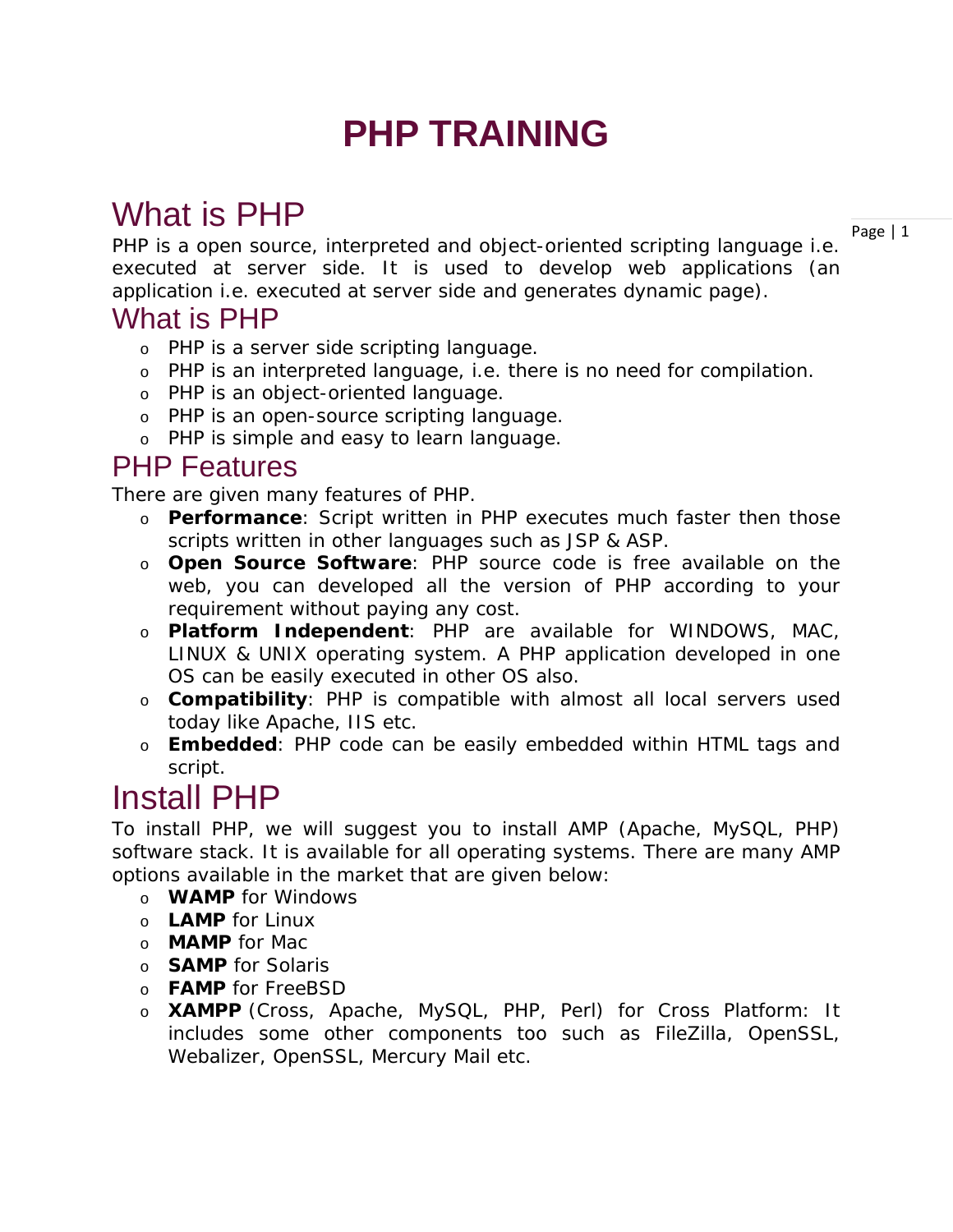# PHP TRAINING

## What is PHP

PHP is a open source, interpreted and object-oriented scripting language i.e. executed at server side. It is used to develop web applications (an application i.e. executed at server side and generates dynamic page).

## What is PHP

- PHP is a server side scripting language.
- PHP is an interpreted language, i.e. there is no need for compilation.
- PHP is an object-oriented language.
- PHP is an open-source scripting language.
- PHP is simple and easy to learn language.

## PHP Features

There are given many features of PHP.

- **Performance**: Script written in PHP executes much faster then those scripts written in other languages such as JSP & ASP.
- **Open Source Software**: PHP source code is free available on the web, you can developed all the version of PHP according to your requirement without paying any cost.
- **Platform Independent**: PHP are available for WINDOWS, MAC, LINUX & UNIX operating system. A PHP application developed in one OS can be easily executed in other OS also.
- **Compatibility**: PHP is compatible with almost all local servers used today like Apache, IIS etc.
- **Embedded**: PHP code can be easily embedded within HTML tags and script.

## Install PHP

To install PHP, we will suggest you to install AMP (Apache, MySQL, PHP) software stack. It is available for all operating systems. There are many AMP options available in the market that are given below:

- **WAMP** for Windows
- **LAMP** for Linux
- **MAMP** for Mac
- **SAMP** for Solaris
- **FAMP** for FreeBSD
- **XAMPP** (Cross, Apache, MySQL, PHP, Perl) for Cross Platform: It includes some other components too such as FileZilla, OpenSSL, Webalizer, OpenSSL, Mercury Mail etc.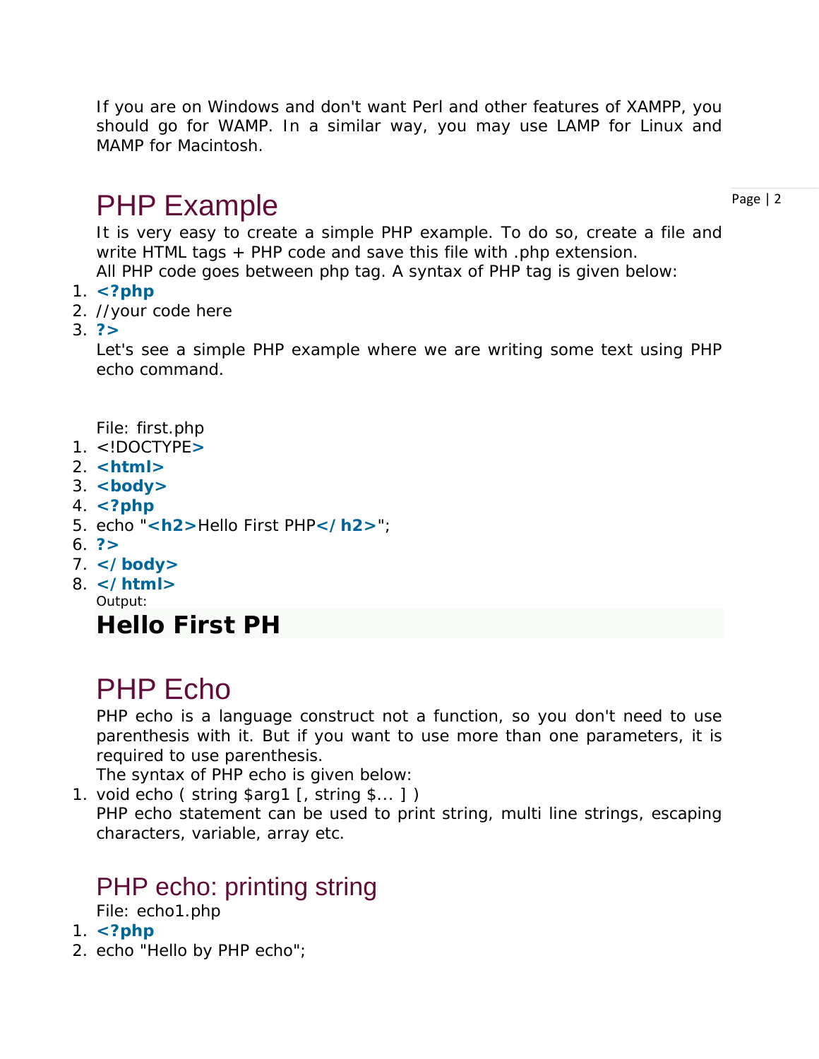If you are on Windows and don't want Perl and other features of XAMPP, you should go for WAMP. In a similar way, you may use LAMP for Linux and MAMP for Macintosh.

# PHP Example

It is very easy to create a simple PHP example. To do so, create a file and write HTML tags + PHP code and save this file with .php extension.

All PHP code goes between php tag. A syntax of PHP tag is given below:

```
<?php
//your code here
?>
```

Let's see a simple PHP example where we are writing some text using PHP echo command.

File: first.php

```
<!DOCTYPE>
<html>
<body>
<?php
echo "<h2>Hello First PHP</h2>";
?>
</body>
</html>
```

Output:

**Hello First PH**

# PHP Echo

PHP echo is a language construct not a function, so you don't need to use parenthesis with it. But if you want to use more than one parameters, it is required to use parenthesis.

The syntax of PHP echo is given below:

```
void echo ( string $arg1 [, string $... ] )
```

PHP echo statement can be used to print string, multi line strings, escaping characters, variable, array etc.

## PHP echo: printing string

File: echo1.php

```
<?php
echo "Hello by PHP echo";
```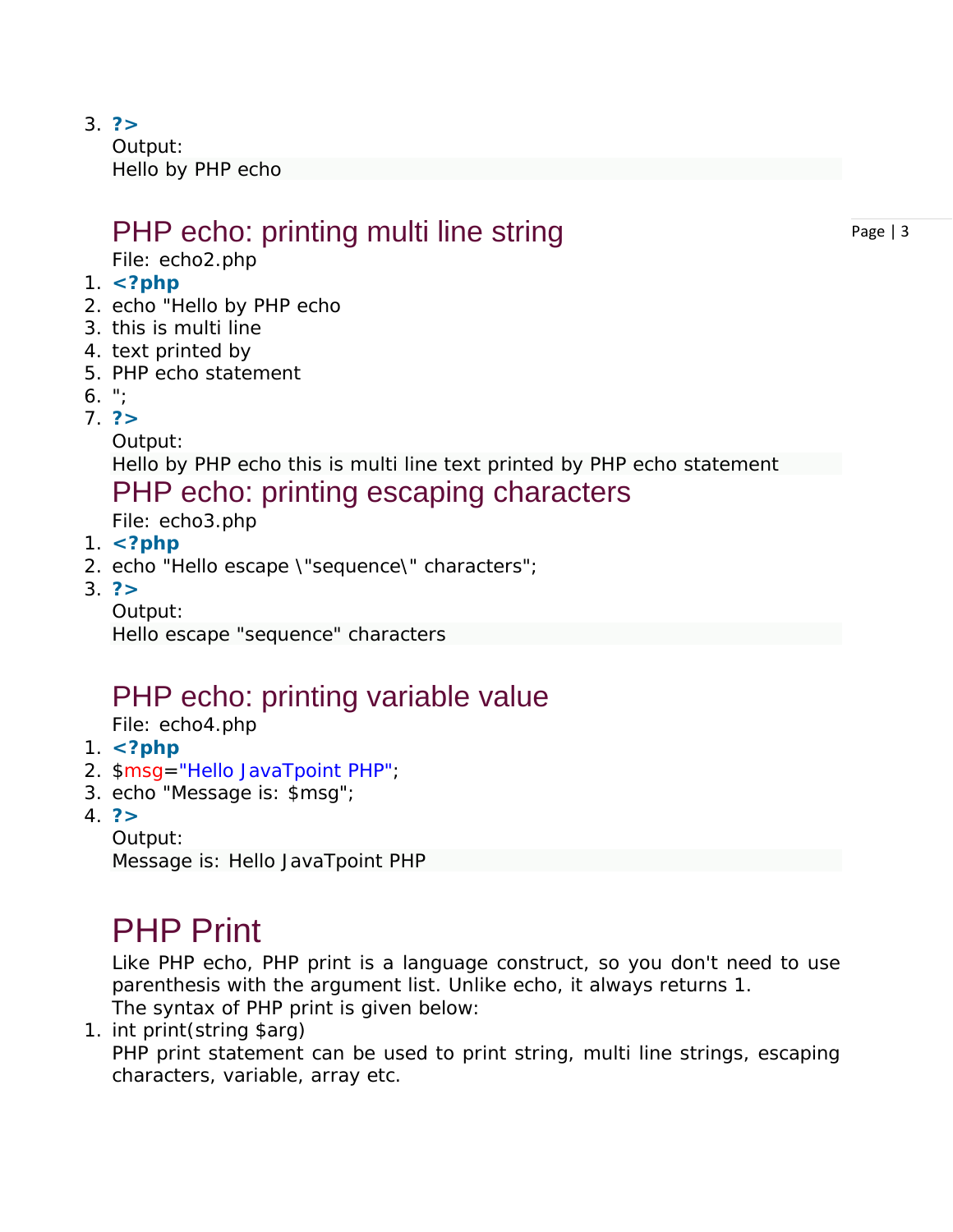```
3. ?>
```

Output:

```
Hello by PHP echo
```

## PHP echo: printing multi line string

File: echo2.php

```
1. <?php
2. echo "Hello by PHP echo
3. this is multi line
4. text printed by
5. PHP echo statement
6. ";
7. ?>
```

Output:

```
Hello by PHP echo this is multi line text printed by PHP echo statement
```

## PHP echo: printing escaping characters

File: echo3.php

```
1. <?php
2. echo "Hello escape \"sequence\" characters";
3. ?>
```

Output:

```
Hello escape "sequence" characters
```

## PHP echo: printing variable value

File: echo4.php

```
1. <?php
2. $msg="Hello JavaTpoint PHP";
3. echo "Message is: $msg";
4. ?>
```

Output:

```
Message is: Hello JavaTpoint PHP
```

# PHP Print

Like PHP echo, PHP print is a language construct, so you don't need to use parenthesis with the argument list. Unlike echo, it always returns 1.

The syntax of PHP print is given below:

```
1. int print(string $arg)
```

PHP print statement can be used to print string, multi line strings, escaping characters, variable, array etc.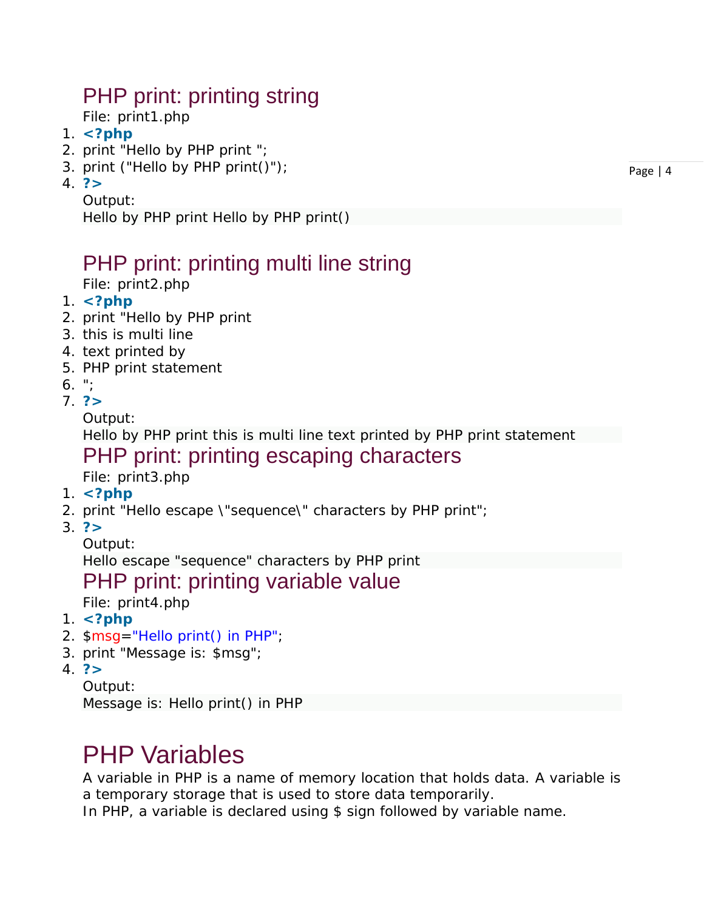## PHP print: printing string

File: print1.php

```
<?php
print "Hello by PHP print ";
print ("Hello by PHP print()");
?>
```

Output:

```
Hello by PHP print Hello by PHP print()
```

## PHP print: printing multi line string

File: print2.php

```
<?php
print "Hello by PHP print
this is multi line
text printed by
PHP print statement
";
?>
```

Output:

```
Hello by PHP print this is multi line text printed by PHP print statement
```

## PHP print: printing escaping characters

File: print3.php

```
<?php
print "Hello escape \"sequence\" characters by PHP print";
?>
```

Output:

```
Hello escape "sequence" characters by PHP print
```

## PHP print: printing variable value

File: print4.php

```
<?php
$msg="Hello print() in PHP";
print "Message is: $msg";
?>
```

Output:

```
Message is: Hello print() in PHP
```

# PHP Variables

A variable in PHP is a name of memory location that holds data. A variable is a temporary storage that is used to store data temporarily.

In PHP, a variable is declared using $ sign followed by variable name.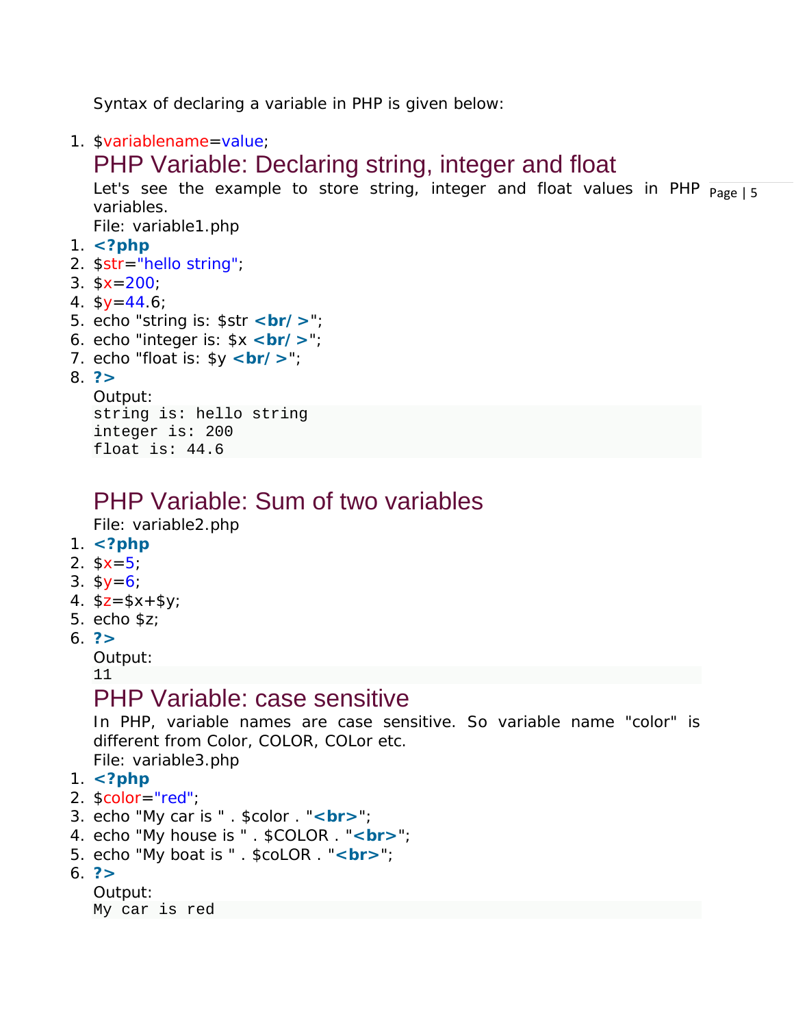Syntax of declaring a variable in PHP is given below:

```
1. $variablename=value;
```

## PHP Variable: Declaring string, integer and float

Let's see the example to store string, integer and float values in PHP variables.

File: variable1.php

```
1. <?php
2. $str="hello string";
3. $x=200;
4. $y=44.6;
5. echo "string is: $str <br/ >";
6. echo "integer is: $x <br/ >";
7. echo "float is: $y <br/ >";
8. ?>
```

Output:

```
string is: hello string
integer is: 200
float is: 44.6
```

## PHP Variable: Sum of two variables

File: variable2.php

```
1. <?php
2. $x=5;
3. $y=6;
4. $z=$x+$y;
5. echo $z;
6. ?>
```

Output:

```
11
```

## PHP Variable: case sensitive

In PHP, variable names are case sensitive. So variable name "color" is different from Color, COLOR, COLor etc.

File: variable3.php

```
1. <?php
2. $color="red";
3. echo "My car is " . $color . "<br>";
4. echo "My house is " . $COLOR . "<br>";
5. echo "My boat is " . $coLOR . "<br>";
6. ?>
```

Output:

```
My car is red
```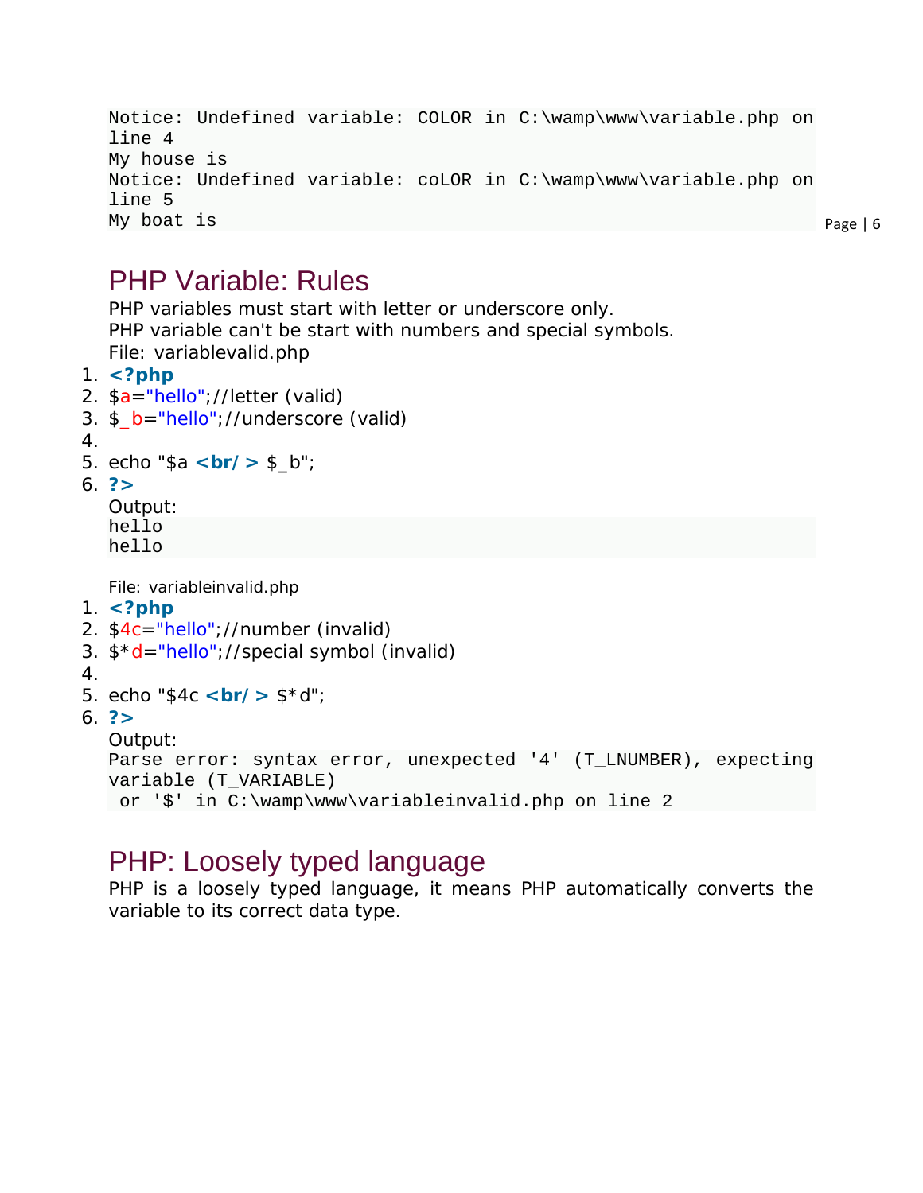```
Notice: Undefined variable: COLOR in C:\wamp\www\variable.php on
line 4
My house is
Notice: Undefined variable: coLOR in C:\wamp\www\variable.php on
line 5
My boat is
```

## PHP Variable: Rules

PHP variables must start with letter or underscore only.
PHP variable can't be start with numbers and special symbols.

File: variablevalid.php

```php
<?php
$a="hello";//letter (valid)
$_b="hello";//underscore (valid)

echo "$a <br/> $_b";
?>
```

Output:

```
hello
hello
```

File: variableinvalid.php

```php
<?php
$4c="hello";//number (invalid)
$*d="hello";//special symbol (invalid)

echo "$4c <br/> $*d";
?>
```

Output:

```
Parse error: syntax error, unexpected '4' (T_LNUMBER), expecting
variable (T_VARIABLE)
 or '$' in C:\wamp\www\variableinvalid.php on line 2
```

## PHP: Loosely typed language

PHP is a loosely typed language, it means PHP automatically converts the variable to its correct data type.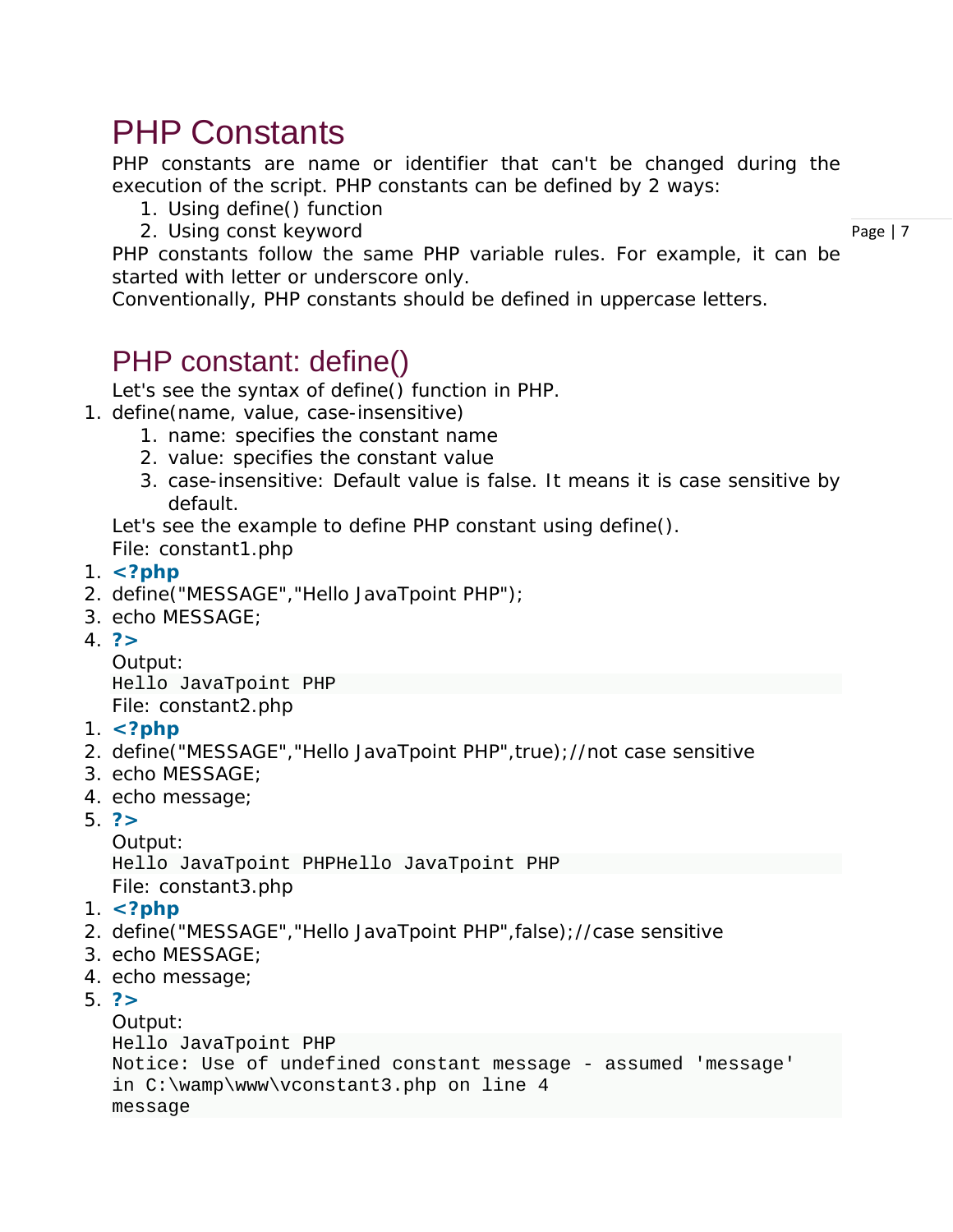# PHP Constants

PHP constants are name or identifier that can't be changed during the execution of the script. PHP constants can be defined by 2 ways:

1. Using define() function
2. Using const keyword

PHP constants follow the same PHP variable rules. For example, it can be started with letter or underscore only.

Conventionally, PHP constants should be defined in uppercase letters.

## PHP constant: define()

Let's see the syntax of define() function in PHP.

1. define(name, value, case-insensitive)
    1. name: specifies the constant name
    2. value: specifies the constant value
    3. case-insensitive: Default value is false. It means it is case sensitive by default.

Let's see the example to define PHP constant using define().

File: constant1.php

```php
<?php
define("MESSAGE","Hello JavaTpoint PHP");
echo MESSAGE;
?>
```

Output:

```
Hello JavaTpoint PHP
```

File: constant2.php

```php
<?php
define("MESSAGE","Hello JavaTpoint PHP",true);//not case sensitive
echo MESSAGE;
echo message;
?>
```

Output:

```
Hello JavaTpoint PHPHello JavaTpoint PHP
```

File: constant3.php

```php
<?php
define("MESSAGE","Hello JavaTpoint PHP",false);//case sensitive
echo MESSAGE;
echo message;
?>
```

Output:

```
Hello JavaTpoint PHP
Notice: Use of undefined constant message - assumed 'message'
in C:\wamp\www\vconstant3.php on line 4
message
```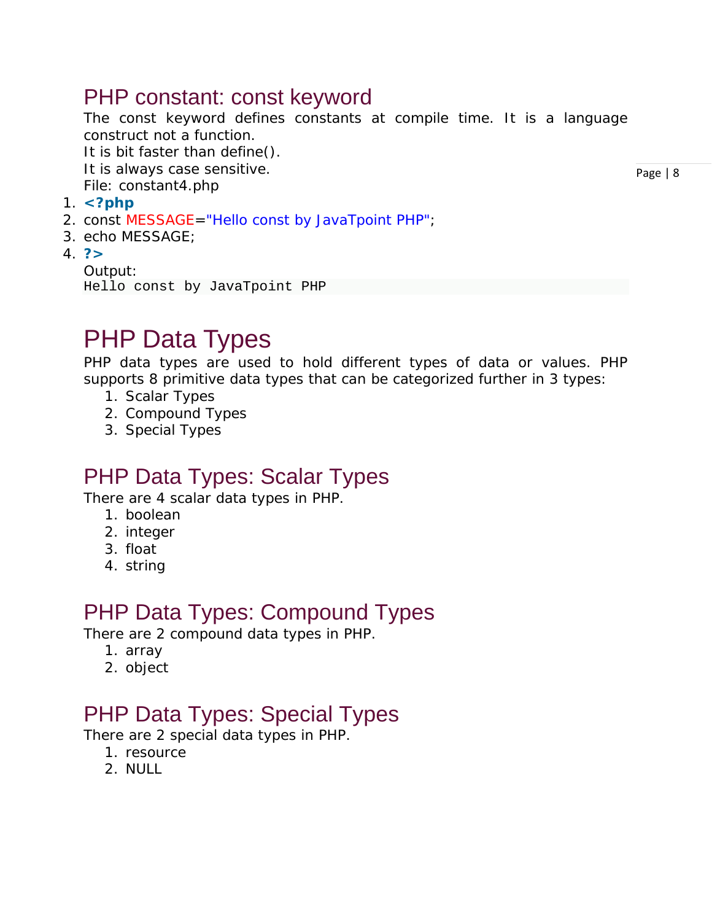## PHP constant: const keyword

The const keyword defines constants at compile time. It is a language construct not a function.

It is bit faster than define().

It is always case sensitive.

File: constant4.php

```
<?php
const MESSAGE="Hello const by JavaTpoint PHP";
echo MESSAGE;
?>
```

Output:

```
Hello const by JavaTpoint PHP
```

# PHP Data Types

PHP data types are used to hold different types of data or values. PHP supports 8 primitive data types that can be categorized further in 3 types:

1. Scalar Types
2. Compound Types
3. Special Types

## PHP Data Types: Scalar Types

There are 4 scalar data types in PHP.

1. boolean
2. integer
3. float
4. string

## PHP Data Types: Compound Types

There are 2 compound data types in PHP.

1. array
2. object

## PHP Data Types: Special Types

There are 2 special data types in PHP.

1. resource
2. NULL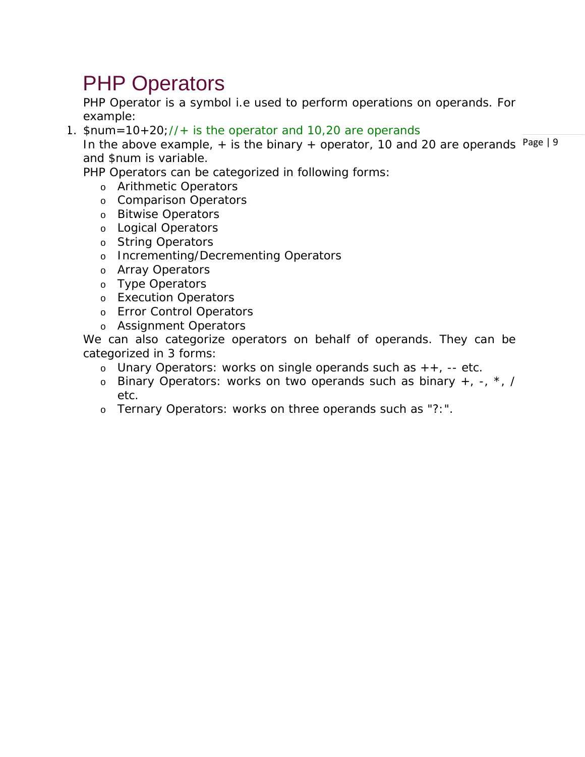# PHP Operators

PHP Operator is a symbol i.e used to perform operations on operands. For example:

1. $num=10+20;//+ is the operator and 10,20 are operands

In the above example, + is the binary + operator, 10 and 20 are operands and $num is variable.

PHP Operators can be categorized in following forms:

- Arithmetic Operators
- Comparison Operators
- Bitwise Operators
- Logical Operators
- String Operators
- Incrementing/Decrementing Operators
- Array Operators
- Type Operators
- Execution Operators
- Error Control Operators
- Assignment Operators

We can also categorize operators on behalf of operands. They can be categorized in 3 forms:

- Unary Operators: works on single operands such as ++, -- etc.
- Binary Operators: works on two operands such as binary +, -, *, / etc.
- Ternary Operators: works on three operands such as "?:".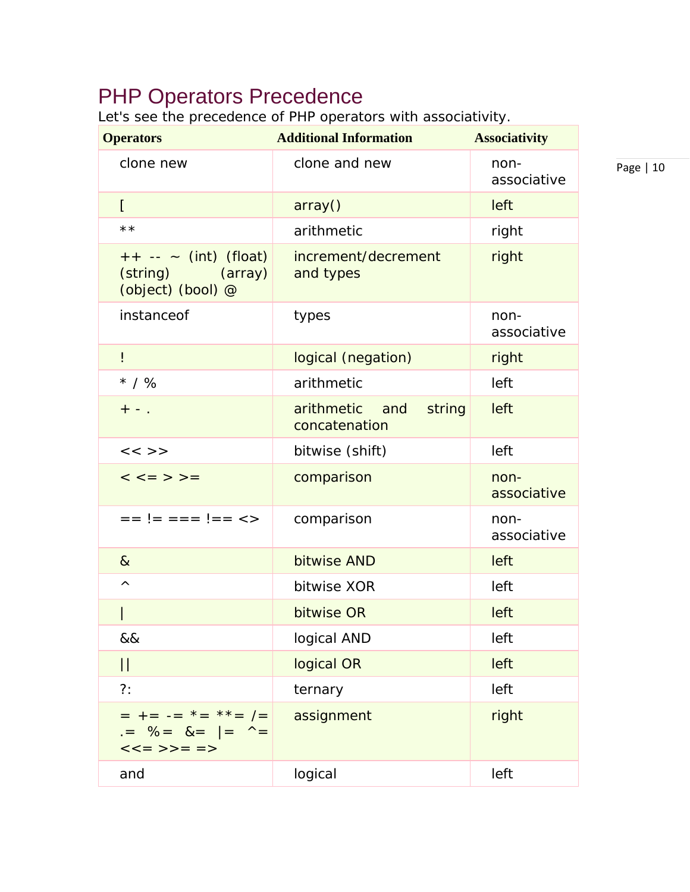# PHP Operators Precedence

Let's see the precedence of PHP operators with associativity.

| Operators | Additional Information | Associativity |
|---|---|---|
| clone new | clone and new | non-associative |
| [ | array() | left |
| ** | arithmetic | right |
| ++ -- ~ (int) (float) (string) (array) (object) (bool) @ | increment/decrement and types | right |
| instanceof | types | non-associative |
| ! | logical (negation) | right |
| * / % | arithmetic | left |
| + - . | arithmetic and string concatenation | left |
| << >> | bitwise (shift) | left |
| < <= > >= | comparison | non-associative |
| == != === !== <> | comparison | non-associative |
| & | bitwise AND | left |
| ^ | bitwise XOR | left |
| \| | bitwise OR | left |
| && | logical AND | left |
| \|\| | logical OR | left |
| ?: | ternary | left |
| = += -= *= **= /= .= %= &= \|= ^= <<= >>= => | assignment | right |
| and | logical | left |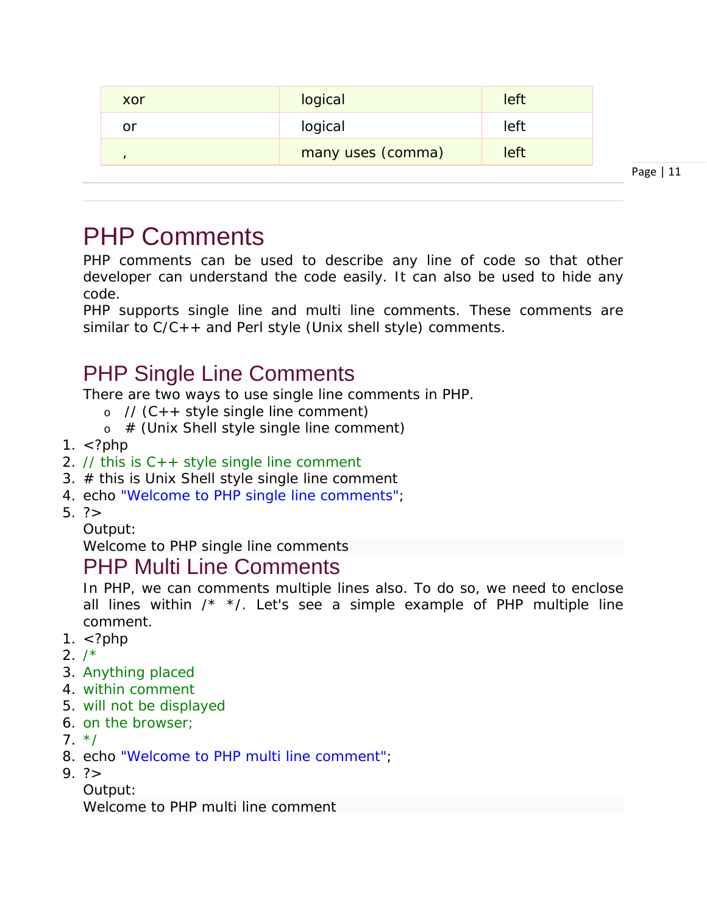| xor | logical | left |
|---|---|---|
| or | logical | left |
| , | many uses (comma) | left |

# PHP Comments

PHP comments can be used to describe any line of code so that other developer can understand the code easily. It can also be used to hide any code.

PHP supports single line and multi line comments. These comments are similar to C/C++ and Perl style (Unix shell style) comments.

## PHP Single Line Comments

There are two ways to use single line comments in PHP.

- // (C++ style single line comment)
- # (Unix Shell style single line comment)

```
<?php
// this is C++ style single line comment
# this is Unix Shell style single line comment
echo "Welcome to PHP single line comments";
?>
```

Output:

```
Welcome to PHP single line comments
```

## PHP Multi Line Comments

In PHP, we can comments multiple lines also. To do so, we need to enclose all lines within /* */. Let's see a simple example of PHP multiple line comment.

```
<?php
/*
Anything placed
within comment
will not be displayed
on the browser;
*/
echo "Welcome to PHP multi line comment";
?>
```

Output:

```
Welcome to PHP multi line comment
```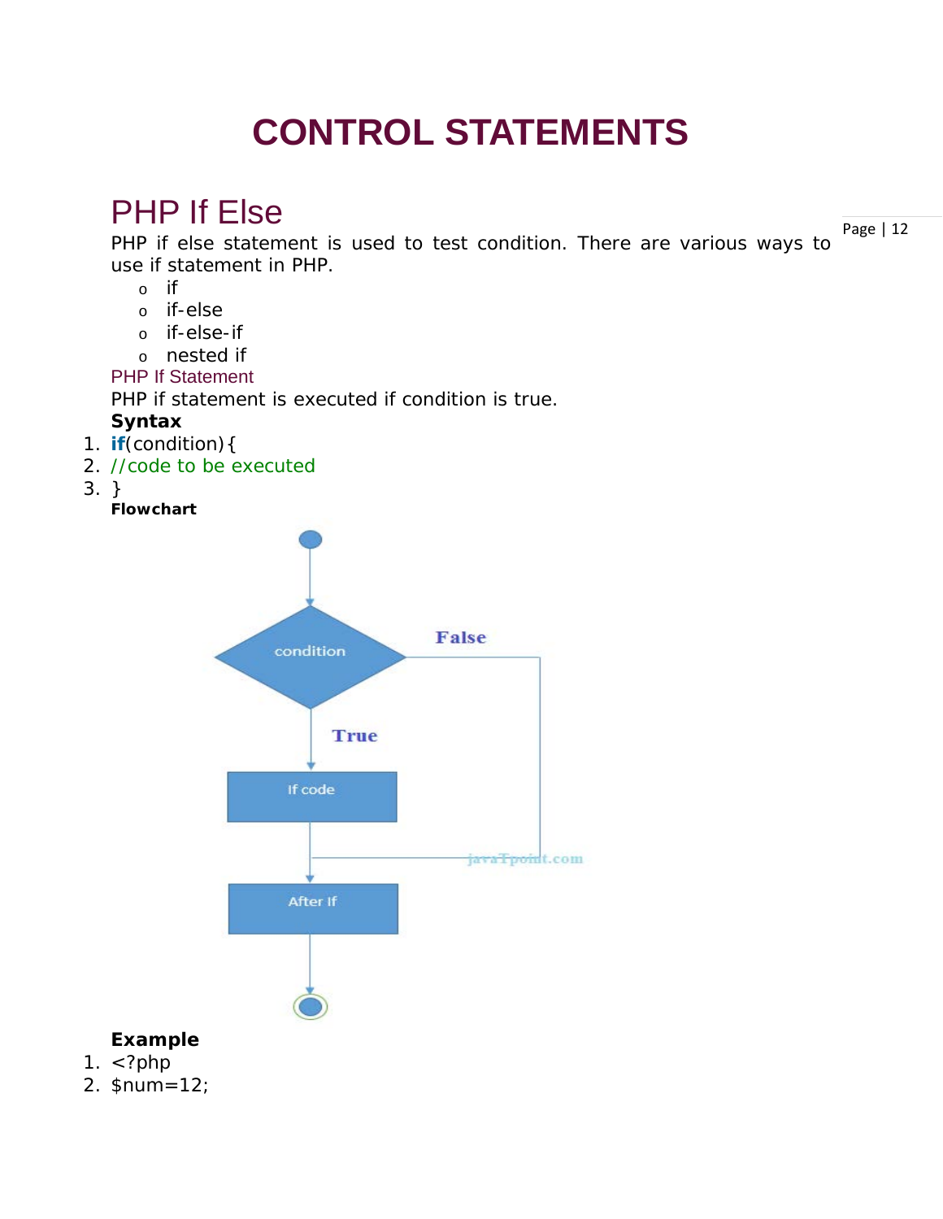# CONTROL STATEMENTS

## PHP If Else

PHP if else statement is used to test condition. There are various ways to use if statement in PHP.

- if
- if-else
- if-else-if
- nested if

### PHP If Statement

PHP if statement is executed if condition is true.

**Syntax**

```
1. if(condition){
2. //code to be executed
3. }
```

**Flowchart**

**Example**

```
1. <?php
2. $num=12;
```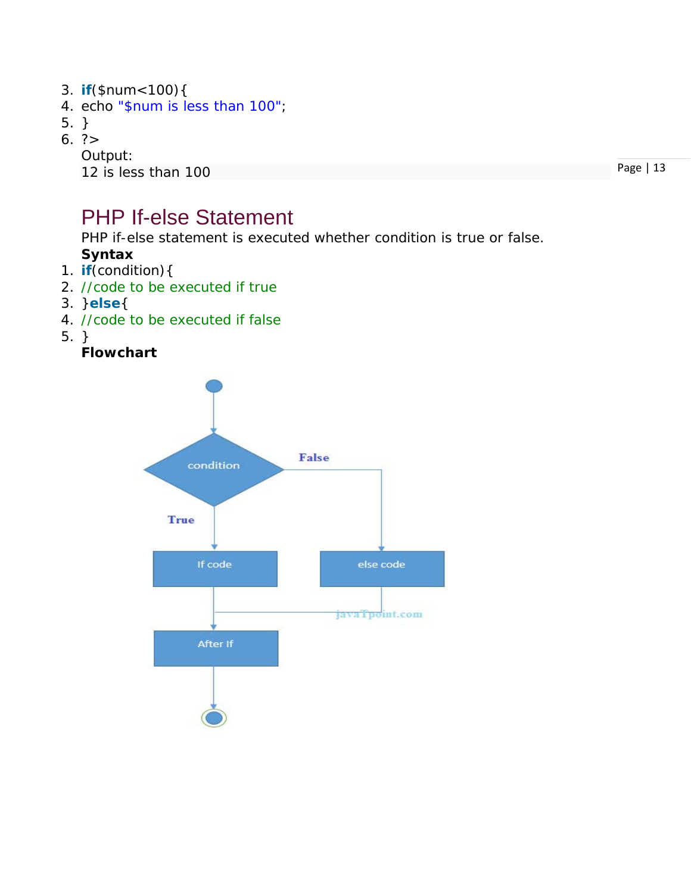```
3. if($num<100){
4. echo "$num is less than 100";
5. }
6. ?>
```

Output:

12 is less than 100

## PHP If-else Statement

PHP if-else statement is executed whether condition is true or false.

**Syntax**

```
1. if(condition){
2. //code to be executed if true
3. }else{
4. //code to be executed if false
5. }
```

**Flowchart**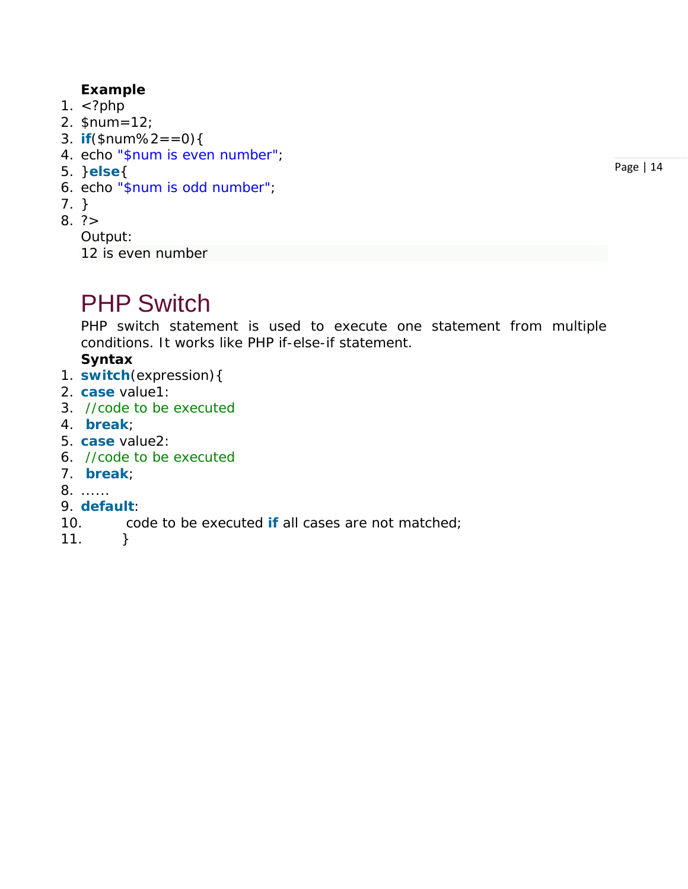**Example**

```php
<?php
$num=12;
if($num%2==0){
echo "$num is even number";
}else{
echo "$num is odd number";
}
?>
```

Output:

```
12 is even number
```

# PHP Switch

PHP switch statement is used to execute one statement from multiple conditions. It works like PHP if-else-if statement.

**Syntax**

```php
switch(expression){
case value1:
 //code to be executed
 break;
case value2:
 //code to be executed
 break;
......
default:
     code to be executed if all cases are not matched;
    }
```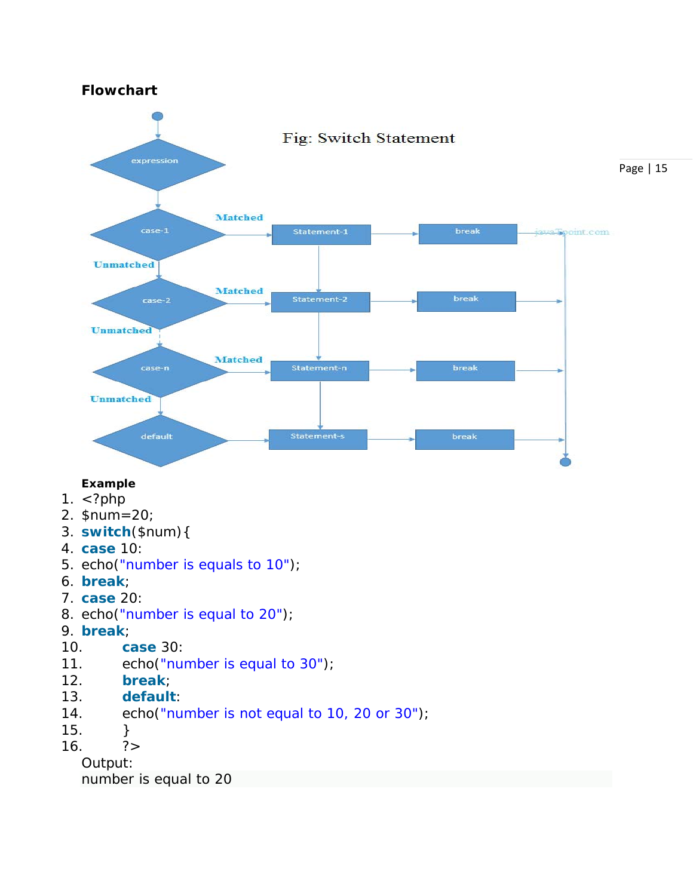**Flowchart**

Fig: Switch Statement

**Example**

```
1. <?php
2. $num=20;
3. switch($num){
4. case 10:
5. echo("number is equals to 10");
6. break;
7. case 20:
8. echo("number is equal to 20");
9. break;
10.     case 30:
11.     echo("number is equal to 30");
12.     break;
13.     default:
14.     echo("number is not equal to 10, 20 or 30");
15.     }
16.     ?>
```

Output:

number is equal to 20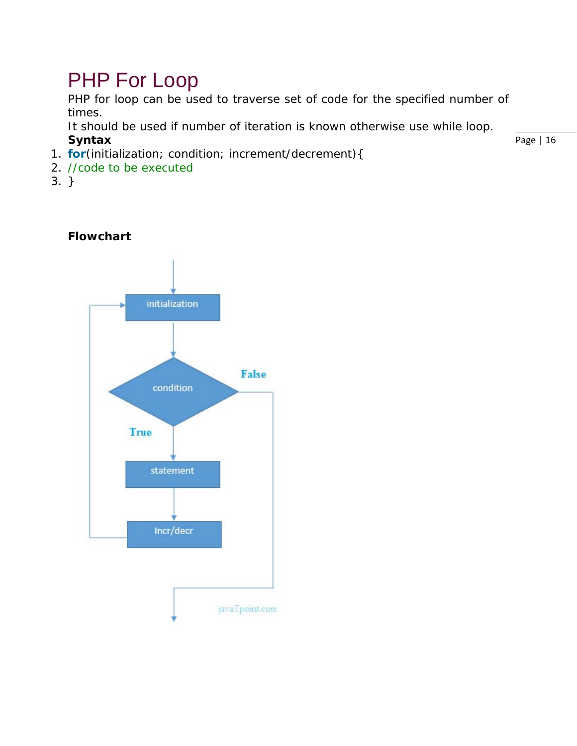# PHP For Loop

PHP for loop can be used to traverse set of code for the specified number of times.

It should be used if number of iteration is known otherwise use while loop.

**Syntax**

```
for(initialization; condition; increment/decrement){
//code to be executed
}
```

**Flowchart**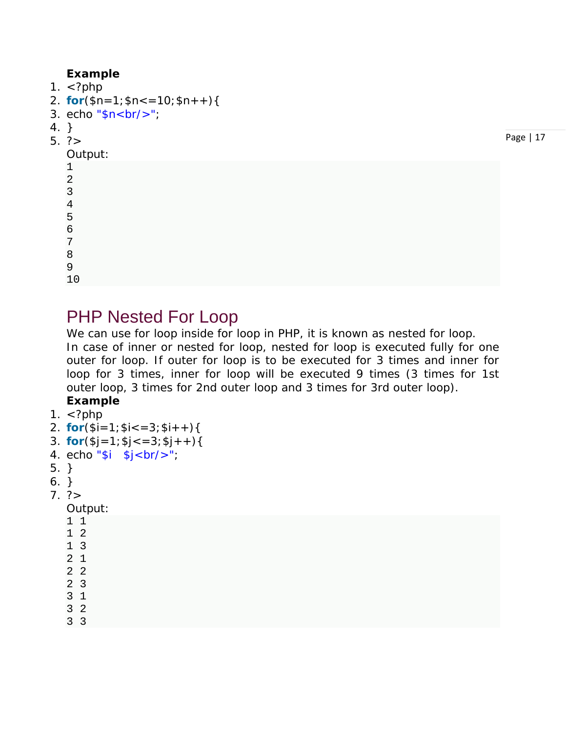**Example**

1. <?php
2. **for**($n=1;$n<=10;$n++){
3. echo "$n<br/>";
4. }
5. ?>

Output:

```
1
2
3
4
5
6
7
8
9
10
```

## PHP Nested For Loop

We can use for loop inside for loop in PHP, it is known as nested for loop.

In case of inner or nested for loop, nested for loop is executed fully for one outer for loop. If outer for loop is to be executed for 3 times and inner for loop for 3 times, inner for loop will be executed 9 times (3 times for 1st outer loop, 3 times for 2nd outer loop and 3 times for 3rd outer loop).

**Example**

1. <?php
2. **for**($i=1;$i<=3;$i++){
3. **for**($j=1;$j<=3;$j++){
4. echo "$i   $j<br/>";
5. }
6. }
7. ?>

Output:

```
1 1
1 2
1 3
2 1
2 2
2 3
3 1
3 2
3 3
```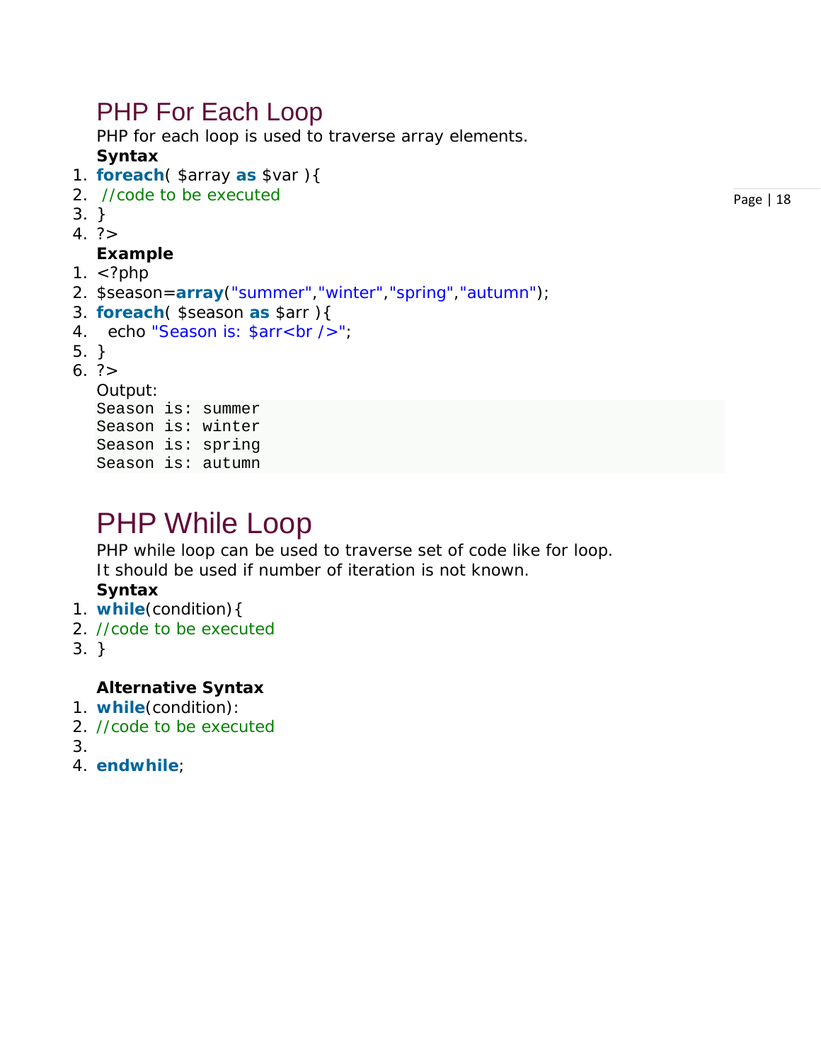## PHP For Each Loop

PHP for each loop is used to traverse array elements.

**Syntax**

```
foreach( $array as $var ){
 //code to be executed
}
?>
```

**Example**

```
<?php
$season=array("summer","winter","spring","autumn");
foreach( $season as $arr ){
  echo "Season is: $arr<br />";
}
?>
```

Output:

```
Season is: summer
Season is: winter
Season is: spring
Season is: autumn
```

## PHP While Loop

PHP while loop can be used to traverse set of code like for loop. It should be used if number of iteration is not known.

**Syntax**

```
while(condition){
//code to be executed
}
```

**Alternative Syntax**

```
while(condition):
//code to be executed

endwhile;
```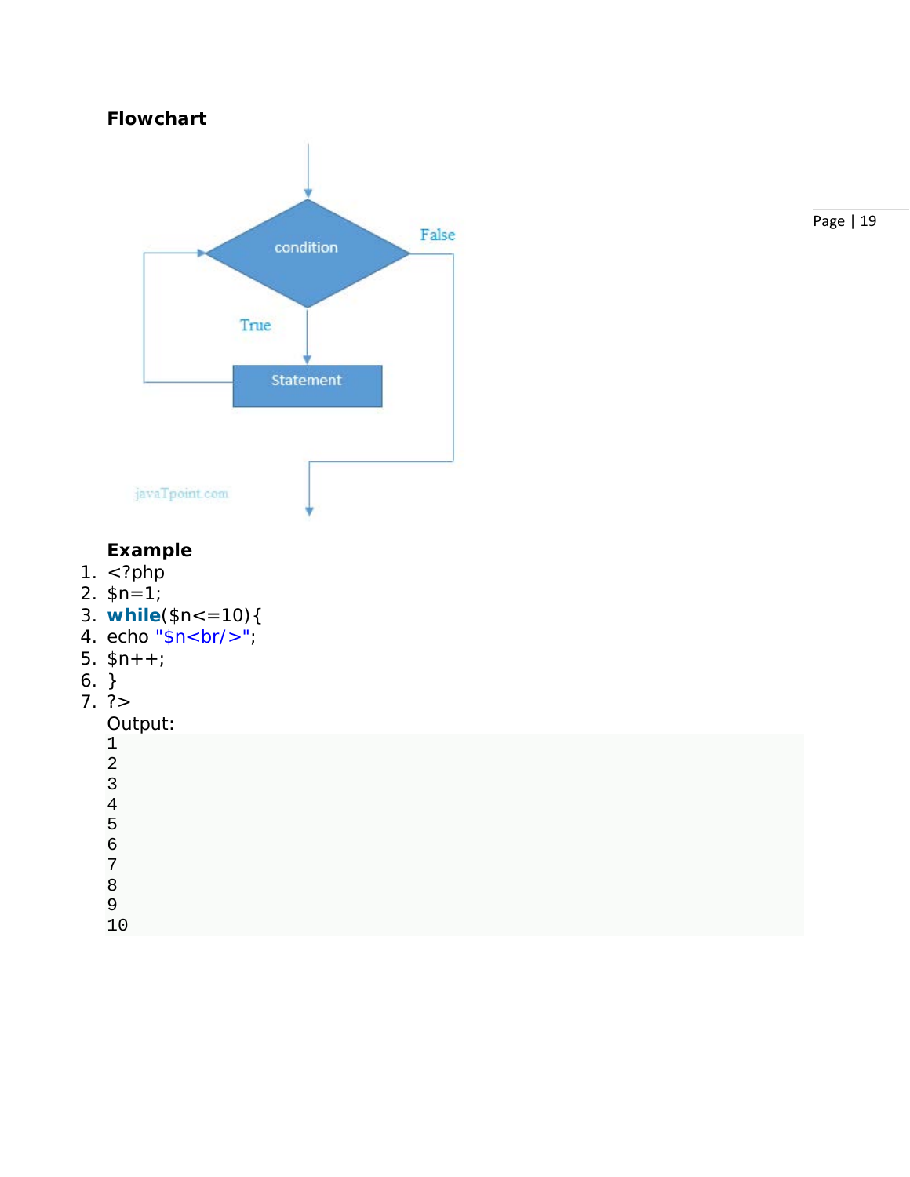**Flowchart**

**Example**

```php
<?php
$n=1;
while($n<=10){
echo "$n<br/>";
$n++;
}
?>
```

Output:

```
1
2
3
4
5
6
7
8
9
10
```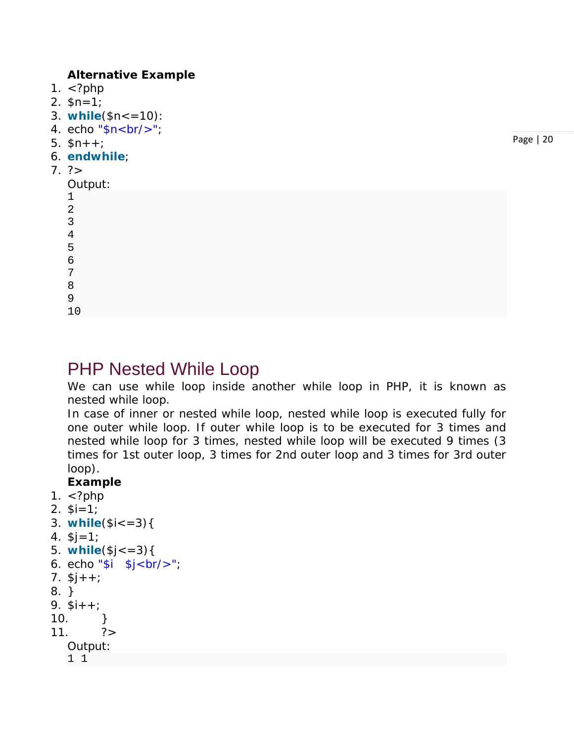**Alternative Example**

```
<?php
$n=1;
while($n<=10):
echo "$n<br/>";
$n++;
endwhile;
?>
```

Output:

```
1
2
3
4
5
6
7
8
9
10
```

## PHP Nested While Loop

We can use while loop inside another while loop in PHP, it is known as nested while loop.

In case of inner or nested while loop, nested while loop is executed fully for one outer while loop. If outer while loop is to be executed for 3 times and nested while loop for 3 times, nested while loop will be executed 9 times (3 times for 1st outer loop, 3 times for 2nd outer loop and 3 times for 3rd outer loop).

**Example**

```
<?php
$i=1;
while($i<=3){
$j=1;
while($j<=3){
echo "$i   $j<br/>";
$j++;
}
$i++;
}
?>
```

Output:

```
1 1
```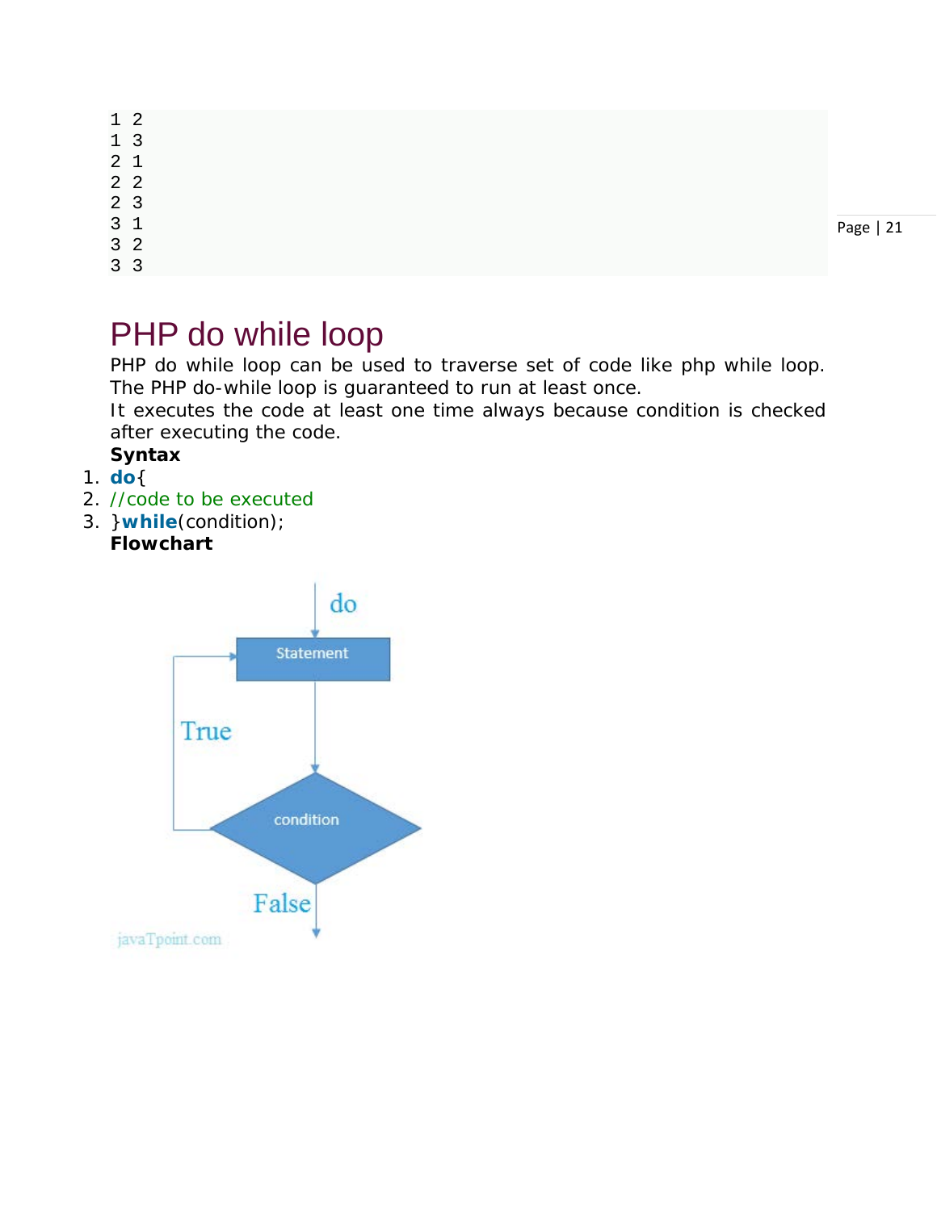```
1 2
1 3
2 1
2 2
2 3
3 1
3 2
3 3
```

## PHP do while loop

PHP do while loop can be used to traverse set of code like php while loop. The PHP do-while loop is guaranteed to run at least once.

It executes the code at least one time always because condition is checked after executing the code.

**Syntax**

```
do{
//code to be executed
}while(condition);
```

**Flowchart**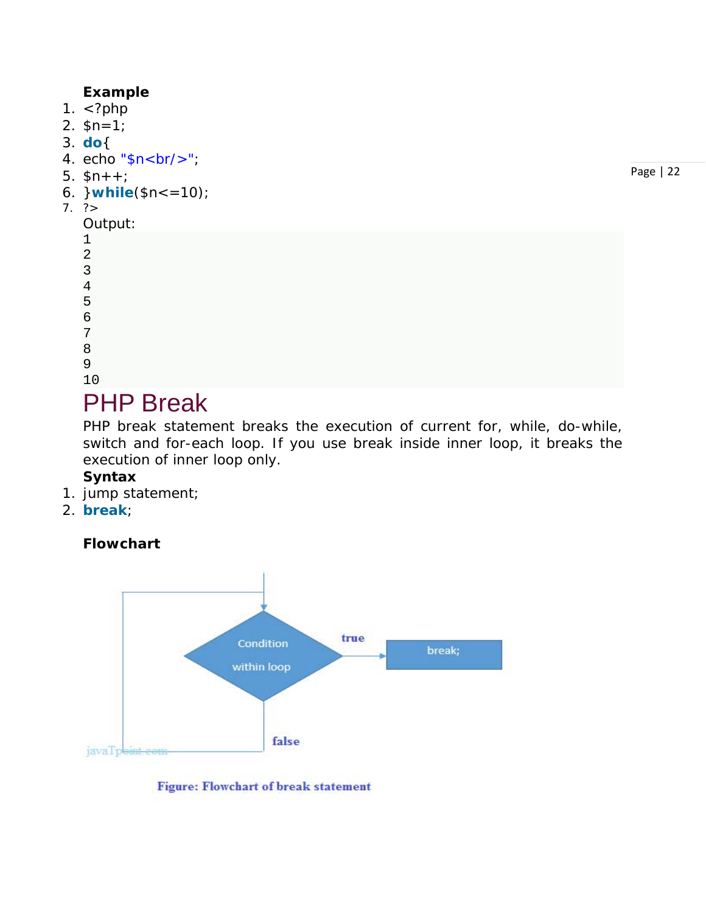**Example**

```
<?php
$n=1;
do{
echo "$n<br/>";
$n++;
}while($n<=10);
?>
```

Output:

```
1
2
3
4
5
6
7
8
9
10
```

# PHP Break

PHP break statement breaks the execution of current for, while, do-while, switch and for-each loop. If you use break inside inner loop, it breaks the execution of inner loop only.

**Syntax**

```
jump statement;
break;
```

**Flowchart**

Figure: Flowchart of break statement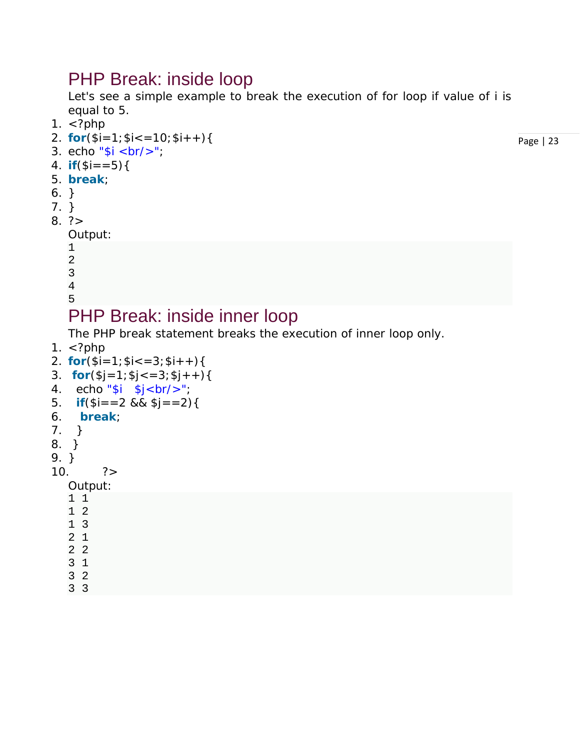## PHP Break: inside loop

Let's see a simple example to break the execution of for loop if value of i is equal to 5.

```
<?php
for($i=1;$i<=10;$i++){
echo "$i <br/>";
if($i==5){
break;
}
}
?>
```

Output:

```
1
2
3
4
5
```

## PHP Break: inside inner loop

The PHP break statement breaks the execution of inner loop only.

```
<?php
for($i=1;$i<=3;$i++){
 for($j=1;$j<=3;$j++){
  echo "$i   $j<br/>";
  if($i==2 && $j==2){
   break;
  }
 }
}
?>
```

Output:

```
1 1
1 2
1 3
2 1
2 2
3 1
3 2
3 3
```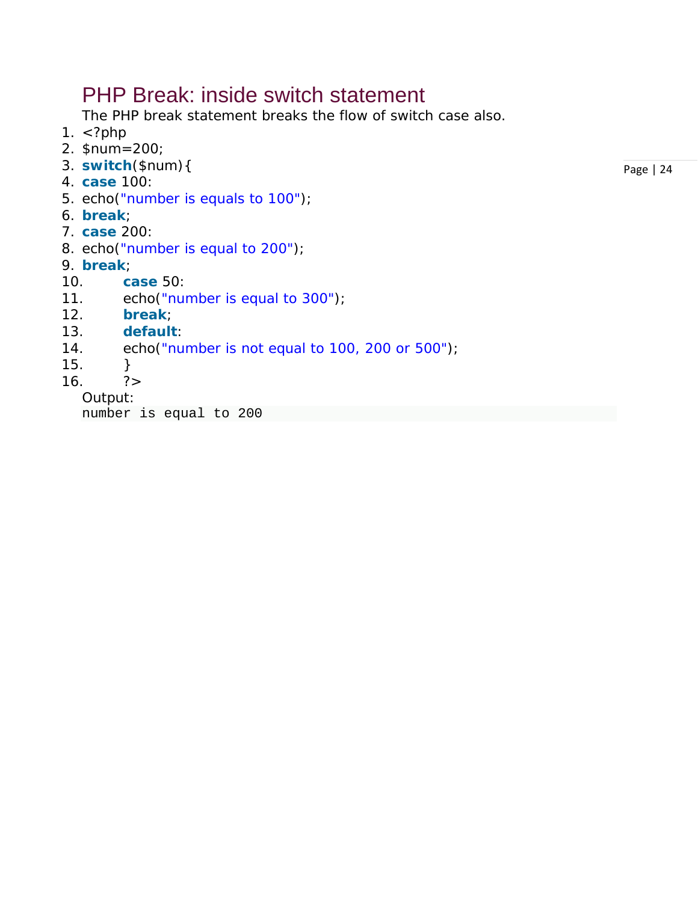## PHP Break: inside switch statement

The PHP break statement breaks the flow of switch case also.

```
1. <?php
2. $num=200;
3. switch($num){
4. case 100:
5. echo("number is equals to 100");
6. break;
7. case 200:
8. echo("number is equal to 200");
9. break;
10.     case 50:
11.     echo("number is equal to 300");
12.     break;
13.     default:
14.     echo("number is not equal to 100, 200 or 500");
15.     }
16.     ?>
```

Output:

```
number is equal to 200
```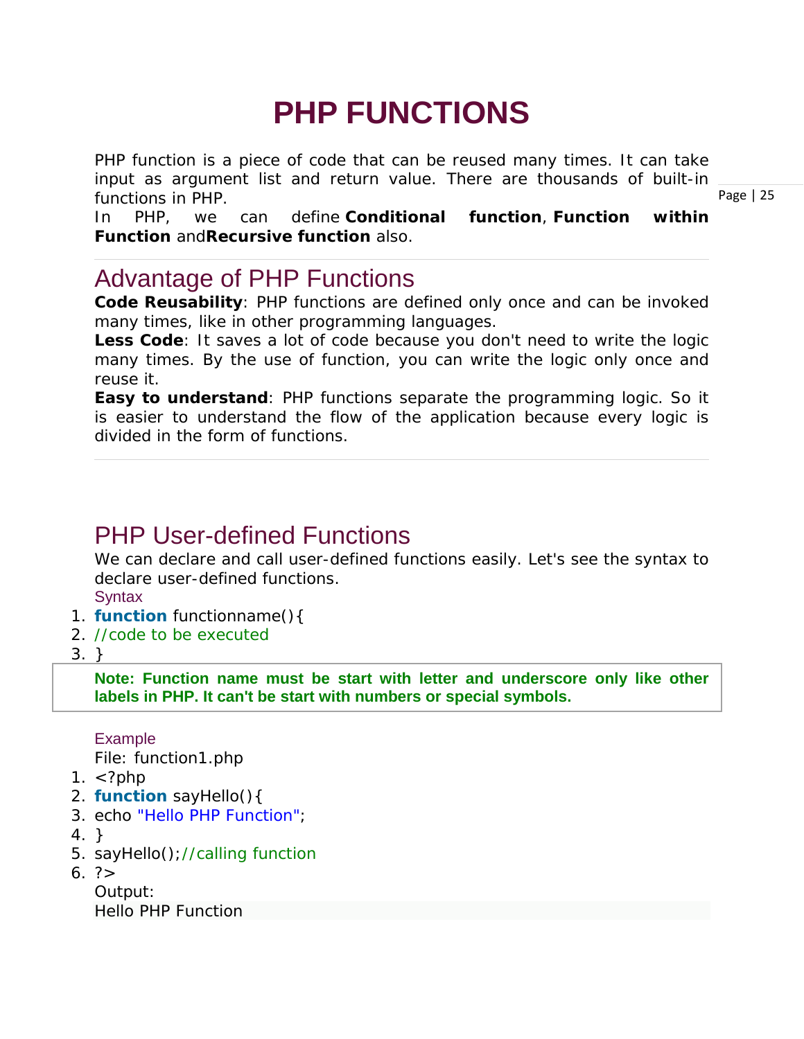# PHP FUNCTIONS

PHP function is a piece of code that can be reused many times. It can take input as argument list and return value. There are thousands of built-in functions in PHP.

In PHP, we can define **Conditional function**, **Function within Function** and **Recursive function** also.

## Advantage of PHP Functions

**Code Reusability**: PHP functions are defined only once and can be invoked many times, like in other programming languages.

**Less Code**: It saves a lot of code because you don't need to write the logic many times. By the use of function, you can write the logic only once and reuse it.

**Easy to understand**: PHP functions separate the programming logic. So it is easier to understand the flow of the application because every logic is divided in the form of functions.

## PHP User-defined Functions

We can declare and call user-defined functions easily. Let's see the syntax to declare user-defined functions.

### Syntax

```
function functionname(){
//code to be executed
}
```

**Note: Function name must be start with letter and underscore only like other labels in PHP. It can't be start with numbers or special symbols.**

### Example

File: function1.php

```
<?php
function sayHello(){
echo "Hello PHP Function";
}
sayHello();//calling function
?>
```

Output:

Hello PHP Function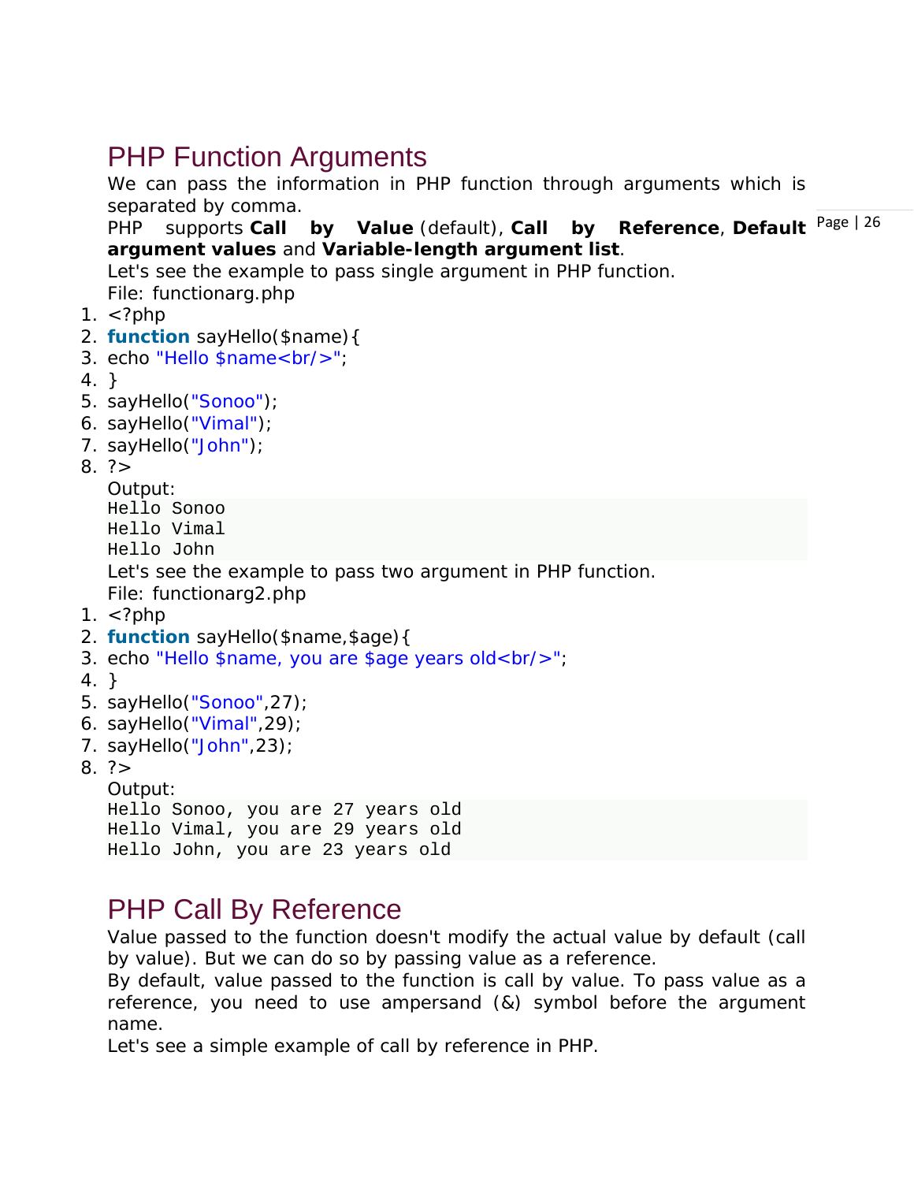## PHP Function Arguments

We can pass the information in PHP function through arguments which is separated by comma.

PHP supports **Call by Value** (default), **Call by Reference**, **Default argument values** and **Variable-length argument list**.

Let's see the example to pass single argument in PHP function.

File: functionarg.php

```php
<?php
function sayHello($name){
echo "Hello $name<br/>";
}
sayHello("Sonoo");
sayHello("Vimal");
sayHello("John");
?>
```

Output:

```
Hello Sonoo
Hello Vimal
Hello John
```

Let's see the example to pass two argument in PHP function.

File: functionarg2.php

```php
<?php
function sayHello($name,$age){
echo "Hello $name, you are $age years old<br/>";
}
sayHello("Sonoo",27);
sayHello("Vimal",29);
sayHello("John",23);
?>
```

Output:

```
Hello Sonoo, you are 27 years old
Hello Vimal, you are 29 years old
Hello John, you are 23 years old
```

## PHP Call By Reference

Value passed to the function doesn't modify the actual value by default (call by value). But we can do so by passing value as a reference.

By default, value passed to the function is call by value. To pass value as a reference, you need to use ampersand (&) symbol before the argument name.

Let's see a simple example of call by reference in PHP.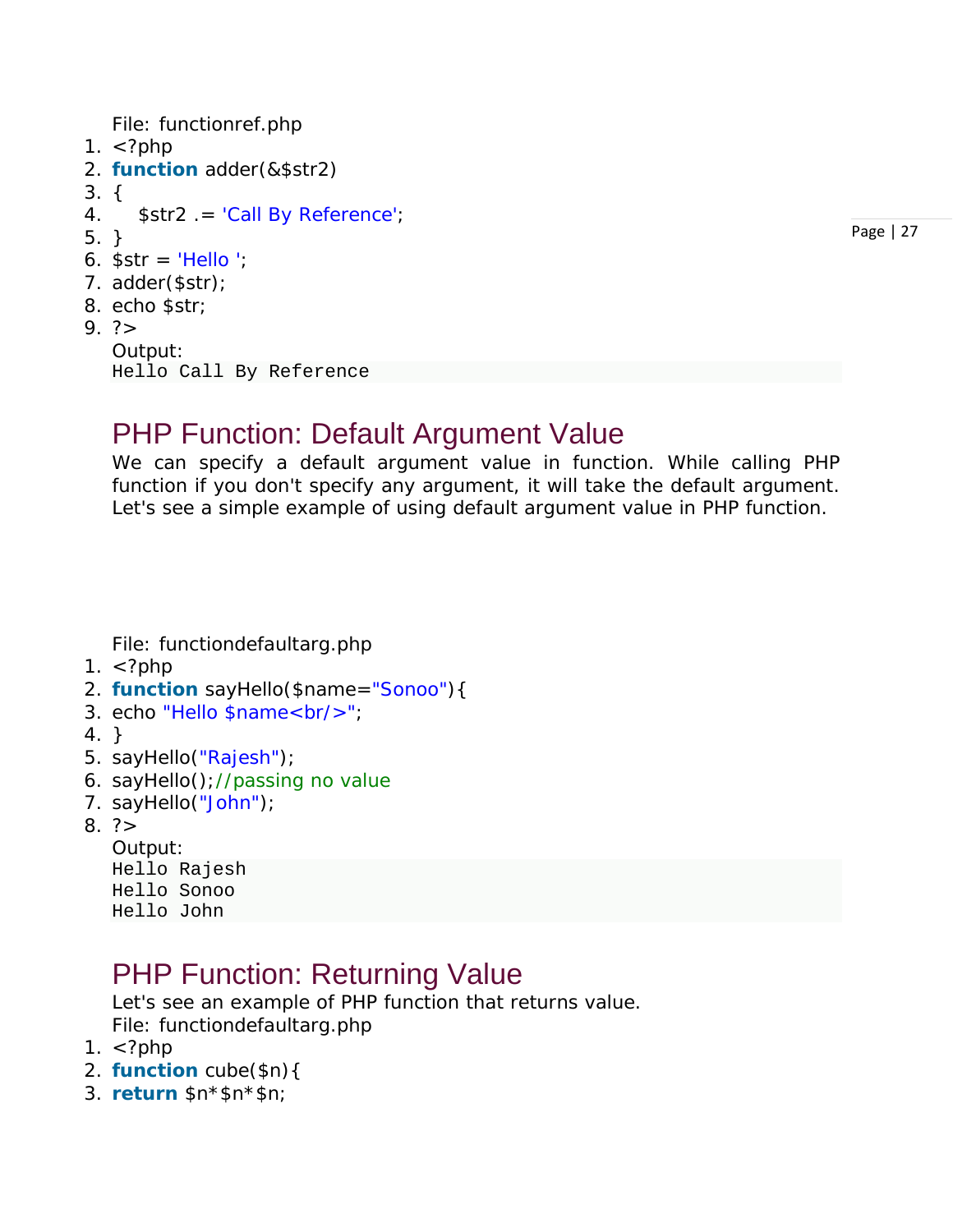File: functionref.php

```php
<?php
function adder(&$str2)
{
    $str2 .= 'Call By Reference';
}
$str = 'Hello ';
adder($str);
echo $str;
?>
```

Output:

```
Hello Call By Reference
```

## PHP Function: Default Argument Value

We can specify a default argument value in function. While calling PHP function if you don't specify any argument, it will take the default argument. Let's see a simple example of using default argument value in PHP function.

File: functiondefaultarg.php

```php
<?php
function sayHello($name="Sonoo"){
echo "Hello $name<br/>";
}
sayHello("Rajesh");
sayHello();//passing no value
sayHello("John");
?>
```

Output:

```
Hello Rajesh
Hello Sonoo
Hello John
```

## PHP Function: Returning Value

Let's see an example of PHP function that returns value.

File: functiondefaultarg.php

```php
<?php
function cube($n){
return $n*$n*$n;
```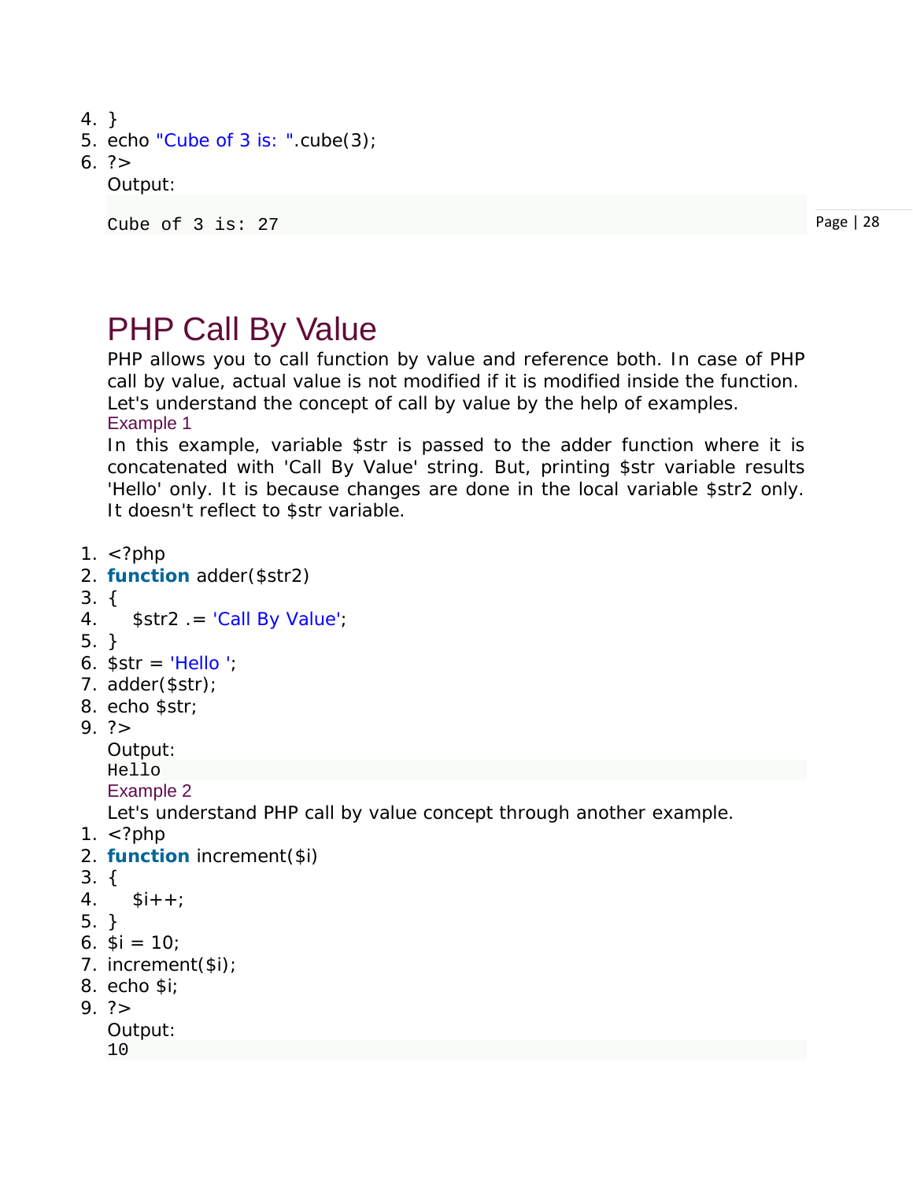```php
4. }
5. echo "Cube of 3 is: ".cube(3);
6. ?>
```

Output:

```
Cube of 3 is: 27
```

# PHP Call By Value

PHP allows you to call function by value and reference both. In case of PHP call by value, actual value is not modified if it is modified inside the function.

Let's understand the concept of call by value by the help of examples.

### Example 1

In this example, variable $str is passed to the adder function where it is concatenated with 'Call By Value' string. But, printing $str variable results 'Hello' only. It is because changes are done in the local variable $str2 only. It doesn't reflect to $str variable.

```php
1. <?php
2. function adder($str2)
3. {
4.     $str2 .= 'Call By Value';
5. }
6. $str = 'Hello ';
7. adder($str);
8. echo $str;
9. ?>
```

Output:

```
Hello
```

### Example 2

Let's understand PHP call by value concept through another example.

```php
1. <?php
2. function increment($i)
3. {
4.     $i++;
5. }
6. $i = 10;
7. increment($i);
8. echo $i;
9. ?>
```

Output:

```
10
```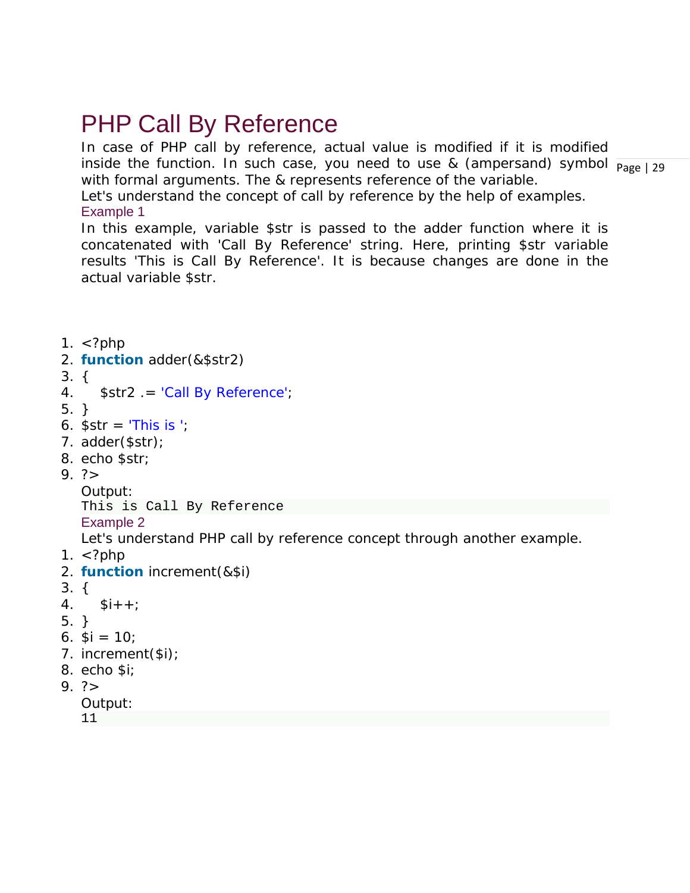# PHP Call By Reference

In case of PHP call by reference, actual value is modified if it is modified inside the function. In such case, you need to use & (ampersand) symbol with formal arguments. The & represents reference of the variable.

Let's understand the concept of call by reference by the help of examples.

### Example 1

In this example, variable $str is passed to the adder function where it is concatenated with 'Call By Reference' string. Here, printing $str variable results 'This is Call By Reference'. It is because changes are done in the actual variable $str.

```php
<?php
function adder(&$str2)
{
    $str2 .= 'Call By Reference';
}
$str = 'This is ';
adder($str);
echo $str;
?>
```

Output:

```
This is Call By Reference
```

### Example 2

Let's understand PHP call by reference concept through another example.

```php
<?php
function increment(&$i)
{
    $i++;
}
$i = 10;
increment($i);
echo $i;
?>
```

Output:

```
11
```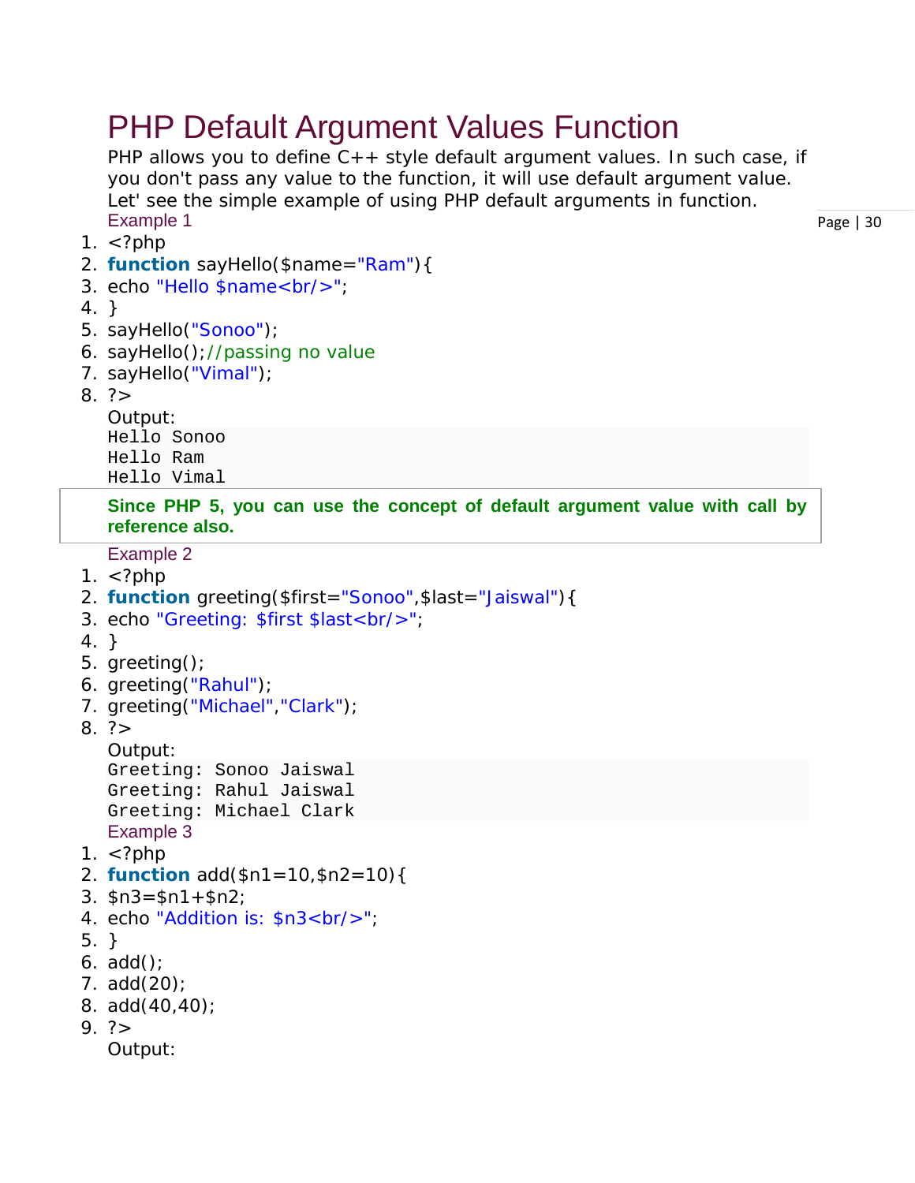# PHP Default Argument Values Function

PHP allows you to define C++ style default argument values. In such case, if you don't pass any value to the function, it will use default argument value. Let' see the simple example of using PHP default arguments in function.

Example 1

```
1. <?php
2. function sayHello($name="Ram"){
3. echo "Hello $name<br/>";
4. }
5. sayHello("Sonoo");
6. sayHello();//passing no value
7. sayHello("Vimal");
8. ?>
```

Output:

```
Hello Sonoo
Hello Ram
Hello Vimal
```

**Since PHP 5, you can use the concept of default argument value with call by reference also.**

Example 2

```
1. <?php
2. function greeting($first="Sonoo",$last="Jaiswal"){
3. echo "Greeting: $first $last<br/>";
4. }
5. greeting();
6. greeting("Rahul");
7. greeting("Michael","Clark");
8. ?>
```

Output:

```
Greeting: Sonoo Jaiswal
Greeting: Rahul Jaiswal
Greeting: Michael Clark
```

Example 3

```
1. <?php
2. function add($n1=10,$n2=10){
3. $n3=$n1+$n2;
4. echo "Addition is: $n3<br/>";
5. }
6. add();
7. add(20);
8. add(40,40);
9. ?>
```

Output: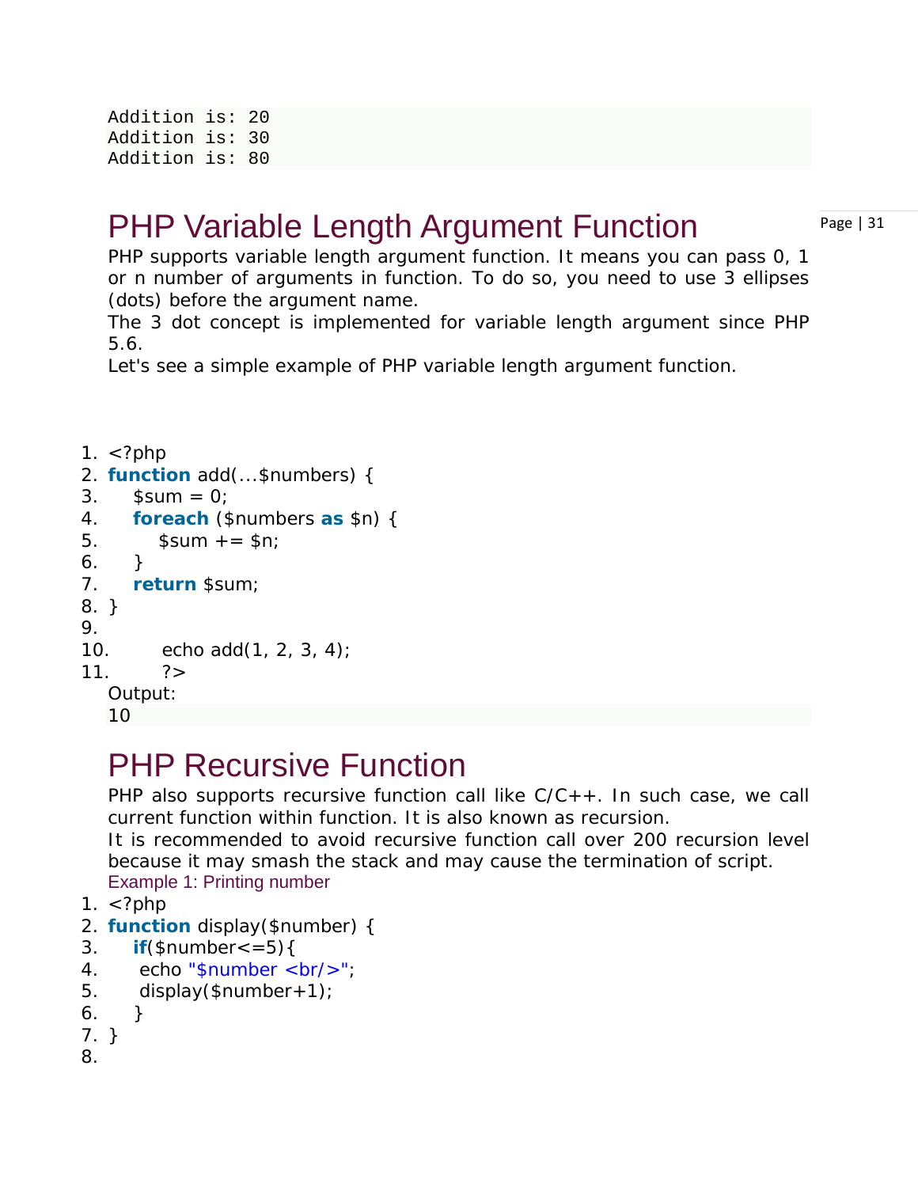```
Addition is: 20
Addition is: 30
Addition is: 80
```

# PHP Variable Length Argument Function

PHP supports variable length argument function. It means you can pass 0, 1 or n number of arguments in function. To do so, you need to use 3 ellipses (dots) before the argument name.

The 3 dot concept is implemented for variable length argument since PHP 5.6.

Let's see a simple example of PHP variable length argument function.

```
1. <?php
2. function add(...$numbers) {
3.     $sum = 0;
4.     foreach ($numbers as $n) {
5.         $sum += $n;
6.     }
7.     return $sum;
8. }
9.
10.     echo add(1, 2, 3, 4);
11.     ?>
```

Output:

```
10
```

# PHP Recursive Function

PHP also supports recursive function call like C/C++. In such case, we call current function within function. It is also known as recursion.

It is recommended to avoid recursive function call over 200 recursion level because it may smash the stack and may cause the termination of script.

Example 1: Printing number

```
1. <?php
2. function display($number) {
3.     if($number<=5){
4.      echo "$number <br/>";
5.      display($number+1);
6.     }
7. }
8.
```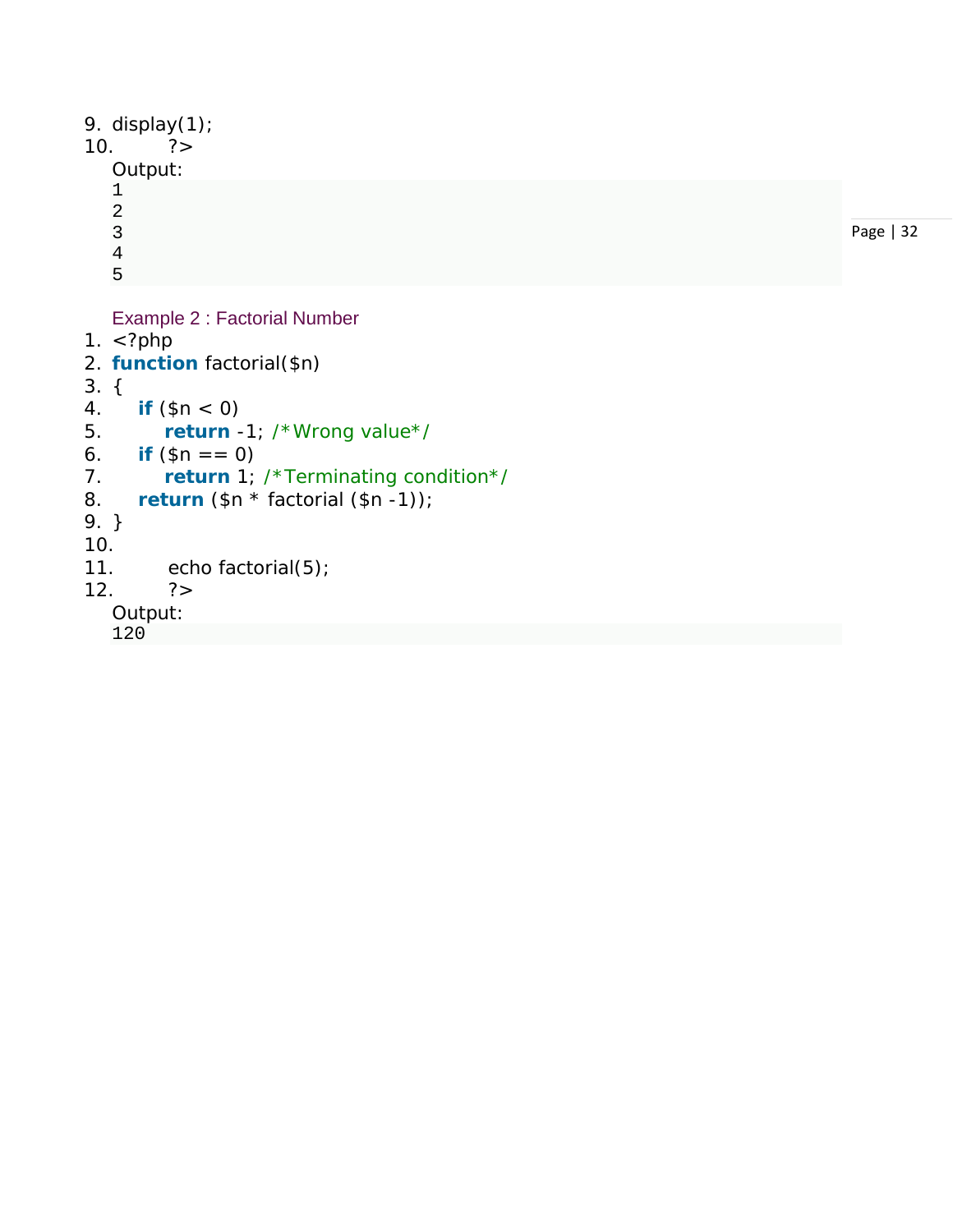```
9. display(1);
10.        ?>
```

Output:

```
1
2
3
4
5
```

Example 2 : Factorial Number

```
1. <?php
2. function factorial($n)
3. {
4.     if ($n < 0)
5.         return -1; /*Wrong value*/
6.     if ($n == 0)
7.         return 1; /*Terminating condition*/
8.     return ($n * factorial ($n -1));
9. }
10.
11.        echo factorial(5);
12.        ?>
```

Output:

```
120
```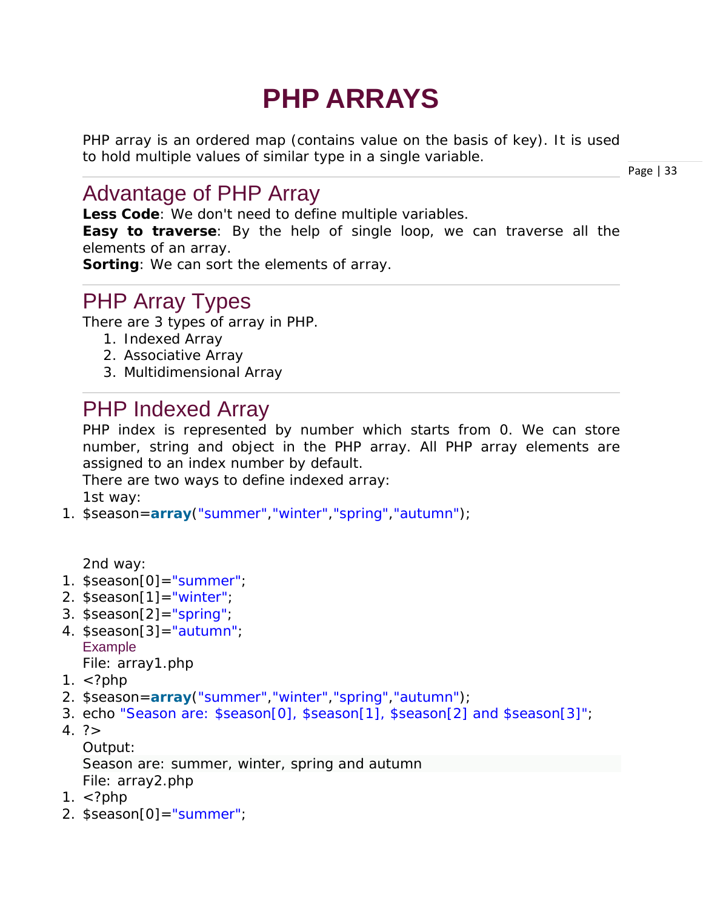# PHP ARRAYS

PHP array is an ordered map (contains value on the basis of key). It is used to hold multiple values of similar type in a single variable.

## Advantage of PHP Array

**Less Code**: We don't need to define multiple variables.
**Easy to traverse**: By the help of single loop, we can traverse all the elements of an array.
**Sorting**: We can sort the elements of array.

## PHP Array Types

There are 3 types of array in PHP.

1. Indexed Array
2. Associative Array
3. Multidimensional Array

## PHP Indexed Array

PHP index is represented by number which starts from 0. We can store number, string and object in the PHP array. All PHP array elements are assigned to an index number by default.

There are two ways to define indexed array:

1st way:

```
1. $season=array("summer","winter","spring","autumn");
```

2nd way:

```
1. $season[0]="summer";
2. $season[1]="winter";
3. $season[2]="spring";
4. $season[3]="autumn";
```

### Example

File: array1.php

```
1. <?php
2. $season=array("summer","winter","spring","autumn");
3. echo "Season are: $season[0], $season[1], $season[2] and $season[3]";
4. ?>
```

Output:

Season are: summer, winter, spring and autumn

File: array2.php

```
1. <?php
2. $season[0]="summer";
```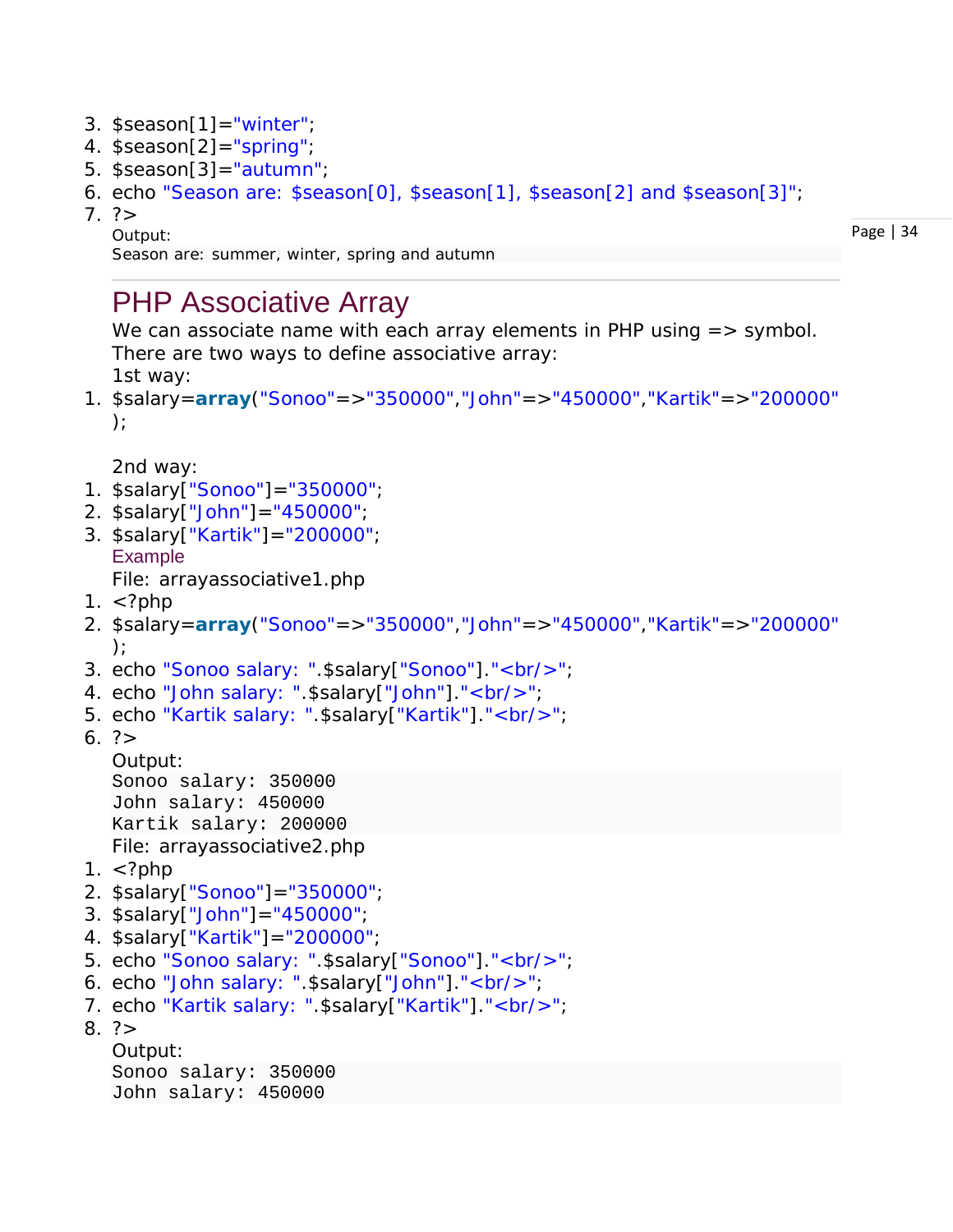```
3. $season[1]="winter";
4. $season[2]="spring";
5. $season[3]="autumn";
6. echo "Season are: $season[0], $season[1], $season[2] and $season[3]";
7. ?>
```

Output:

```
Season are: summer, winter, spring and autumn
```

## PHP Associative Array

We can associate name with each array elements in PHP using => symbol.

There are two ways to define associative array:

1st way:

```
1. $salary=array("Sonoo"=>"350000","John"=>"450000","Kartik"=>"200000");
```

2nd way:

```
1. $salary["Sonoo"]="350000";
2. $salary["John"]="450000";
3. $salary["Kartik"]="200000";
```

### Example

File: arrayassociative1.php

```
1. <?php
2. $salary=array("Sonoo"=>"350000","John"=>"450000","Kartik"=>"200000");
3. echo "Sonoo salary: ".$salary["Sonoo"]."<br/>";
4. echo "John salary: ".$salary["John"]."<br/>";
5. echo "Kartik salary: ".$salary["Kartik"]."<br/>";
6. ?>
```

Output:

```
Sonoo salary: 350000
John salary: 450000
Kartik salary: 200000
```

File: arrayassociative2.php

```
1. <?php
2. $salary["Sonoo"]="350000";
3. $salary["John"]="450000";
4. $salary["Kartik"]="200000";
5. echo "Sonoo salary: ".$salary["Sonoo"]."<br/>";
6. echo "John salary: ".$salary["John"]."<br/>";
7. echo "Kartik salary: ".$salary["Kartik"]."<br/>";
8. ?>
```

Output:

```
Sonoo salary: 350000
John salary: 450000
```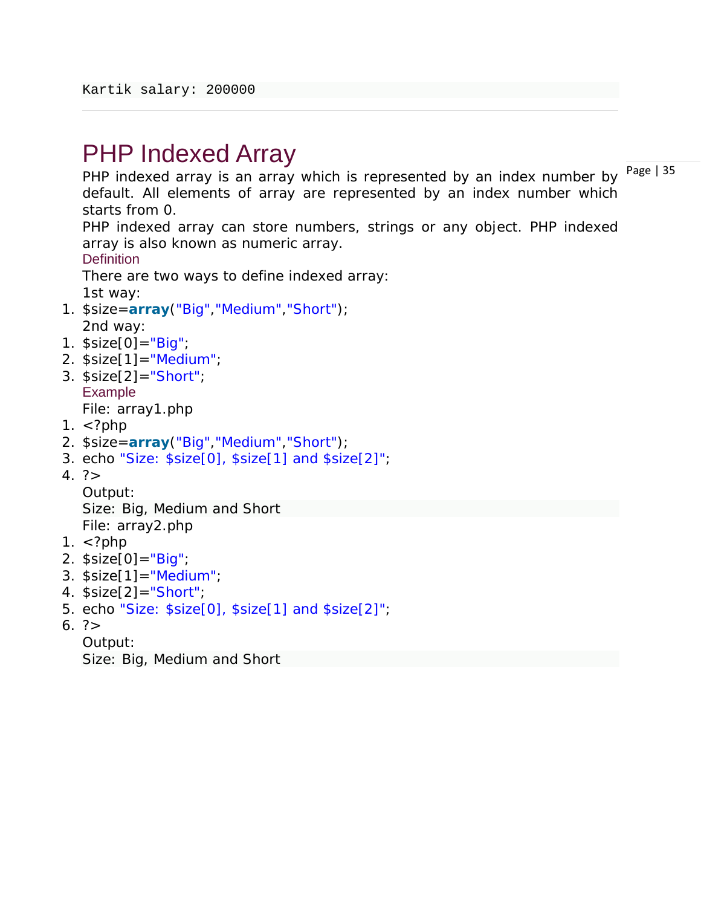```
Kartik salary: 200000
```

---

# PHP Indexed Array

PHP indexed array is an array which is represented by an index number by default. All elements of array are represented by an index number which starts from 0.

PHP indexed array can store numbers, strings or any object. PHP indexed array is also known as numeric array.

### Definition

There are two ways to define indexed array:

1st way:

```php
$size=array("Big","Medium","Short");
```

2nd way:

```php
$size[0]="Big";
$size[1]="Medium";
$size[2]="Short";
```

### Example

File: array1.php

```php
<?php
$size=array("Big","Medium","Short");
echo "Size: $size[0], $size[1] and $size[2]";
?>
```

Output:

```
Size: Big, Medium and Short
```

File: array2.php

```php
<?php
$size[0]="Big";
$size[1]="Medium";
$size[2]="Short";
echo "Size: $size[0], $size[1] and $size[2]";
?>
```

Output:

```
Size: Big, Medium and Short
```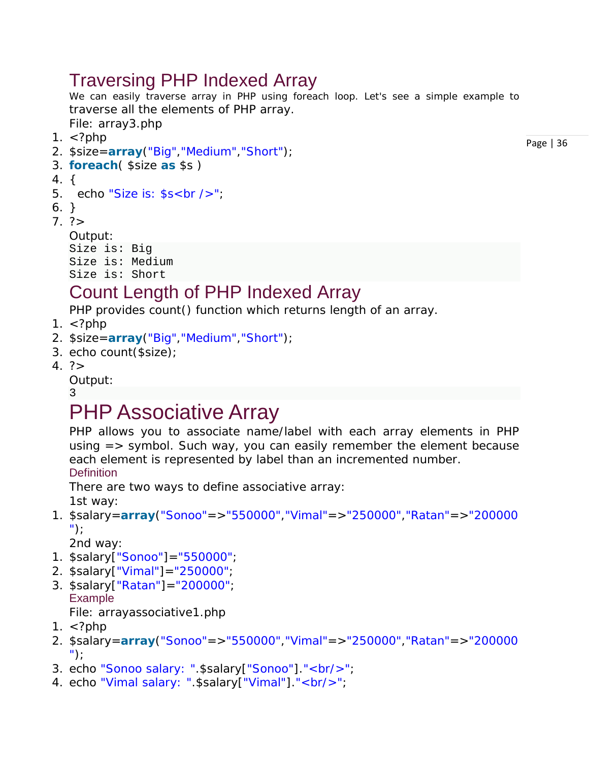## Traversing PHP Indexed Array

We can easily traverse array in PHP using foreach loop. Let's see a simple example to traverse all the elements of PHP array.

File: array3.php

```
<?php
$size=array("Big","Medium","Short");
foreach( $size as $s )
{
  echo "Size is: $s<br />";
}
?>
```

Output:

```
Size is: Big
Size is: Medium
Size is: Short
```

## Count Length of PHP Indexed Array

PHP provides count() function which returns length of an array.

```
<?php
$size=array("Big","Medium","Short");
echo count($size);
?>
```

Output:

```
3
```

# PHP Associative Array

PHP allows you to associate name/label with each array elements in PHP using => symbol. Such way, you can easily remember the element because each element is represented by label than an incremented number.

### Definition

There are two ways to define associative array:

1st way:

```
$salary=array("Sonoo"=>"550000","Vimal"=>"250000","Ratan"=>"200000");
```

2nd way:

```
$salary["Sonoo"]="550000";
$salary["Vimal"]="250000";
$salary["Ratan"]="200000";
```

### Example

File: arrayassociative1.php

```
<?php
$salary=array("Sonoo"=>"550000","Vimal"=>"250000","Ratan"=>"200000");
echo "Sonoo salary: ".$salary["Sonoo"]."<br/>";
echo "Vimal salary: ".$salary["Vimal"]."<br/>";
```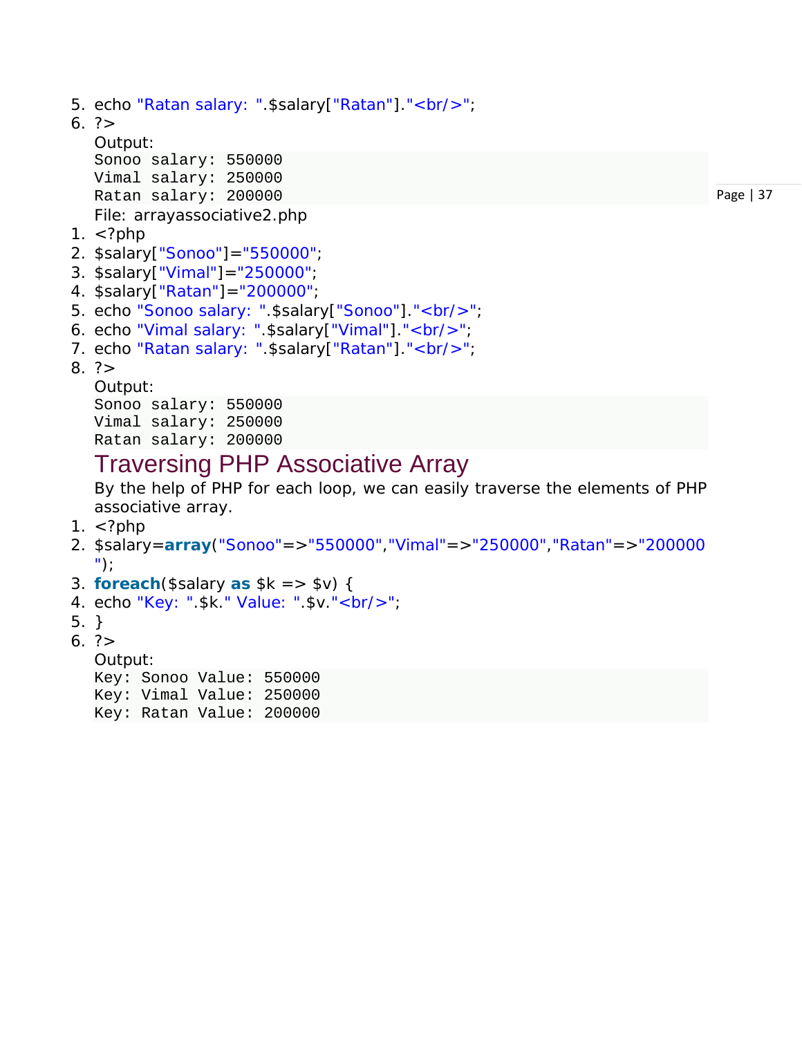```
5. echo "Ratan salary: ".$salary["Ratan"]."<br/>";
6. ?>
```

Output:

```
Sonoo salary: 550000
Vimal salary: 250000
Ratan salary: 200000
```

File: arrayassociative2.php

```
1. <?php
2. $salary["Sonoo"]="550000";
3. $salary["Vimal"]="250000";
4. $salary["Ratan"]="200000";
5. echo "Sonoo salary: ".$salary["Sonoo"]."<br/>";
6. echo "Vimal salary: ".$salary["Vimal"]."<br/>";
7. echo "Ratan salary: ".$salary["Ratan"]."<br/>";
8. ?>
```

Output:

```
Sonoo salary: 550000
Vimal salary: 250000
Ratan salary: 200000
```

## Traversing PHP Associative Array

By the help of PHP for each loop, we can easily traverse the elements of PHP associative array.

```
1. <?php
2. $salary=array("Sonoo"=>"550000","Vimal"=>"250000","Ratan"=>"200000");
3. foreach($salary as $k => $v) {
4. echo "Key: ".$k." Value: ".$v."<br/>";
5. }
6. ?>
```

Output:

```
Key: Sonoo Value: 550000
Key: Vimal Value: 250000
Key: Ratan Value: 200000
```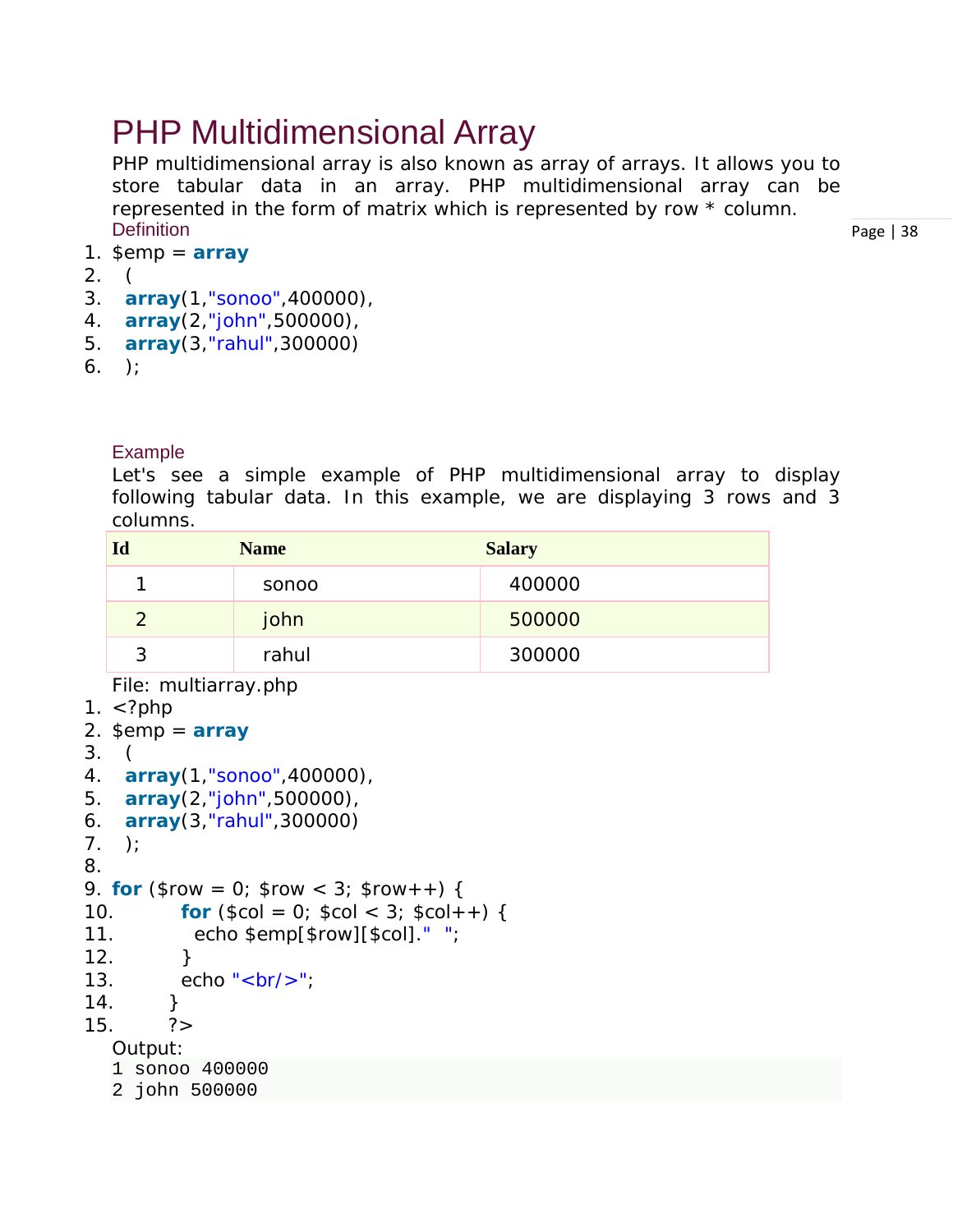# PHP Multidimensional Array

PHP multidimensional array is also known as array of arrays. It allows you to store tabular data in an array. PHP multidimensional array can be represented in the form of matrix which is represented by row * column.

### Definition

```
1. $emp = array
2.   (
3.   array(1,"sonoo",400000),
4.   array(2,"john",500000),
5.   array(3,"rahul",300000)
6.   );
```

### Example

Let's see a simple example of PHP multidimensional array to display following tabular data. In this example, we are displaying 3 rows and 3 columns.

| Id | Name | Salary |
|---|---|---|
| 1 | sonoo | 400000 |
| 2 | john | 500000 |
| 3 | rahul | 300000 |

File: multiarray.php

```
1. <?php
2. $emp = array
3.   (
4.   array(1,"sonoo",400000),
5.   array(2,"john",500000),
6.   array(3,"rahul",300000)
7.   );
8.
9. for ($row = 0; $row < 3; $row++) {
10.         for ($col = 0; $col < 3; $col++) {
11.           echo $emp[$row][$col]."  ";
12.         }
13.         echo "<br/>";
14.       }
15.       ?>
```

Output:

```
1 sonoo 400000
2 john 500000
```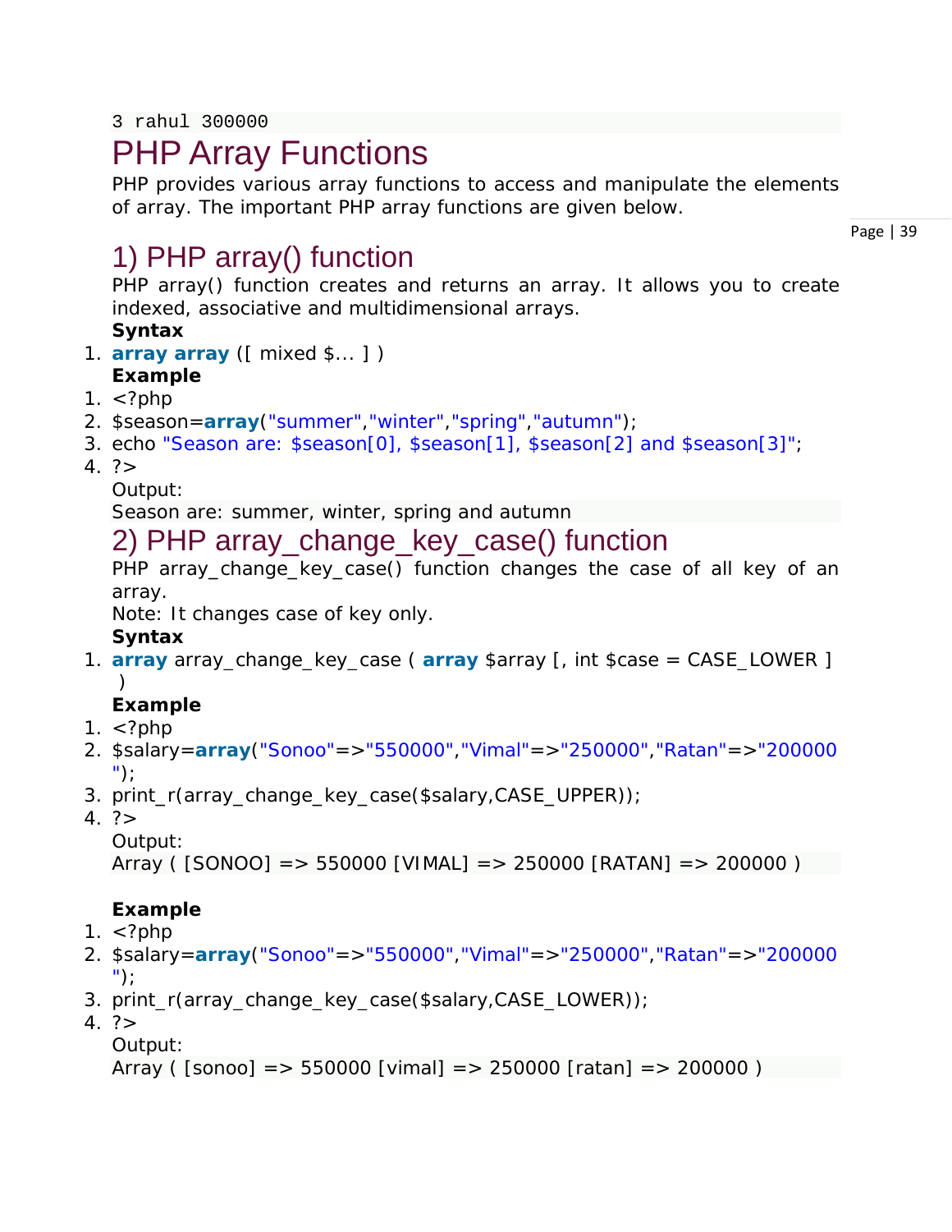```
3 rahul 300000
```

# PHP Array Functions

PHP provides various array functions to access and manipulate the elements of array. The important PHP array functions are given below.

## 1) PHP array() function

PHP array() function creates and returns an array. It allows you to create indexed, associative and multidimensional arrays.

**Syntax**

```
array array ([ mixed $... ] )
```

**Example**

```php
<?php
$season=array("summer","winter","spring","autumn");
echo "Season are: $season[0], $season[1], $season[2] and $season[3]";
?>
```

Output:

```
Season are: summer, winter, spring and autumn
```

## 2) PHP array_change_key_case() function

PHP array_change_key_case() function changes the case of all key of an array.

Note: It changes case of key only.

**Syntax**

```
array array_change_key_case ( array $array [, int $case = CASE_LOWER ] )
```

**Example**

```php
<?php
$salary=array("Sonoo"=>"550000","Vimal"=>"250000","Ratan"=>"200000");
print_r(array_change_key_case($salary,CASE_UPPER));
?>
```

Output:

```
Array ( [SONOO] => 550000 [VIMAL] => 250000 [RATAN] => 200000 )
```

**Example**

```php
<?php
$salary=array("Sonoo"=>"550000","Vimal"=>"250000","Ratan"=>"200000");
print_r(array_change_key_case($salary,CASE_LOWER));
?>
```

Output:

```
Array ( [sonoo] => 550000 [vimal] => 250000 [ratan] => 200000 )
```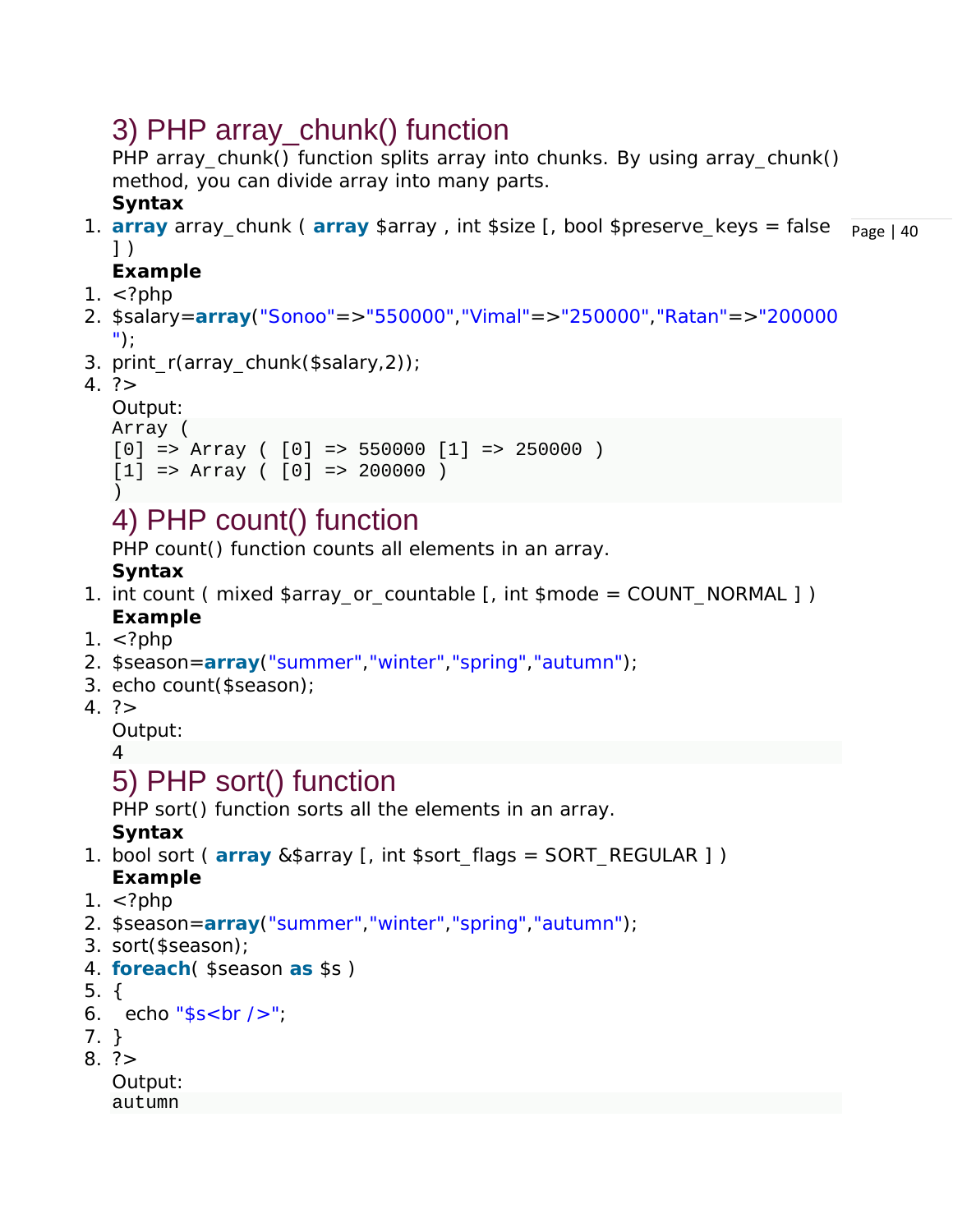## 3) PHP array_chunk() function

PHP array_chunk() function splits array into chunks. By using array_chunk() method, you can divide array into many parts.

**Syntax**

```
array array_chunk ( array $array , int $size [, bool $preserve_keys = false ] )
```

**Example**

```
<?php
$salary=array("Sonoo"=>"550000","Vimal"=>"250000","Ratan"=>"200000");
print_r(array_chunk($salary,2));
?>
```

Output:

```
Array (
[0] => Array ( [0] => 550000 [1] => 250000 )
[1] => Array ( [0] => 200000 )
)
```

## 4) PHP count() function

PHP count() function counts all elements in an array.

**Syntax**

```
int count ( mixed $array_or_countable [, int $mode = COUNT_NORMAL ] )
```

**Example**

```
<?php
$season=array("summer","winter","spring","autumn");
echo count($season);
?>
```

Output:

```
4
```

## 5) PHP sort() function

PHP sort() function sorts all the elements in an array.

**Syntax**

```
bool sort ( array &$array [, int $sort_flags = SORT_REGULAR ] )
```

**Example**

```
<?php
$season=array("summer","winter","spring","autumn");
sort($season);
foreach( $season as $s )
{
  echo "$s<br />";
}
?>
```

Output:

```
autumn
```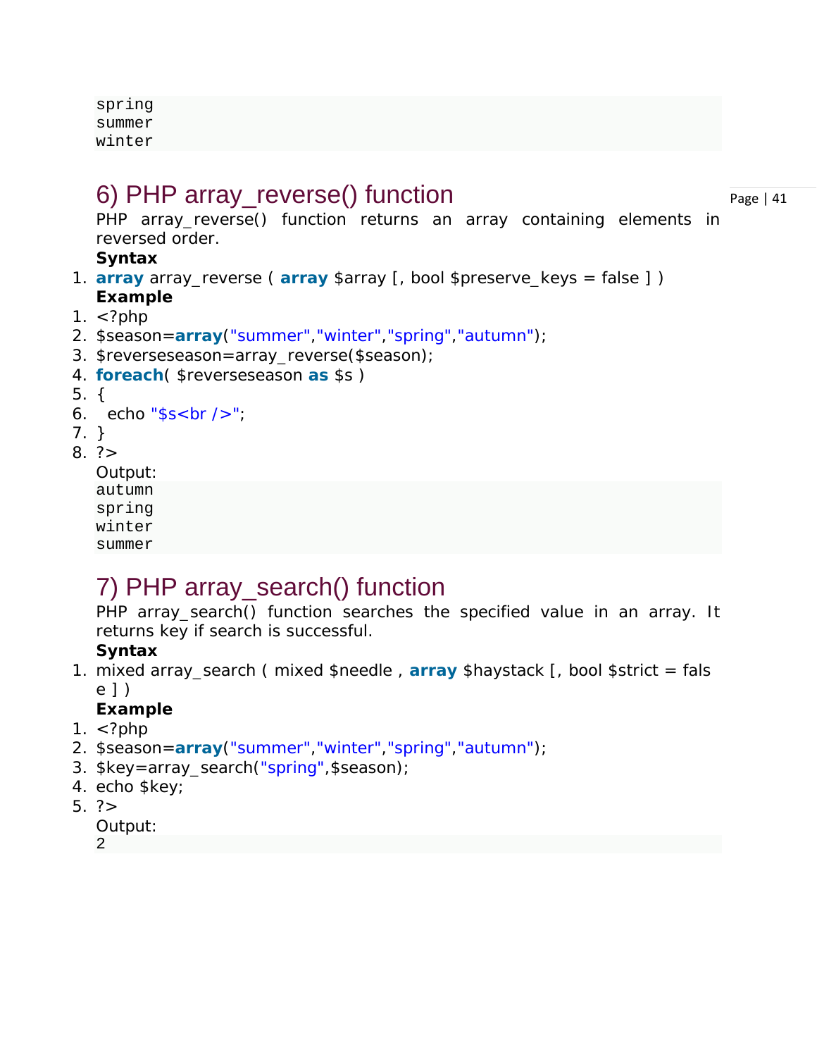```
spring
summer
winter
```

## 6) PHP array_reverse() function

PHP array_reverse() function returns an array containing elements in reversed order.

**Syntax**

```
array array_reverse ( array $array [, bool $preserve_keys = false ] )
```

**Example**

```
<?php
$season=array("summer","winter","spring","autumn");
$reverseseason=array_reverse($season);
foreach( $reverseseason as $s )
{
  echo "$s<br />";
}
?>
```

Output:

```
autumn
spring
winter
summer
```

## 7) PHP array_search() function

PHP array_search() function searches the specified value in an array. It returns key if search is successful.

**Syntax**

```
mixed array_search ( mixed $needle , array $haystack [, bool $strict = false ] )
```

**Example**

```
<?php
$season=array("summer","winter","spring","autumn");
$key=array_search("spring",$season);
echo $key;
?>
```

Output:

```
2
```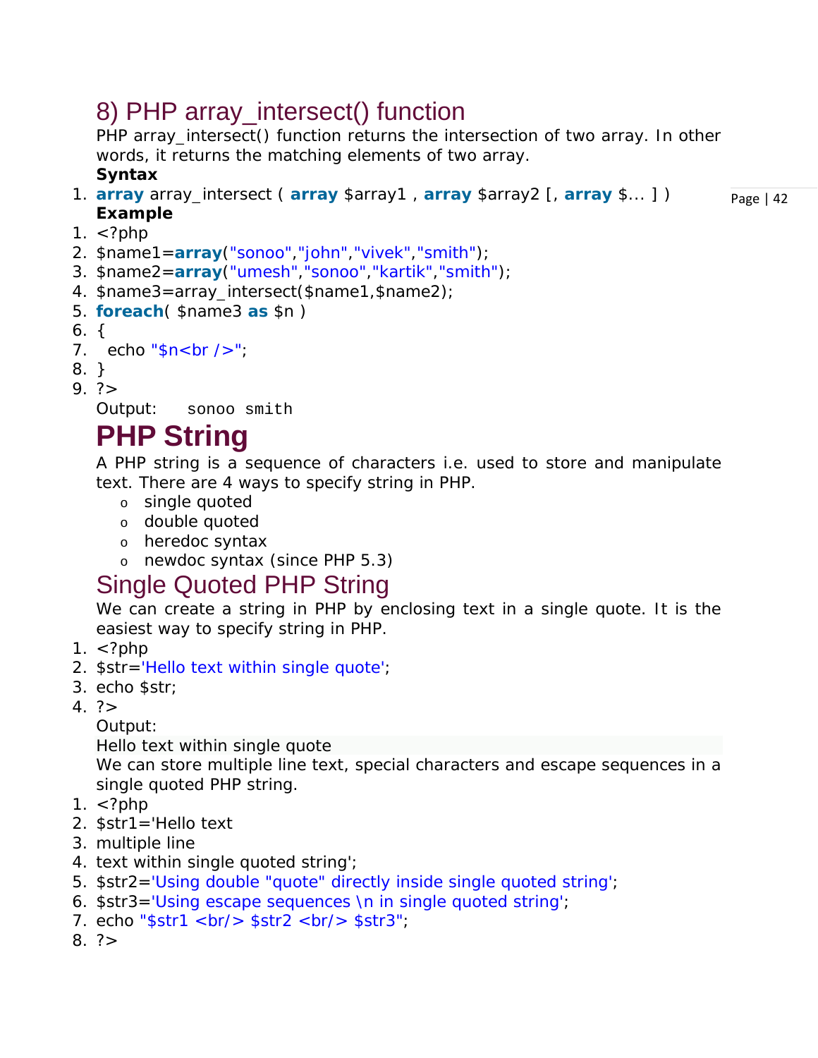## 8) PHP array_intersect() function

PHP array_intersect() function returns the intersection of two array. In other words, it returns the matching elements of two array.

**Syntax**

```
array array_intersect ( array $array1 , array $array2 [, array $... ] )
```

**Example**

```
<?php
$name1=array("sonoo","john","vivek","smith");
$name2=array("umesh","sonoo","kartik","smith");
$name3=array_intersect($name1,$name2);
foreach( $name3 as $n )
{
  echo "$n<br />";
}
?>
```

Output: `sonoo smith`

# PHP String

A PHP string is a sequence of characters i.e. used to store and manipulate text. There are 4 ways to specify string in PHP.

- single quoted
- double quoted
- heredoc syntax
- newdoc syntax (since PHP 5.3)

## Single Quoted PHP String

We can create a string in PHP by enclosing text in a single quote. It is the easiest way to specify string in PHP.

```
<?php
$str='Hello text within single quote';
echo $str;
?>
```

Output:

Hello text within single quote

We can store multiple line text, special characters and escape sequences in a single quoted PHP string.

```
<?php
$str1='Hello text
multiple line
text within single quoted string';
$str2='Using double "quote" directly inside single quoted string';
$str3='Using escape sequences \n in single quoted string';
echo "$str1 <br/> $str2 <br/> $str3";
?>
```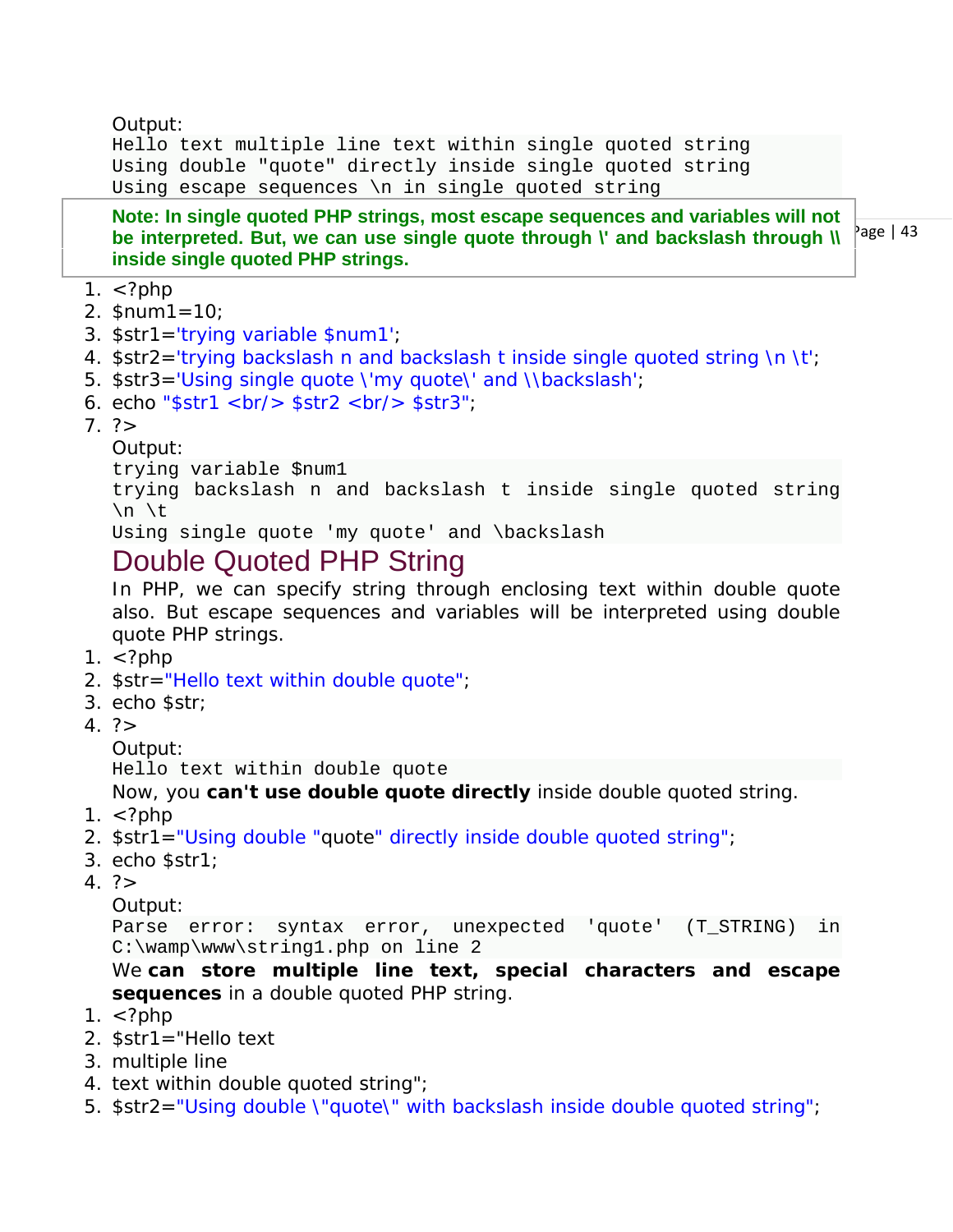Output:

```
Hello text multiple line text within single quoted string
Using double "quote" directly inside single quoted string
Using escape sequences \n in single quoted string
```

**Note: In single quoted PHP strings, most escape sequences and variables will not be interpreted. But, we can use single quote through \' and backslash through \\ inside single quoted PHP strings.**

```
1. <?php
2. $num1=10;
3. $str1='trying variable $num1';
4. $str2='trying backslash n and backslash t inside single quoted string \n \t';
5. $str3='Using single quote \'my quote\' and \\backslash';
6. echo "$str1 <br/> $str2 <br/> $str3";
7. ?>
```

Output:

```
trying variable $num1
trying backslash n and backslash t inside single quoted string
\n \t
Using single quote 'my quote' and \backslash
```

## Double Quoted PHP String

In PHP, we can specify string through enclosing text within double quote also. But escape sequences and variables will be interpreted using double quote PHP strings.

```
1. <?php
2. $str="Hello text within double quote";
3. echo $str;
4. ?>
```

Output:

```
Hello text within double quote
```

Now, you **can't use double quote directly** inside double quoted string.

```
1. <?php
2. $str1="Using double "quote" directly inside double quoted string";
3. echo $str1;
4. ?>
```

Output:

```
Parse error: syntax error, unexpected 'quote' (T_STRING) in
C:\wamp\www\string1.php on line 2
```

We **can store multiple line text, special characters and escape sequences** in a double quoted PHP string.

```
1. <?php
2. $str1="Hello text
3. multiple line
4. text within double quoted string";
5. $str2="Using double \"quote\" with backslash inside double quoted string";
```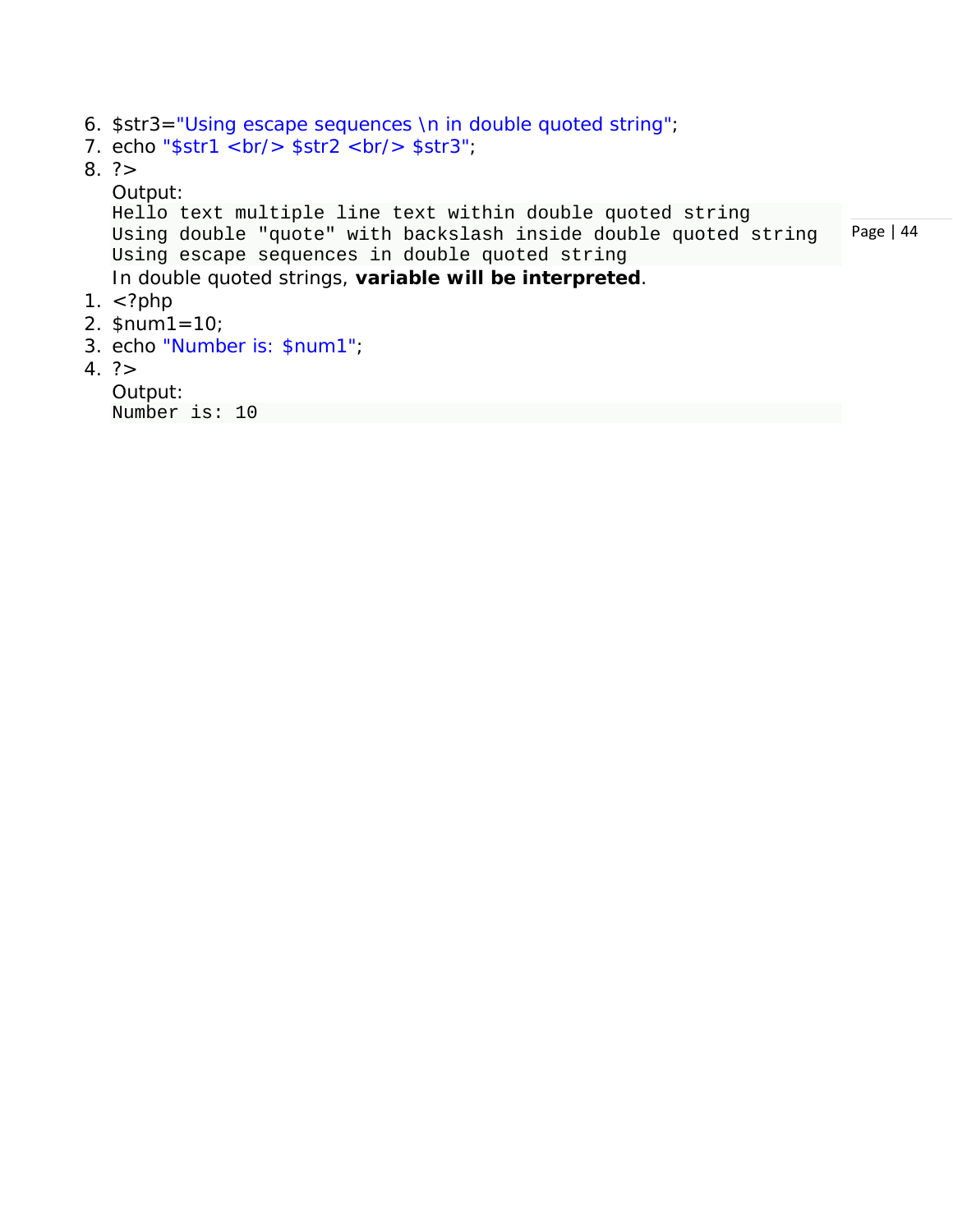6. $str3="Using escape sequences \n in double quoted string";
7. echo "$str1 <br/> $str2 <br/> $str3";
8. ?>

Output:

```
Hello text multiple line text within double quoted string
Using double "quote" with backslash inside double quoted string
Using escape sequences in double quoted string
```

In double quoted strings, **variable will be interpreted**.

1. <?php
2. $num1=10;
3. echo "Number is: $num1";
4. ?>

Output:

```
Number is: 10
```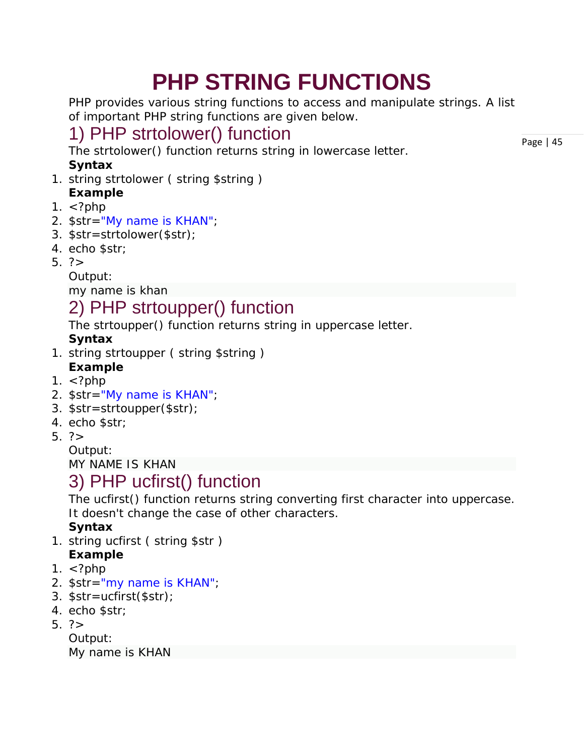# PHP STRING FUNCTIONS

PHP provides various string functions to access and manipulate strings. A list of important PHP string functions are given below.

## 1) PHP strtolower() function

The strtolower() function returns string in lowercase letter.

**Syntax**

```
string strtolower ( string $string )
```

**Example**

```
<?php
$str="My name is KHAN";
$str=strtolower($str);
echo $str;
?>
```

Output:

```
my name is khan
```

## 2) PHP strtoupper() function

The strtoupper() function returns string in uppercase letter.

**Syntax**

```
string strtoupper ( string $string )
```

**Example**

```
<?php
$str="My name is KHAN";
$str=strtoupper($str);
echo $str;
?>
```

Output:

```
MY NAME IS KHAN
```

## 3) PHP ucfirst() function

The ucfirst() function returns string converting first character into uppercase. It doesn't change the case of other characters.

**Syntax**

```
string ucfirst ( string $str )
```

**Example**

```
<?php
$str="my name is KHAN";
$str=ucfirst($str);
echo $str;
?>
```

Output:

```
My name is KHAN
```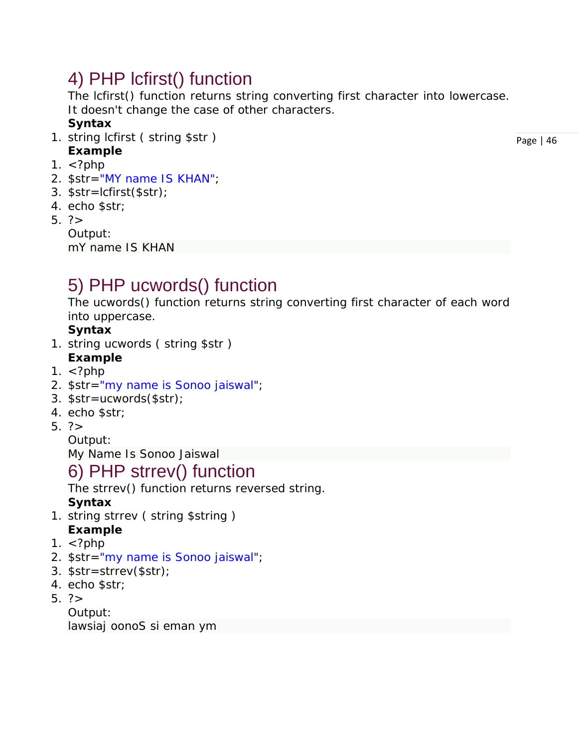## 4) PHP lcfirst() function

The lcfirst() function returns string converting first character into lowercase. It doesn't change the case of other characters.

**Syntax**

```
string lcfirst ( string $str )
```

**Example**

```php
<?php
$str="MY name IS KHAN";
$str=lcfirst($str);
echo $str;
?>
```

Output:

```
mY name IS KHAN
```

## 5) PHP ucwords() function

The ucwords() function returns string converting first character of each word into uppercase.

**Syntax**

```
string ucwords ( string $str )
```

**Example**

```php
<?php
$str="my name is Sonoo jaiswal";
$str=ucwords($str);
echo $str;
?>
```

Output:

```
My Name Is Sonoo Jaiswal
```

## 6) PHP strrev() function

The strrev() function returns reversed string.

**Syntax**

```
string strrev ( string $string )
```

**Example**

```php
<?php
$str="my name is Sonoo jaiswal";
$str=strrev($str);
echo $str;
?>
```

Output:

```
lawsiaj oonoS si eman ym
```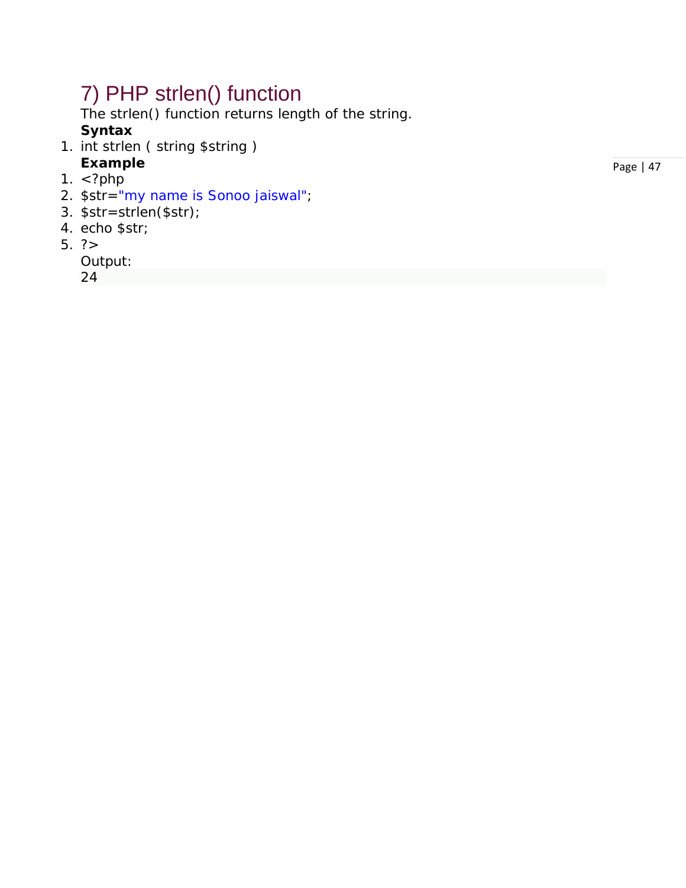## 7) PHP strlen() function

The strlen() function returns length of the string.

**Syntax**

```
int strlen ( string $string )
```

**Example**

```php
<?php
$str="my name is Sonoo jaiswal";
$str=strlen($str);
echo $str;
?>
```

Output:

```
24
```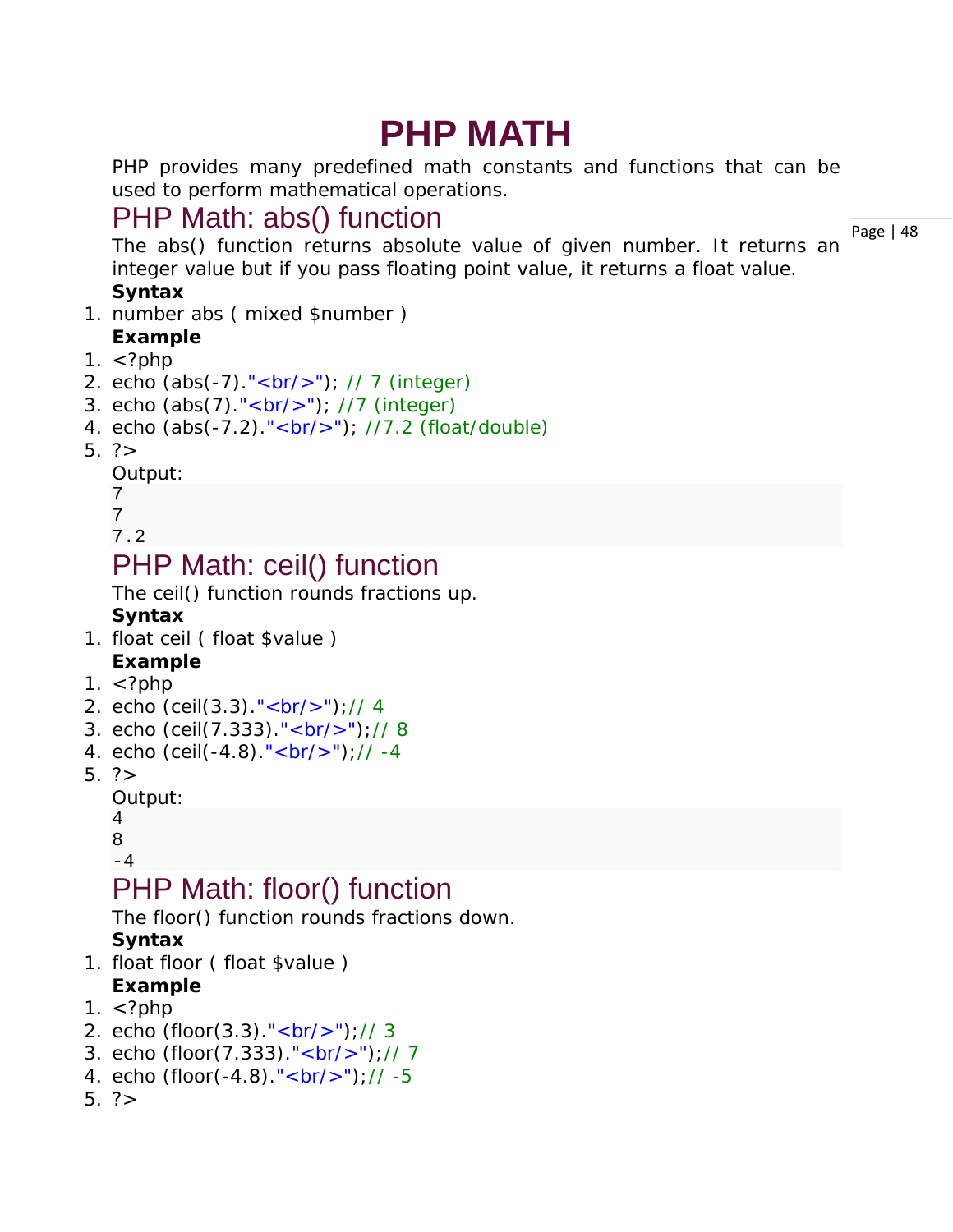# PHP MATH

PHP provides many predefined math constants and functions that can be used to perform mathematical operations.

## PHP Math: abs() function

The abs() function returns absolute value of given number. It returns an integer value but if you pass floating point value, it returns a float value.

**Syntax**

```
number abs ( mixed $number )
```

**Example**

```
<?php
echo (abs(-7)."<br/>"); // 7 (integer)
echo (abs(7)."<br/>"); //7 (integer)
echo (abs(-7.2)."<br/>"); //7.2 (float/double)
?>
```

Output:

```
7
7
7.2
```

## PHP Math: ceil() function

The ceil() function rounds fractions up.

**Syntax**

```
float ceil ( float $value )
```

**Example**

```
<?php
echo (ceil(3.3)."<br/>");// 4
echo (ceil(7.333)."<br/>");// 8
echo (ceil(-4.8)."<br/>");// -4
?>
```

Output:

```
4
8
-4
```

## PHP Math: floor() function

The floor() function rounds fractions down.

**Syntax**

```
float floor ( float $value )
```

**Example**

```
<?php
echo (floor(3.3)."<br/>");// 3
echo (floor(7.333)."<br/>");// 7
echo (floor(-4.8)."<br/>");// -5
?>
```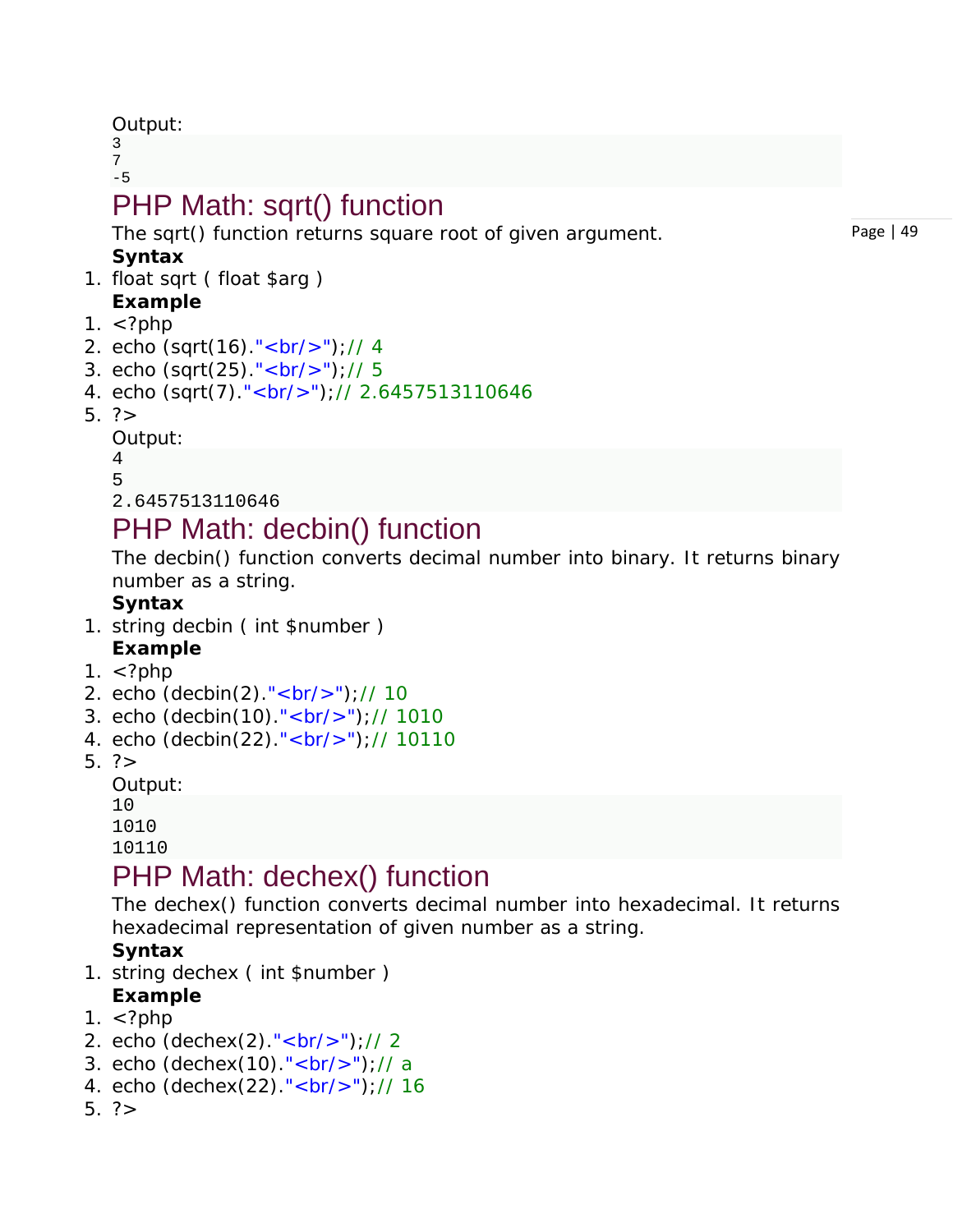Output:

```
3
7
-5
```

## PHP Math: sqrt() function

The sqrt() function returns square root of given argument.

**Syntax**

```
float sqrt ( float $arg )
```

**Example**

```
<?php
echo (sqrt(16)."<br/>");// 4
echo (sqrt(25)."<br/>");// 5
echo (sqrt(7)."<br/>");// 2.6457513110646
?>
```

Output:

```
4
5
2.6457513110646
```

## PHP Math: decbin() function

The decbin() function converts decimal number into binary. It returns binary number as a string.

**Syntax**

```
string decbin ( int $number )
```

**Example**

```
<?php
echo (decbin(2)."<br/>");// 10
echo (decbin(10)."<br/>");// 1010
echo (decbin(22)."<br/>");// 10110
?>
```

Output:

```
10
1010
10110
```

## PHP Math: dechex() function

The dechex() function converts decimal number into hexadecimal. It returns hexadecimal representation of given number as a string.

**Syntax**

```
string dechex ( int $number )
```

**Example**

```
<?php
echo (dechex(2)."<br/>");// 2
echo (dechex(10)."<br/>");// a
echo (dechex(22)."<br/>");// 16
?>
```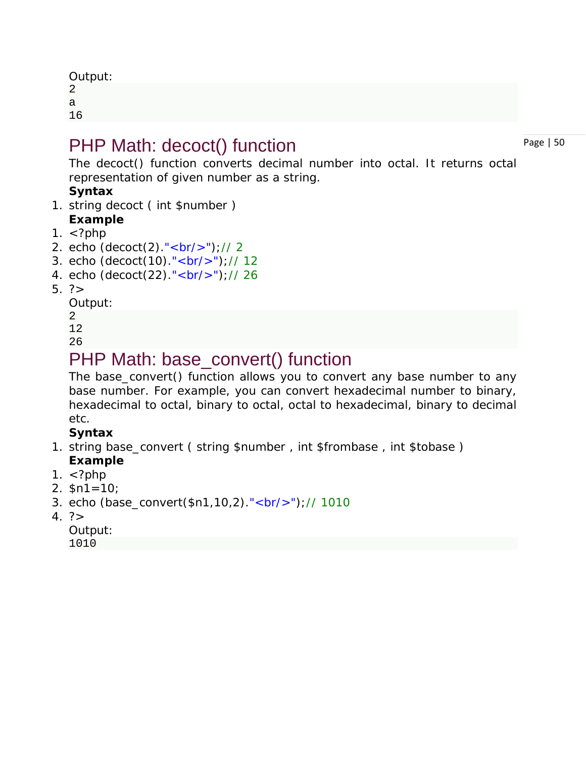Output:

```
2
a
16
```

## PHP Math: decoct() function

The decoct() function converts decimal number into octal. It returns octal representation of given number as a string.

**Syntax**

```
string decoct ( int $number )
```

**Example**

```
<?php
echo (decoct(2)."<br/>");// 2
echo (decoct(10)."<br/>");// 12
echo (decoct(22)."<br/>");// 26
?>
```

Output:

```
2
12
26
```

## PHP Math: base_convert() function

The base_convert() function allows you to convert any base number to any base number. For example, you can convert hexadecimal number to binary, hexadecimal to octal, binary to octal, octal to hexadecimal, binary to decimal etc.

**Syntax**

```
string base_convert ( string $number , int $frombase , int $tobase )
```

**Example**

```
<?php
$n1=10;
echo (base_convert($n1,10,2)."<br/>");// 1010
?>
```

Output:

```
1010
```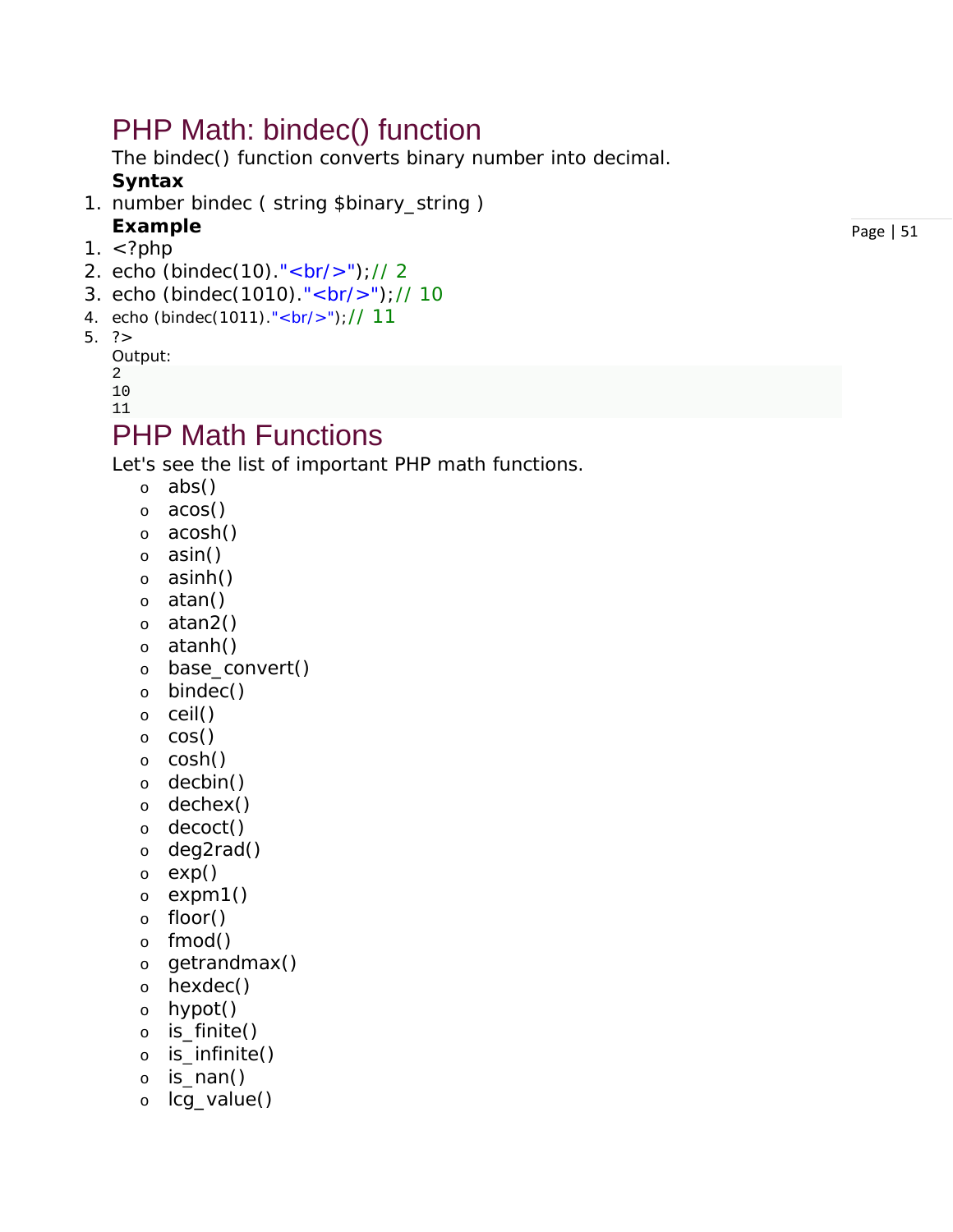## PHP Math: bindec() function

The bindec() function converts binary number into decimal.

**Syntax**

1. number bindec ( string $binary_string )

**Example**

1. <?php
2. echo (bindec(10)."<br/>");// 2
3. echo (bindec(1010)."<br/>");// 10
4. echo (bindec(1011)."<br/>");// 11
5. ?>

Output:

```
2
10
11
```

## PHP Math Functions

Let's see the list of important PHP math functions.

- abs()
- acos()
- acosh()
- asin()
- asinh()
- atan()
- atan2()
- atanh()
- base_convert()
- bindec()
- ceil()
- cos()
- cosh()
- decbin()
- dechex()
- decoct()
- deg2rad()
- exp()
- expm1()
- floor()
- fmod()
- getrandmax()
- hexdec()
- hypot()
- is_finite()
- is_infinite()
- is_nan()
- lcg_value()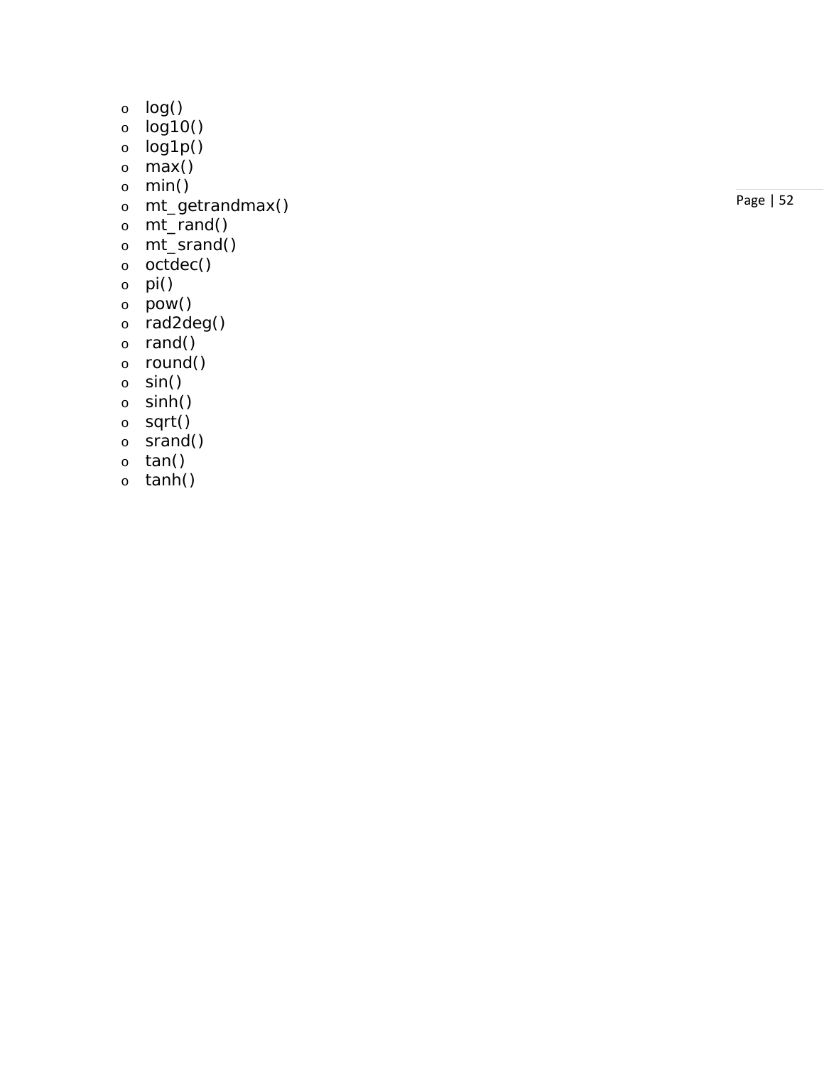- log()
- log10()
- log1p()
- max()
- min()
- mt_getrandmax()
- mt_rand()
- mt_srand()
- octdec()
- pi()
- pow()
- rad2deg()
- rand()
- round()
- sin()
- sinh()
- sqrt()
- srand()
- tan()
- tanh()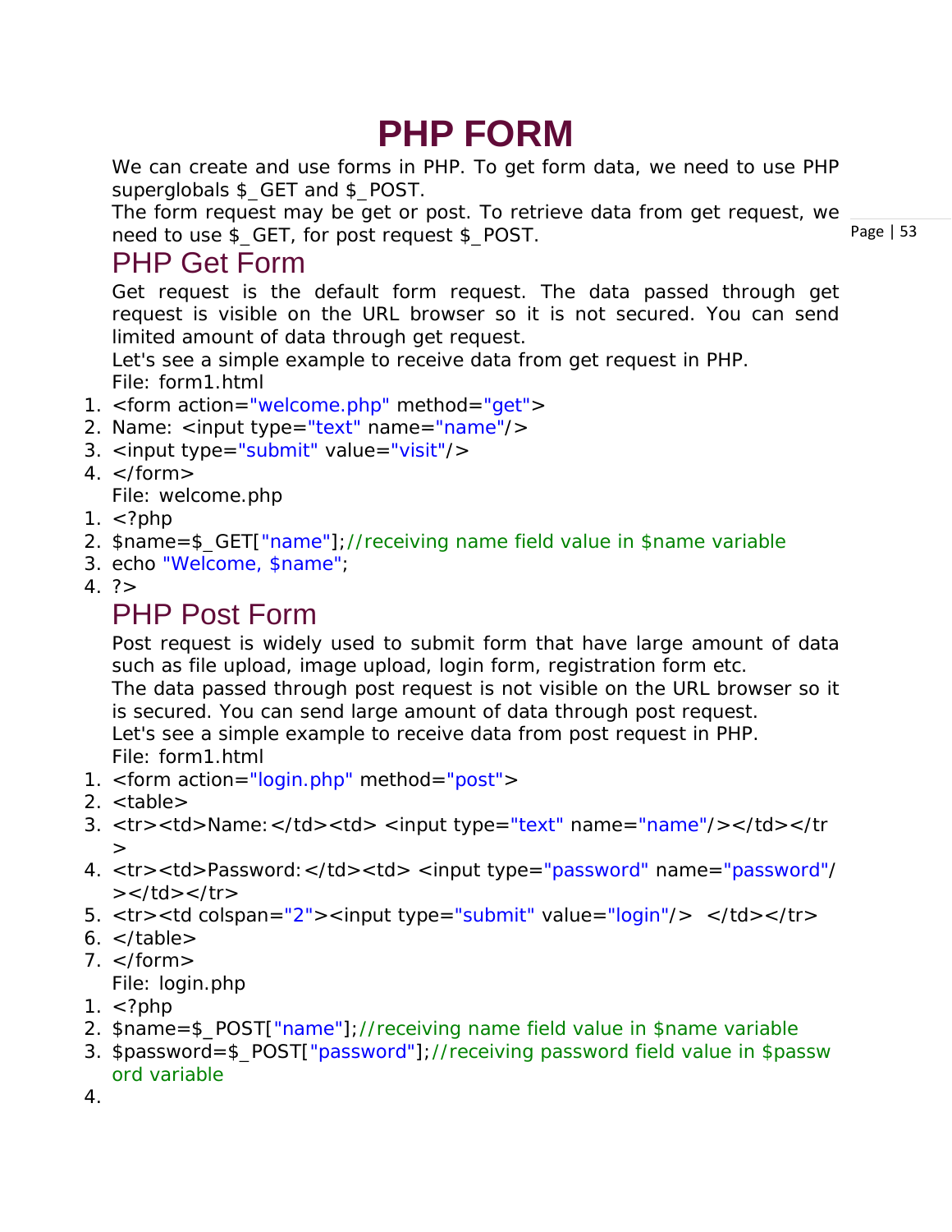# PHP FORM

We can create and use forms in PHP. To get form data, we need to use PHP superglobals $_GET and $_POST.

The form request may be get or post. To retrieve data from get request, we need to use $_GET, for post request $_POST.

## PHP Get Form

Get request is the default form request. The data passed through get request is visible on the URL browser so it is not secured. You can send limited amount of data through get request.

Let's see a simple example to receive data from get request in PHP.

File: form1.html

```
<form action="welcome.php" method="get">
Name: <input type="text" name="name"/>
<input type="submit" value="visit"/>
</form>
```

File: welcome.php

```
<?php
$name=$_GET["name"];//receiving name field value in $name variable
echo "Welcome, $name";
?>
```

## PHP Post Form

Post request is widely used to submit form that have large amount of data such as file upload, image upload, login form, registration form etc.

The data passed through post request is not visible on the URL browser so it is secured. You can send large amount of data through post request.

Let's see a simple example to receive data from post request in PHP.

File: form1.html

```
<form action="login.php" method="post">
<table>
<tr><td>Name:</td><td> <input type="text" name="name"/></td></tr>
<tr><td>Password:</td><td> <input type="password" name="password"/></td></tr>
<tr><td colspan="2"><input type="submit" value="login"/>  </td></tr>
</table>
</form>
```

File: login.php

```
<?php
$name=$_POST["name"];//receiving name field value in $name variable
$password=$_POST["password"];//receiving password field value in $password variable

```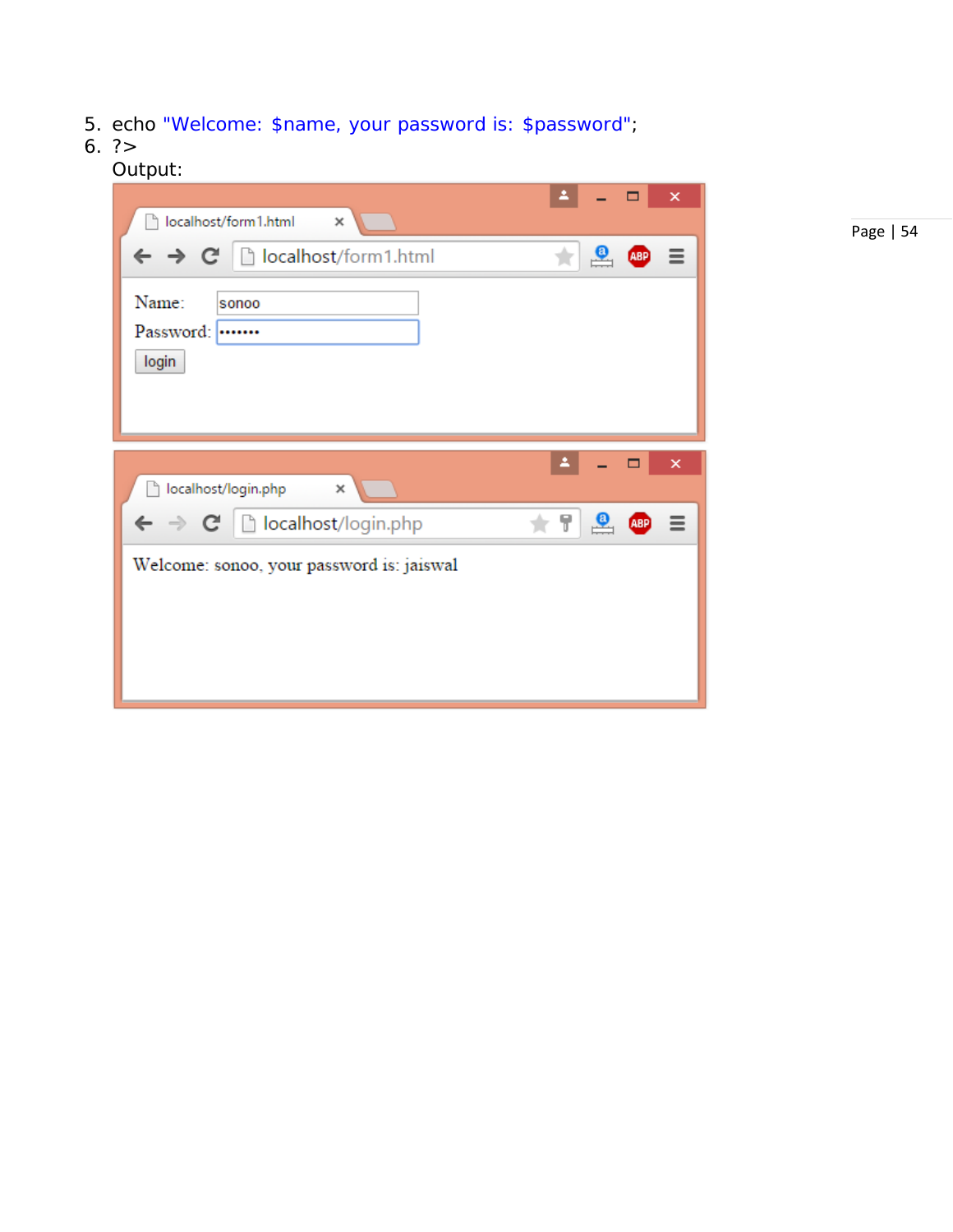5. echo "Welcome: $name, your password is: $password";
6. ?>

Output: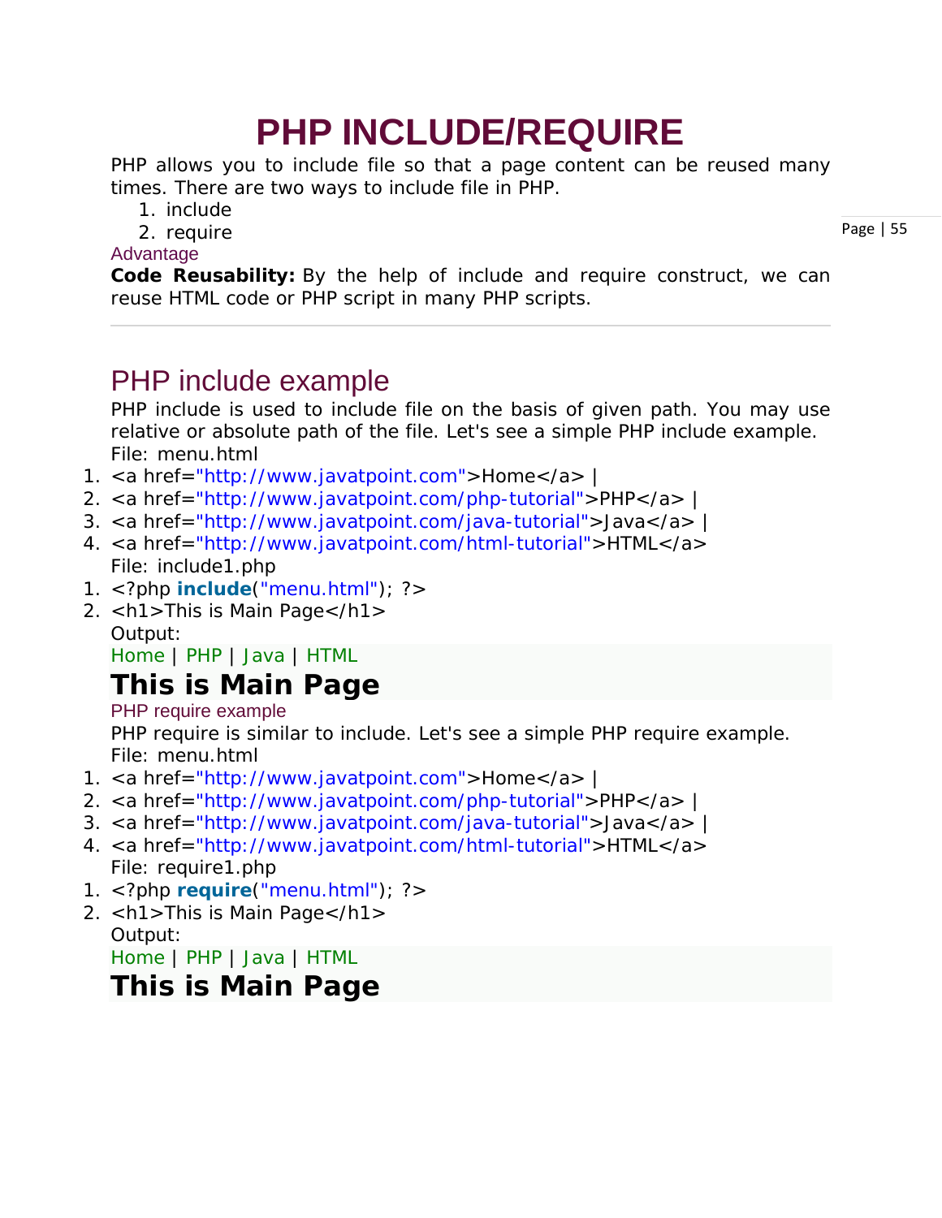# PHP INCLUDE/REQUIRE

PHP allows you to include file so that a page content can be reused many times. There are two ways to include file in PHP.

1. include
2. require

### Advantage

**Code Reusability:** By the help of include and require construct, we can reuse HTML code or PHP script in many PHP scripts.

---

## PHP include example

PHP include is used to include file on the basis of given path. You may use relative or absolute path of the file. Let's see a simple PHP include example.

File: menu.html

```html
<a href="http://www.javatpoint.com">Home</a> |
<a href="http://www.javatpoint.com/php-tutorial">PHP</a> |
<a href="http://www.javatpoint.com/java-tutorial">Java</a> |
<a href="http://www.javatpoint.com/html-tutorial">HTML</a>
```

File: include1.php

```php
<?php include("menu.html"); ?>
<h1>This is Main Page</h1>
```

Output:

Home | PHP | Java | HTML

**This is Main Page**

### PHP require example

PHP require is similar to include. Let's see a simple PHP require example.

File: menu.html

```html
<a href="http://www.javatpoint.com">Home</a> |
<a href="http://www.javatpoint.com/php-tutorial">PHP</a> |
<a href="http://www.javatpoint.com/java-tutorial">Java</a> |
<a href="http://www.javatpoint.com/html-tutorial">HTML</a>
```

File: require1.php

```php
<?php require("menu.html"); ?>
<h1>This is Main Page</h1>
```

Output:

Home | PHP | Java | HTML

**This is Main Page**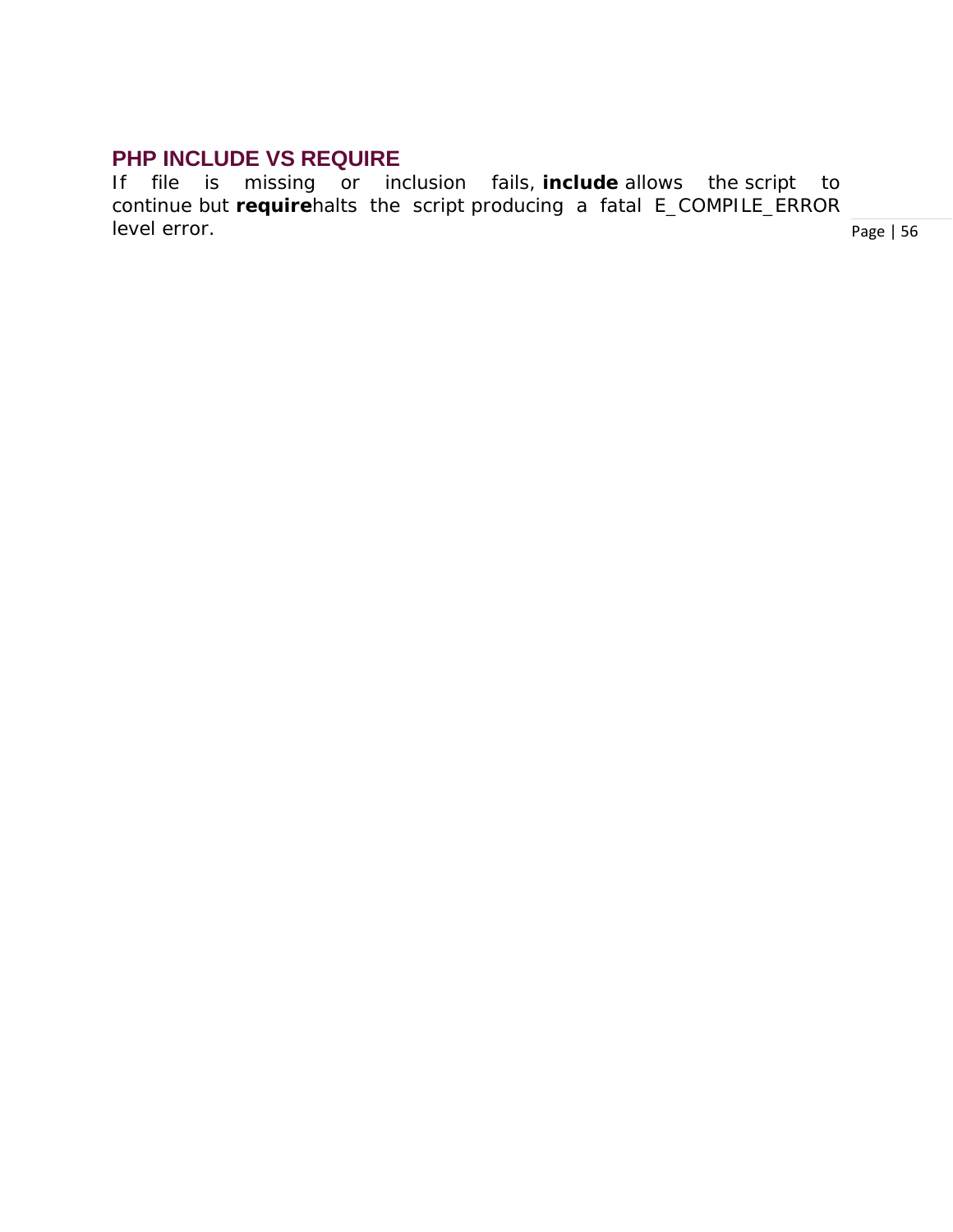## PHP INCLUDE VS REQUIRE

If file is missing or inclusion fails, **include** allows the script to continue but **require** halts the script producing a fatal E_COMPILE_ERROR level error.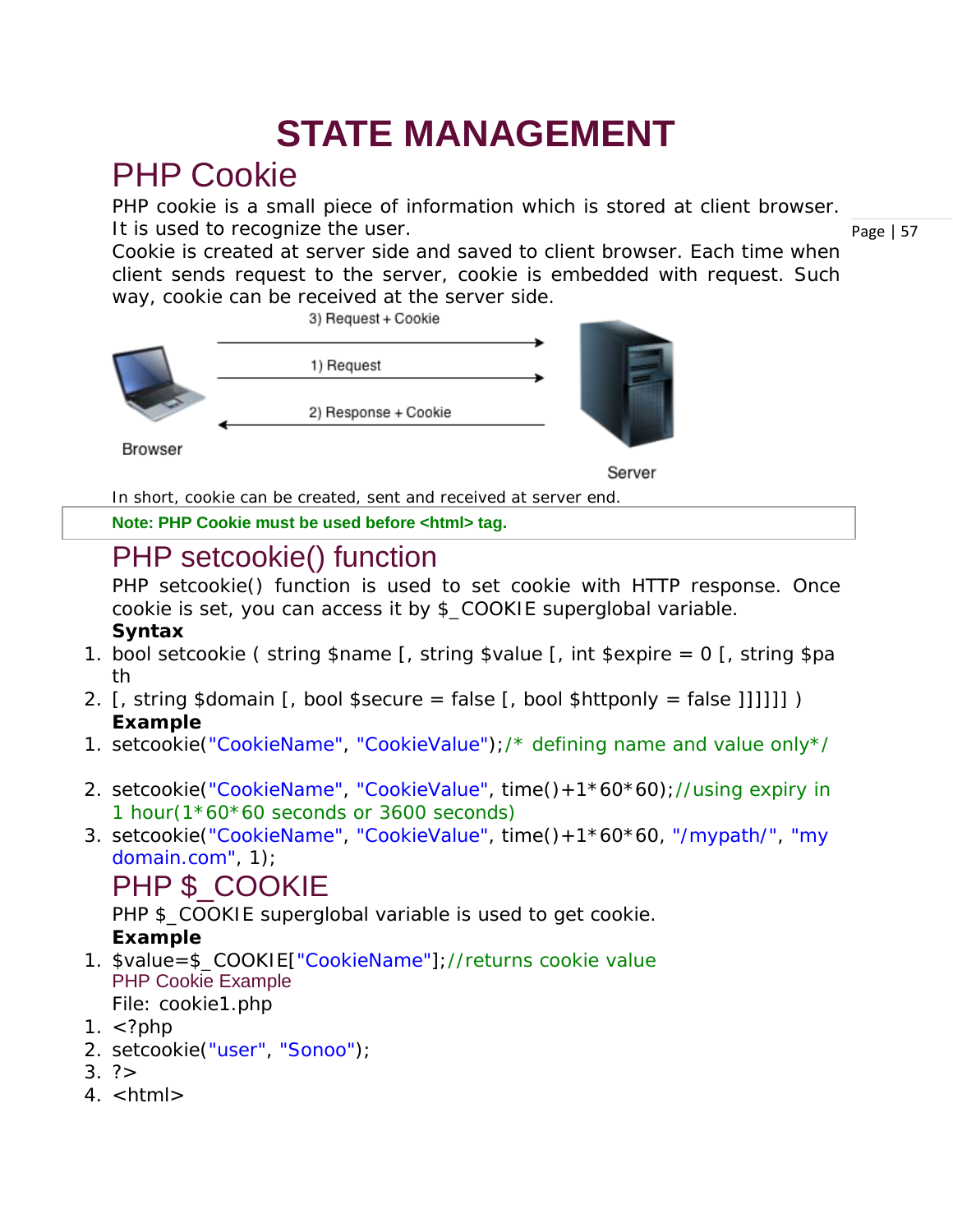# STATE MANAGEMENT

## PHP Cookie

PHP cookie is a small piece of information which is stored at client browser. It is used to recognize the user.

Cookie is created at server side and saved to client browser. Each time when client sends request to the server, cookie is embedded with request. Such way, cookie can be received at the server side.

3) Request + Cookie

1) Request

2) Response + Cookie

Browser

Server

In short, cookie can be created, sent and received at server end.

**Note: PHP Cookie must be used before <html> tag.**

## PHP setcookie() function

PHP setcookie() function is used to set cookie with HTTP response. Once cookie is set, you can access it by $_COOKIE superglobal variable.

**Syntax**

```
1. bool setcookie ( string $name [, string $value [, int $expire = 0 [, string $path
2. [, string $domain [, bool $secure = false [, bool $httponly = false ]]]]]] )
```

**Example**

```
1. setcookie("CookieName", "CookieValue");/* defining name and value only*/

2. setcookie("CookieName", "CookieValue", time()+1*60*60);//using expiry in 1 hour(1*60*60 seconds or 3600 seconds)
3. setcookie("CookieName", "CookieValue", time()+1*60*60, "/mypath/", "mydomain.com", 1);
```

## PHP $_COOKIE

PHP $_COOKIE superglobal variable is used to get cookie.

**Example**

```
1. $value=$_COOKIE["CookieName"];//returns cookie value
```

PHP Cookie Example

File: cookie1.php

```
1. <?php
2. setcookie("user", "Sonoo");
3. ?>
4. <html>
```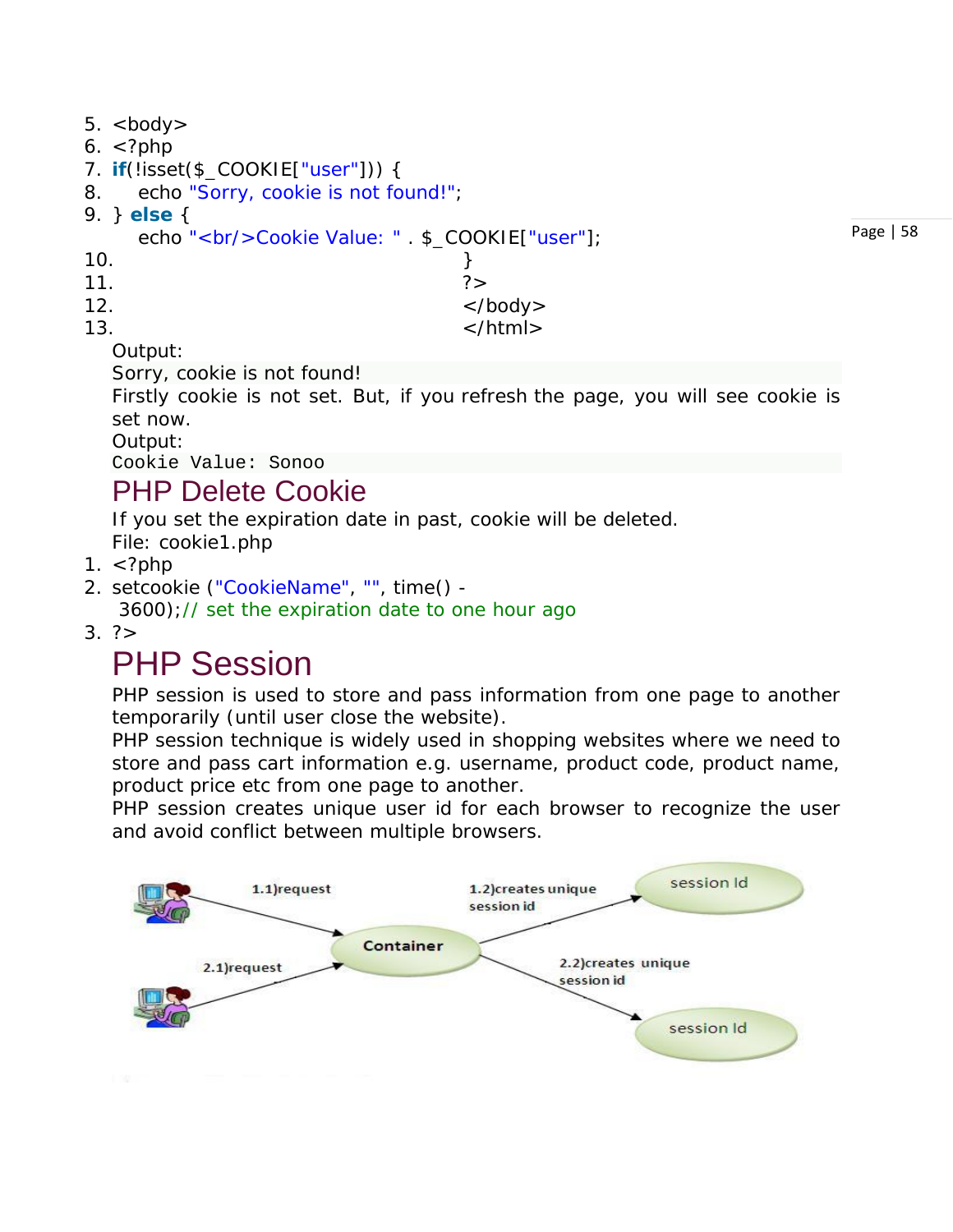```
5. <body>
6. <?php
7. if(!isset($_COOKIE["user"])) {
8.     echo "Sorry, cookie is not found!";
9. } else {
       echo "<br/>Cookie Value: " . $_COOKIE["user"];
10.    }
11. ?>
12. </body>
13. </html>
```

Output:

```
Sorry, cookie is not found!
```

Firstly cookie is not set. But, if you refresh the page, you will see cookie is set now.

Output:

```
Cookie Value: Sonoo
```

## PHP Delete Cookie

If you set the expiration date in past, cookie will be deleted.

File: cookie1.php

```
1. <?php
2. setcookie ("CookieName", "", time() - 3600);// set the expiration date to one hour ago
3. ?>
```

# PHP Session

PHP session is used to store and pass information from one page to another temporarily (until user close the website).

PHP session technique is widely used in shopping websites where we need to store and pass cart information e.g. username, product code, product name, product price etc from one page to another.

PHP session creates unique user id for each browser to recognize the user and avoid conflict between multiple browsers.

1.1)request → Container → 1.2)creates unique session id → session Id

2.1)request → Container → 2.2)creates unique session id → session Id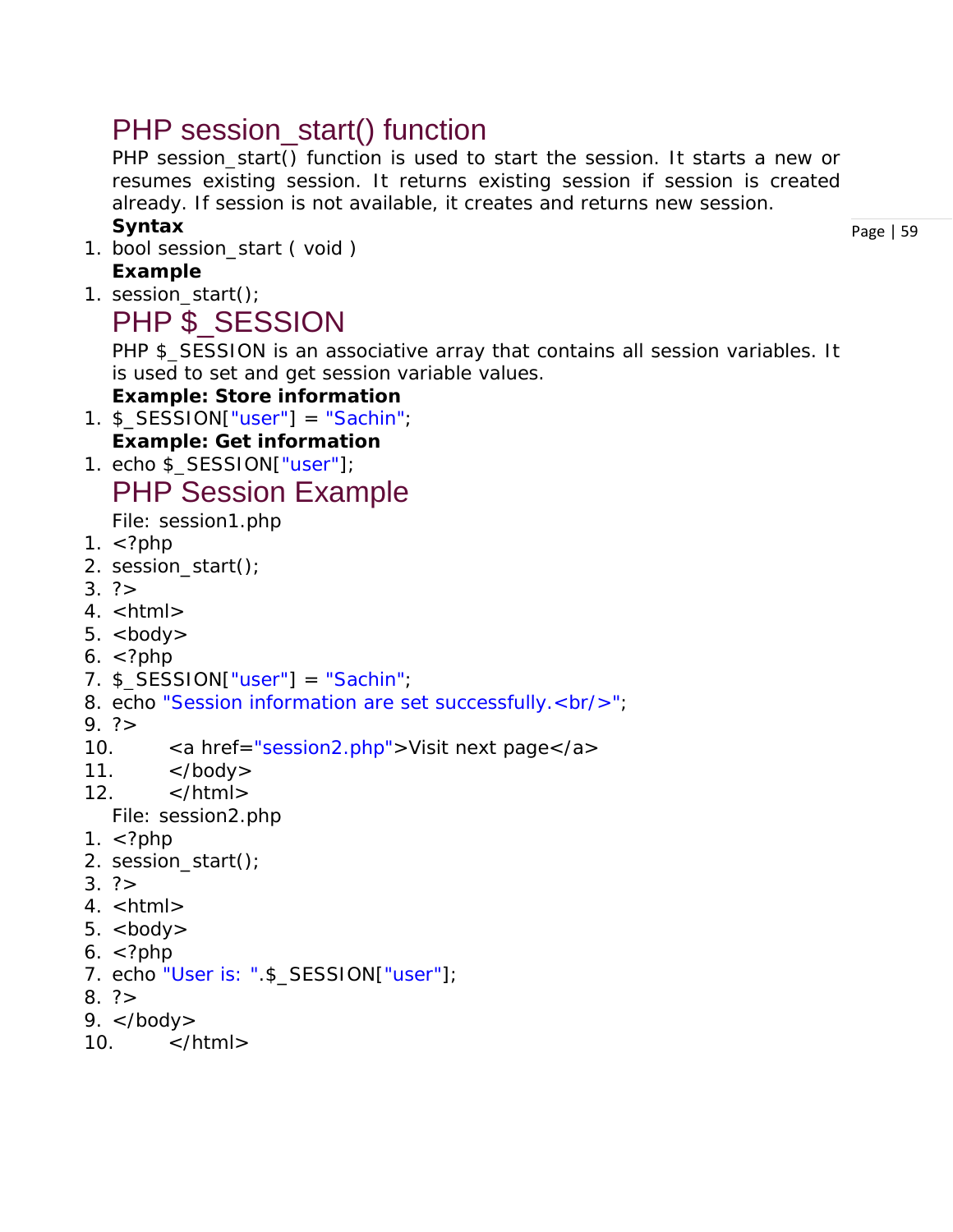## PHP session_start() function

PHP session_start() function is used to start the session. It starts a new or resumes existing session. It returns existing session if session is created already. If session is not available, it creates and returns new session.

**Syntax**

```
bool session_start ( void )
```

**Example**

```
session_start();
```

## PHP $_SESSION

PHP $_SESSION is an associative array that contains all session variables. It is used to set and get session variable values.

**Example: Store information**

```
$_SESSION["user"] = "Sachin";
```

**Example: Get information**

```
echo $_SESSION["user"];
```

## PHP Session Example

File: session1.php

```
<?php
session_start();
?>
<html>
<body>
<?php
$_SESSION["user"] = "Sachin";
echo "Session information are set successfully.<br/>";
?>
<a href="session2.php">Visit next page</a>
</body>
</html>
```

File: session2.php

```
<?php
session_start();
?>
<html>
<body>
<?php
echo "User is: ".$_SESSION["user"];
?>
</body>
</html>
```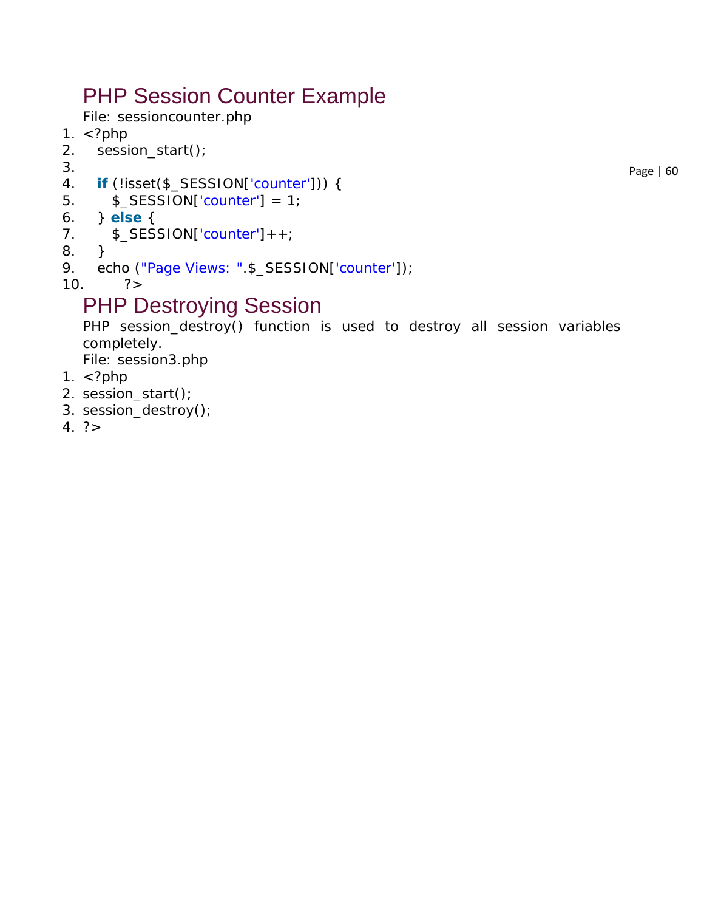## PHP Session Counter Example

File: sessioncounter.php

```
1. <?php
2.   session_start();
3.
4.   if (!isset($_SESSION['counter'])) {
5.     $_SESSION['counter'] = 1;
6.   } else {
7.     $_SESSION['counter']++;
8.   }
9.   echo ("Page Views: ".$_SESSION['counter']);
10.      ?>
```

## PHP Destroying Session

PHP session_destroy() function is used to destroy all session variables completely.

File: session3.php

```
1. <?php
2. session_start();
3. session_destroy();
4. ?>
```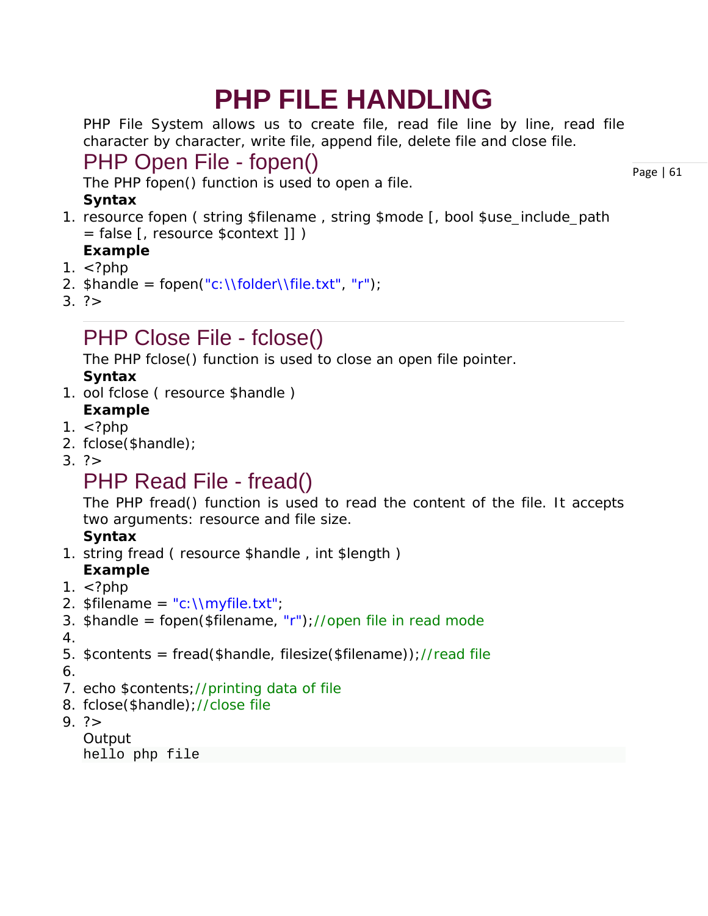# PHP FILE HANDLING

PHP File System allows us to create file, read file line by line, read file character by character, write file, append file, delete file and close file.

## PHP Open File - fopen()

The PHP fopen() function is used to open a file.

**Syntax**

```
resource fopen ( string $filename , string $mode [, bool $use_include_path = false [, resource $context ]] )
```

**Example**

```
<?php
$handle = fopen("c:\\folder\\file.txt", "r");
?>
```

---

## PHP Close File - fclose()

The PHP fclose() function is used to close an open file pointer.

**Syntax**

```
ool fclose ( resource $handle )
```

**Example**

```
<?php
fclose($handle);
?>
```

## PHP Read File - fread()

The PHP fread() function is used to read the content of the file. It accepts two arguments: resource and file size.

**Syntax**

```
string fread ( resource $handle , int $length )
```

**Example**

```
<?php
$filename = "c:\\myfile.txt";
$handle = fopen($filename, "r");//open file in read mode

$contents = fread($handle, filesize($filename));//read file

echo $contents;//printing data of file
fclose($handle);//close file
?>
```

Output

```
hello php file
```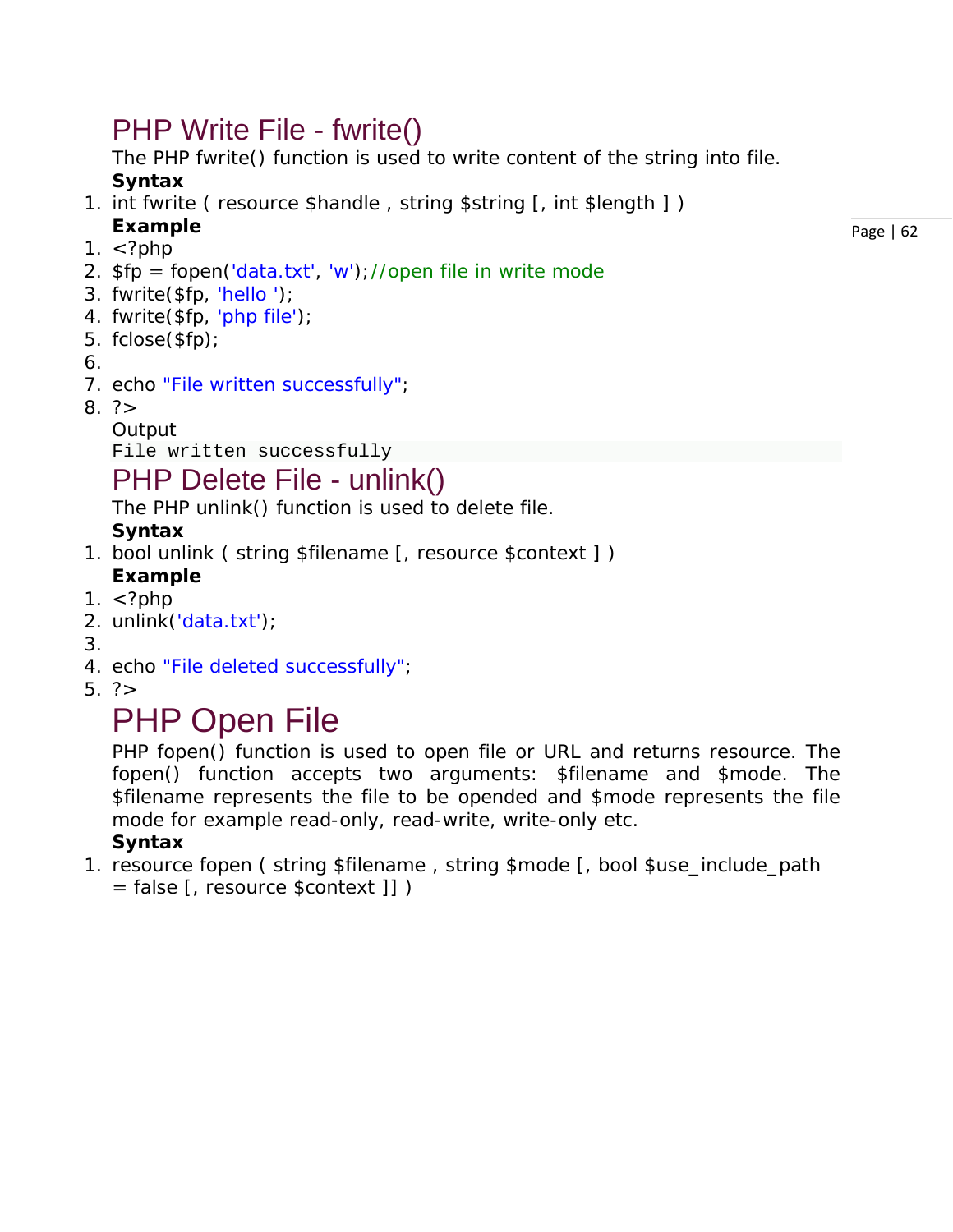## PHP Write File - fwrite()

The PHP fwrite() function is used to write content of the string into file.

**Syntax**

```
int fwrite ( resource $handle , string $string [, int $length ] )
```

**Example**

```
<?php
$fp = fopen('data.txt', 'w');//open file in write mode
fwrite($fp, 'hello ');
fwrite($fp, 'php file');
fclose($fp);

echo "File written successfully";
?>
```

Output

```
File written successfully
```

## PHP Delete File - unlink()

The PHP unlink() function is used to delete file.

**Syntax**

```
bool unlink ( string $filename [, resource $context ] )
```

**Example**

```
<?php
unlink('data.txt');

echo "File deleted successfully";
?>
```

# PHP Open File

PHP fopen() function is used to open file or URL and returns resource. The fopen() function accepts two arguments: $filename and $mode. The $filename represents the file to be opended and $mode represents the file mode for example read-only, read-write, write-only etc.

**Syntax**

```
resource fopen ( string $filename , string $mode [, bool $use_include_path = false [, resource $context ]] )
```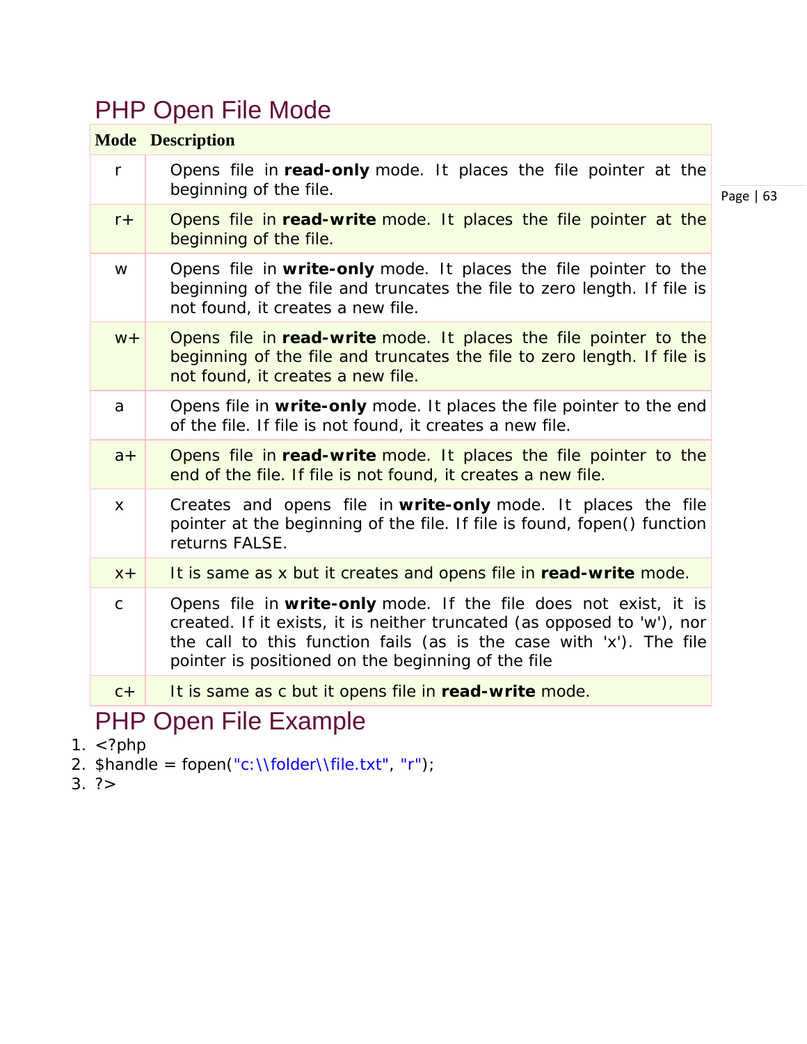## PHP Open File Mode

| Mode | Description |
|---|---|
| r | Opens file in **read-only** mode. It places the file pointer at the beginning of the file. |
| r+ | Opens file in **read-write** mode. It places the file pointer at the beginning of the file. |
| w | Opens file in **write-only** mode. It places the file pointer to the beginning of the file and truncates the file to zero length. If file is not found, it creates a new file. |
| w+ | Opens file in **read-write** mode. It places the file pointer to the beginning of the file and truncates the file to zero length. If file is not found, it creates a new file. |
| a | Opens file in **write-only** mode. It places the file pointer to the end of the file. If file is not found, it creates a new file. |
| a+ | Opens file in **read-write** mode. It places the file pointer to the end of the file. If file is not found, it creates a new file. |
| x | Creates and opens file in **write-only** mode. It places the file pointer at the beginning of the file. If file is found, fopen() function returns FALSE. |
| x+ | It is same as x but it creates and opens file in **read-write** mode. |
| c | Opens file in **write-only** mode. If the file does not exist, it is created. If it exists, it is neither truncated (as opposed to 'w'), nor the call to this function fails (as is the case with 'x'). The file pointer is positioned on the beginning of the file |
| c+ | It is same as c but it opens file in **read-write** mode. |

## PHP Open File Example

```php
<?php
$handle = fopen("c:\\folder\\file.txt", "r");
?>
```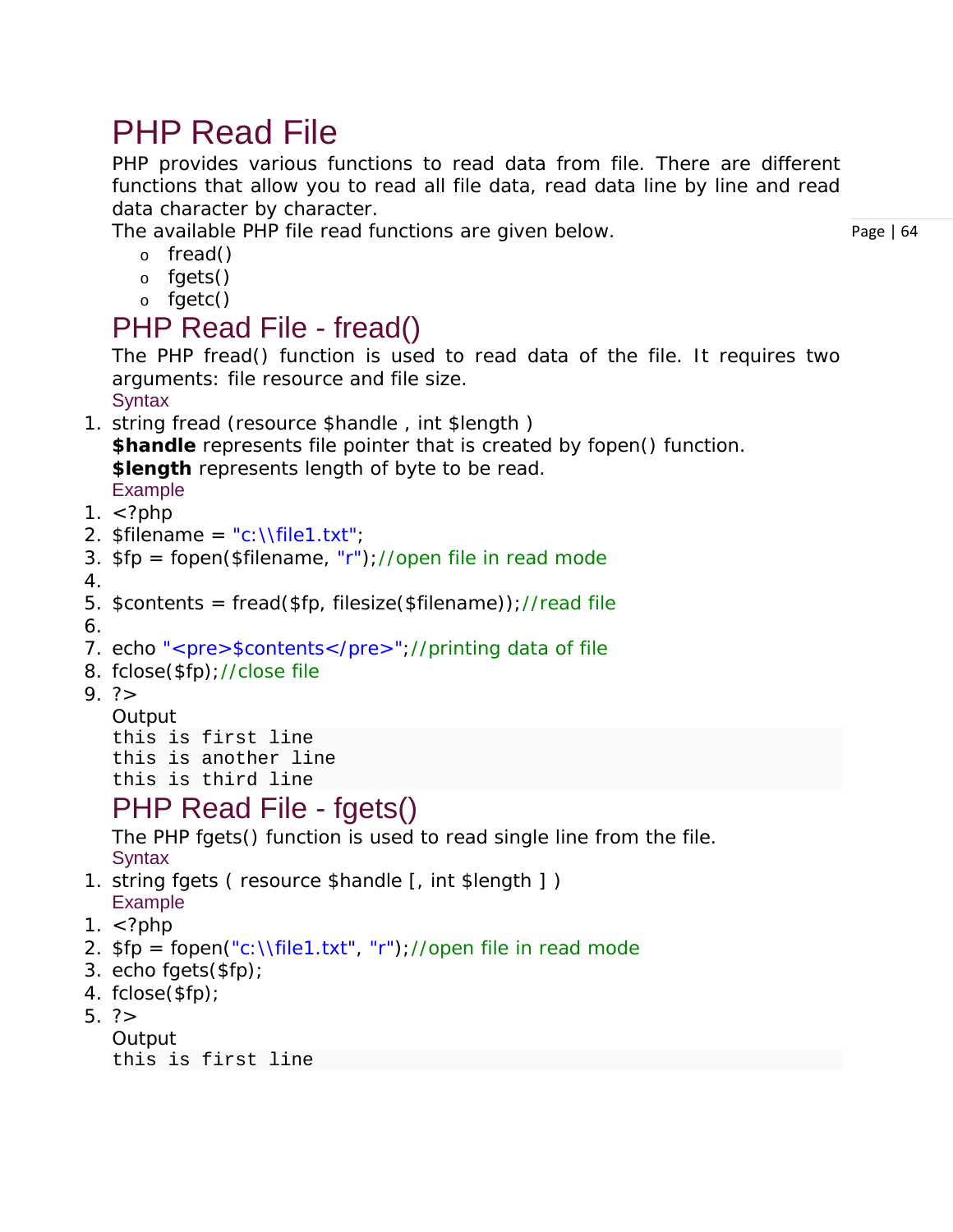# PHP Read File

PHP provides various functions to read data from file. There are different functions that allow you to read all file data, read data line by line and read data character by character.

The available PHP file read functions are given below.

- fread()
- fgets()
- fgetc()

## PHP Read File - fread()

The PHP fread() function is used to read data of the file. It requires two arguments: file resource and file size.

Syntax

```
string fread (resource $handle , int $length )
```

**$handle** represents file pointer that is created by fopen() function.

**$length** represents length of byte to be read.

Example

```php
<?php
$filename = "c:\\file1.txt";
$fp = fopen($filename, "r");//open file in read mode

$contents = fread($fp, filesize($filename));//read file

echo "<pre>$contents</pre>";//printing data of file
fclose($fp);//close file
?>
```

Output

```
this is first line
this is another line
this is third line
```

## PHP Read File - fgets()

The PHP fgets() function is used to read single line from the file.

Syntax

```
string fgets ( resource $handle [, int $length ] )
```

Example

```php
<?php
$fp = fopen("c:\\file1.txt", "r");//open file in read mode
echo fgets($fp);
fclose($fp);
?>
```

Output

```
this is first line
```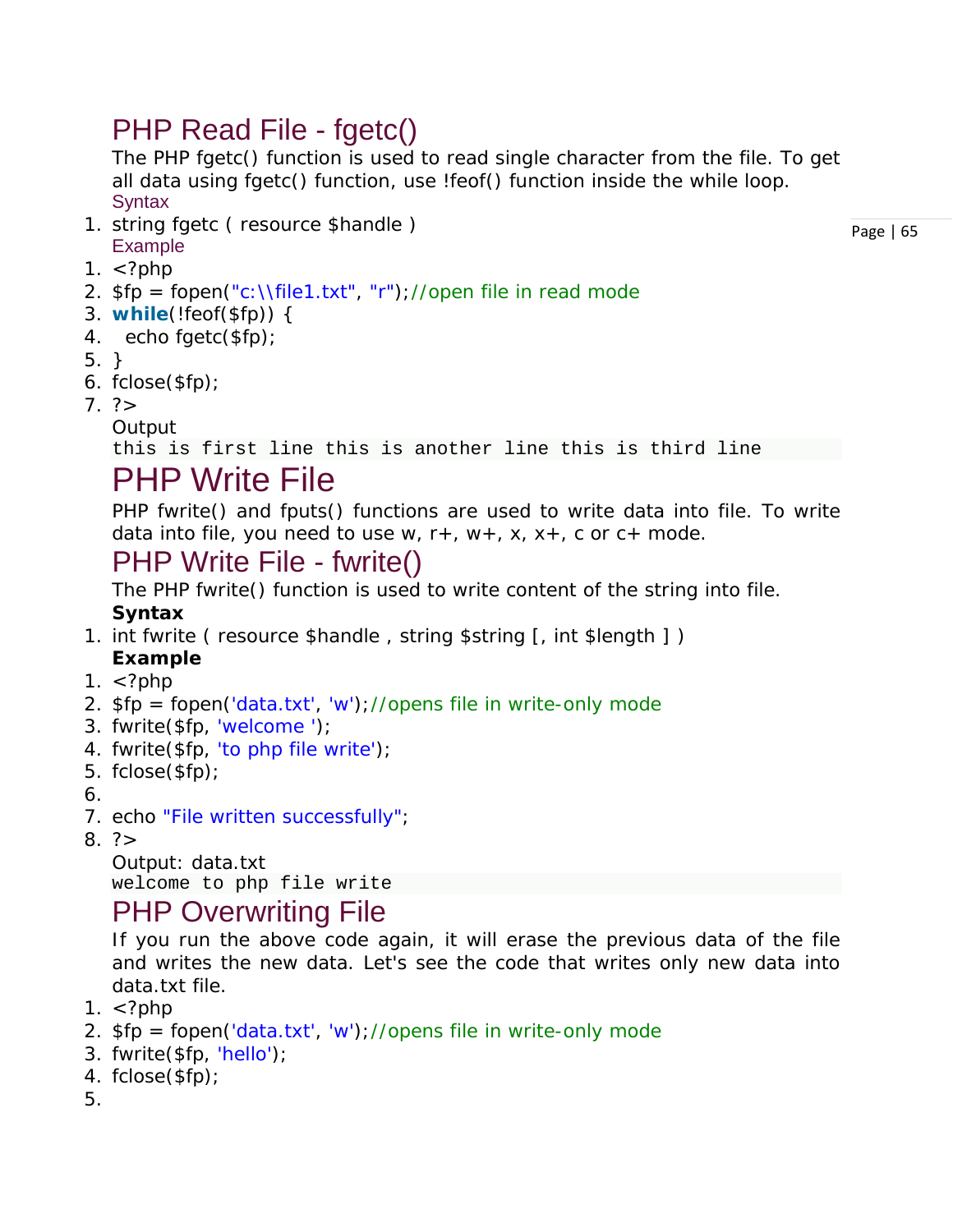## PHP Read File - fgetc()

The PHP fgetc() function is used to read single character from the file. To get all data using fgetc() function, use !feof() function inside the while loop.

Syntax

```
string fgetc ( resource $handle )
```

Example

```
<?php
$fp = fopen("c:\\file1.txt", "r");//open file in read mode
while(!feof($fp)) {
  echo fgetc($fp);
}
fclose($fp);
?>
```

Output

```
this is first line this is another line this is third line
```

# PHP Write File

PHP fwrite() and fputs() functions are used to write data into file. To write data into file, you need to use w, r+, w+, x, x+, c or c+ mode.

## PHP Write File - fwrite()

The PHP fwrite() function is used to write content of the string into file.

**Syntax**

```
int fwrite ( resource $handle , string $string [, int $length ] )
```

**Example**

```
<?php
$fp = fopen('data.txt', 'w');//opens file in write-only mode
fwrite($fp, 'welcome ');
fwrite($fp, 'to php file write');
fclose($fp);

echo "File written successfully";
?>
```

Output: data.txt

```
welcome to php file write
```

## PHP Overwriting File

If you run the above code again, it will erase the previous data of the file and writes the new data. Let's see the code that writes only new data into data.txt file.

```
<?php
$fp = fopen('data.txt', 'w');//opens file in write-only mode
fwrite($fp, 'hello');
fclose($fp);

```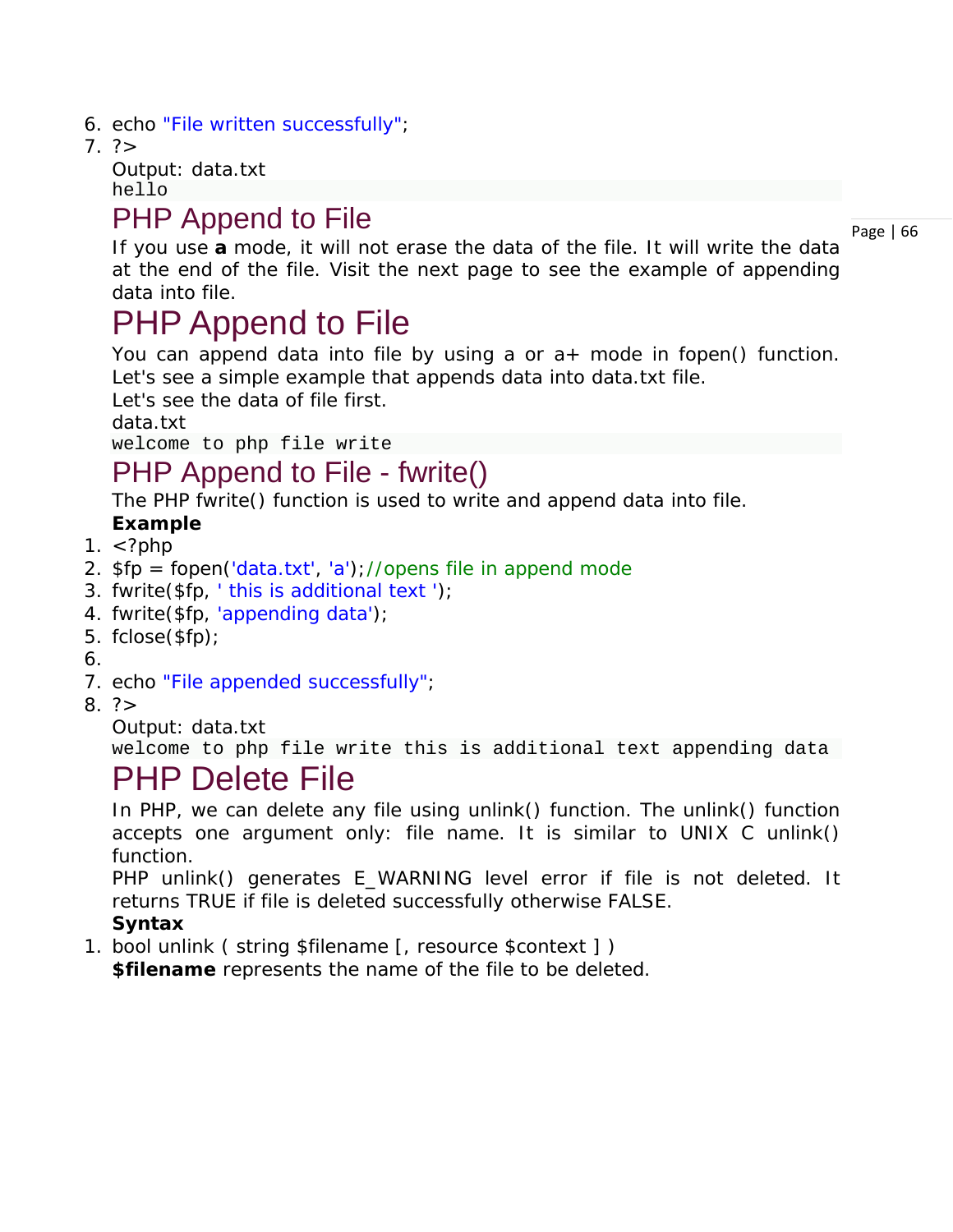```
6. echo "File written successfully";
7. ?>
```

Output: data.txt

```
hello
```

## PHP Append to File

If you use **a** mode, it will not erase the data of the file. It will write the data at the end of the file. Visit the next page to see the example of appending data into file.

# PHP Append to File

You can append data into file by using a or a+ mode in fopen() function. Let's see a simple example that appends data into data.txt file.

Let's see the data of file first.

data.txt

```
welcome to php file write
```

## PHP Append to File - fwrite()

The PHP fwrite() function is used to write and append data into file.

**Example**

```
1. <?php
2. $fp = fopen('data.txt', 'a');//opens file in append mode
3. fwrite($fp, ' this is additional text ');
4. fwrite($fp, 'appending data');
5. fclose($fp);
6.
7. echo "File appended successfully";
8. ?>
```

Output: data.txt

```
welcome to php file write this is additional text appending data
```

# PHP Delete File

In PHP, we can delete any file using unlink() function. The unlink() function accepts one argument only: file name. It is similar to UNIX C unlink() function.

PHP unlink() generates E_WARNING level error if file is not deleted. It returns TRUE if file is deleted successfully otherwise FALSE.

**Syntax**

```
1. bool unlink ( string $filename [, resource $context ] )
```

**$filename** represents the name of the file to be deleted.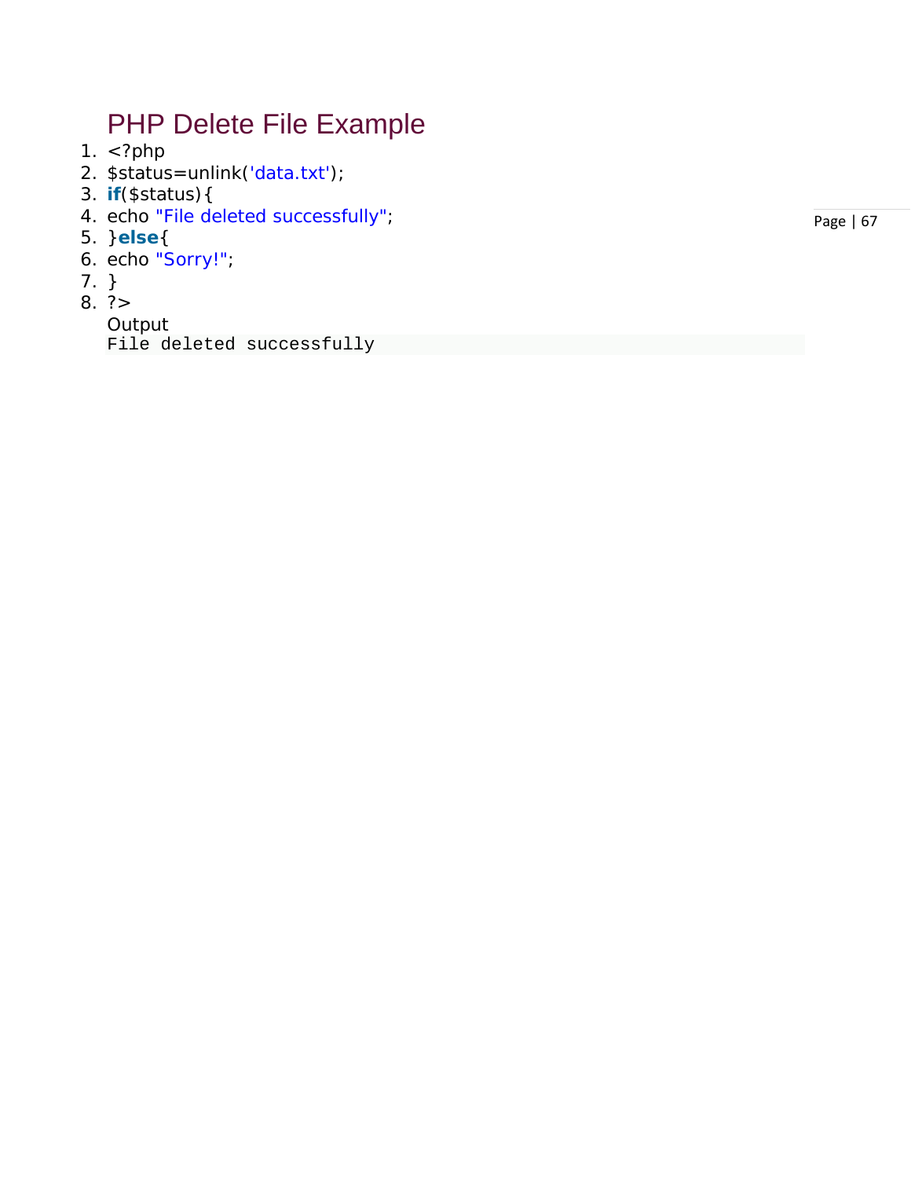## PHP Delete File Example

```php
<?php
$status=unlink('data.txt');
if($status){
echo "File deleted successfully";
}else{
echo "Sorry!";
}
?>
```

Output

```
File deleted successfully
```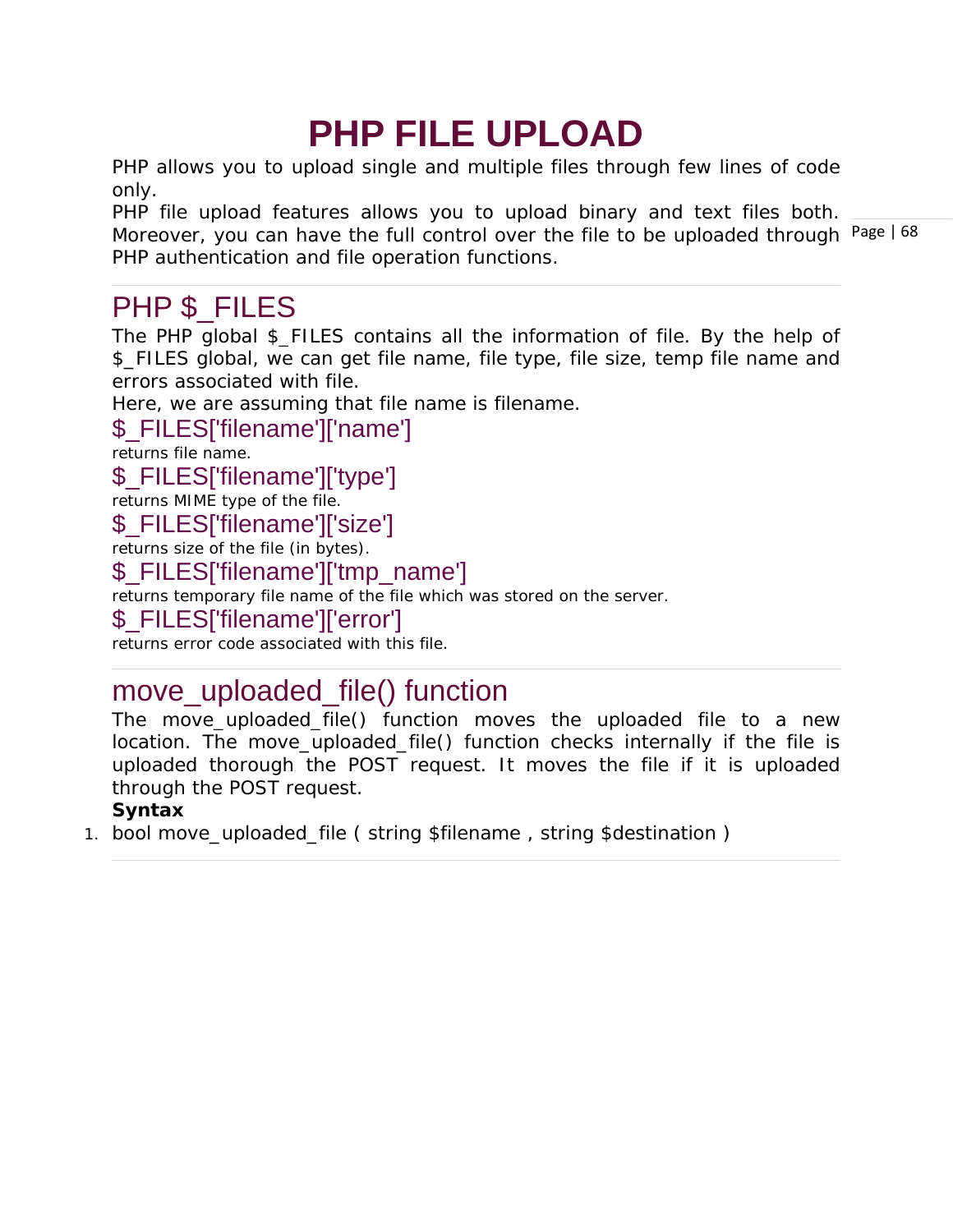# PHP FILE UPLOAD

PHP allows you to upload single and multiple files through few lines of code only.

PHP file upload features allows you to upload binary and text files both. Moreover, you can have the full control over the file to be uploaded through PHP authentication and file operation functions.

## PHP $_FILES

The PHP global $_FILES contains all the information of file. By the help of $_FILES global, we can get file name, file type, file size, temp file name and errors associated with file.

Here, we are assuming that file name is filename.

### $_FILES['filename']['name']

returns file name.

### $_FILES['filename']['type']

returns MIME type of the file.

### $_FILES['filename']['size']

returns size of the file (in bytes).

### $_FILES['filename']['tmp_name']

returns temporary file name of the file which was stored on the server.

### $_FILES['filename']['error']

returns error code associated with this file.

## move_uploaded_file() function

The move_uploaded_file() function moves the uploaded file to a new location. The move_uploaded_file() function checks internally if the file is uploaded thorough the POST request. It moves the file if it is uploaded through the POST request.

**Syntax**

```
bool move_uploaded_file ( string $filename , string $destination )
```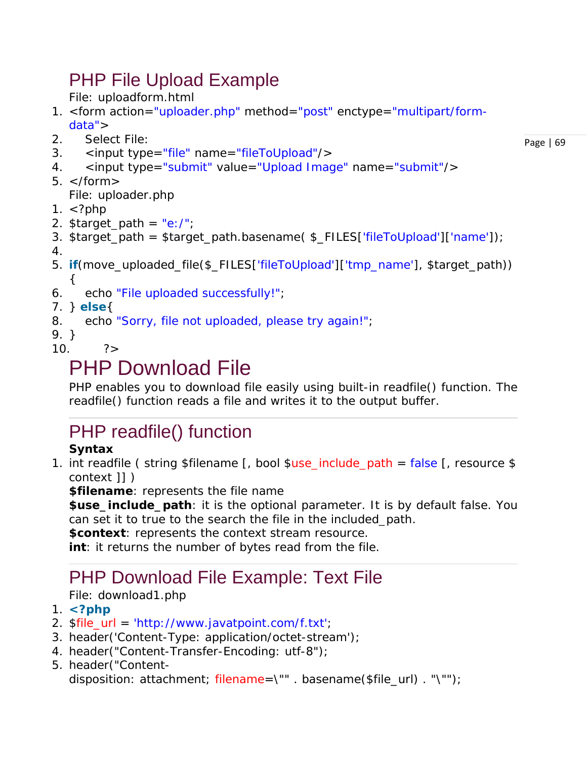## PHP File Upload Example

File: uploadform.html

```
1. <form action="uploader.php" method="post" enctype="multipart/form-data">
2.     Select File:
3.     <input type="file" name="fileToUpload"/>
4.     <input type="submit" value="Upload Image" name="submit"/>
5. </form>
```

File: uploader.php

```
1. <?php
2. $target_path = "e:/";
3. $target_path = $target_path.basename( $_FILES['fileToUpload']['name']);
4.
5. if(move_uploaded_file($_FILES['fileToUpload']['tmp_name'], $target_path)) {
6.     echo "File uploaded successfully!";
7. } else{
8.     echo "Sorry, file not uploaded, please try again!";
9. }
10.        ?>
```

## PHP Download File

PHP enables you to download file easily using built-in readfile() function. The readfile() function reads a file and writes it to the output buffer.

---

## PHP readfile() function

**Syntax**

```
1. int readfile ( string $filename [, bool $use_include_path = false [, resource $context ]] )
```

**$filename**: represents the file name

**$use_include_path**: it is the optional parameter. It is by default false. You can set it to true to the search the file in the included_path.

**$context**: represents the context stream resource.

**int**: it returns the number of bytes read from the file.

---

## PHP Download File Example: Text File

File: download1.php

```
1. <?php
2. $file_url = 'http://www.javatpoint.com/f.txt';
3. header('Content-Type: application/octet-stream');
4. header("Content-Transfer-Encoding: utf-8");
5. header("Content-disposition: attachment; filename=\"" . basename($file_url) . "\"");
```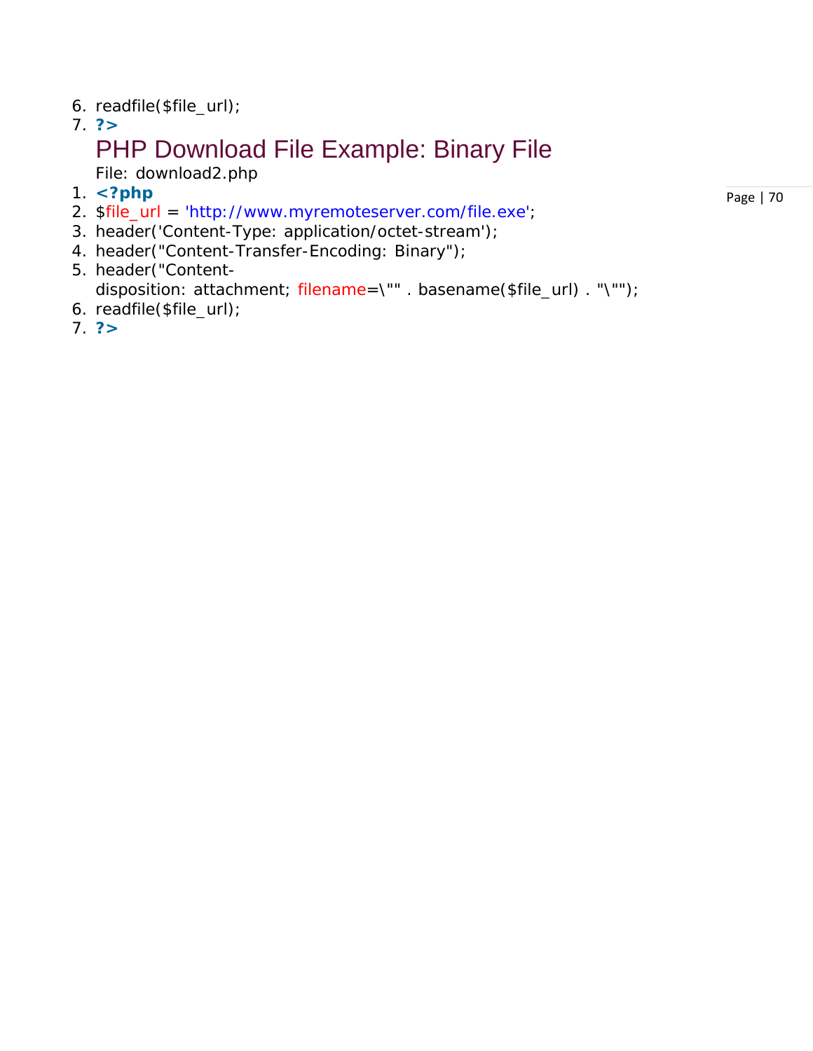```
6. readfile($file_url);
7. ?>
```

## PHP Download File Example: Binary File

File: download2.php

```
1. <?php
2. $file_url = 'http://www.myremoteserver.com/file.exe';
3. header('Content-Type: application/octet-stream');
4. header("Content-Transfer-Encoding: Binary");
5. header("Content-
   disposition: attachment; filename=\"" . basename($file_url) . "\"");
6. readfile($file_url);
7. ?>
```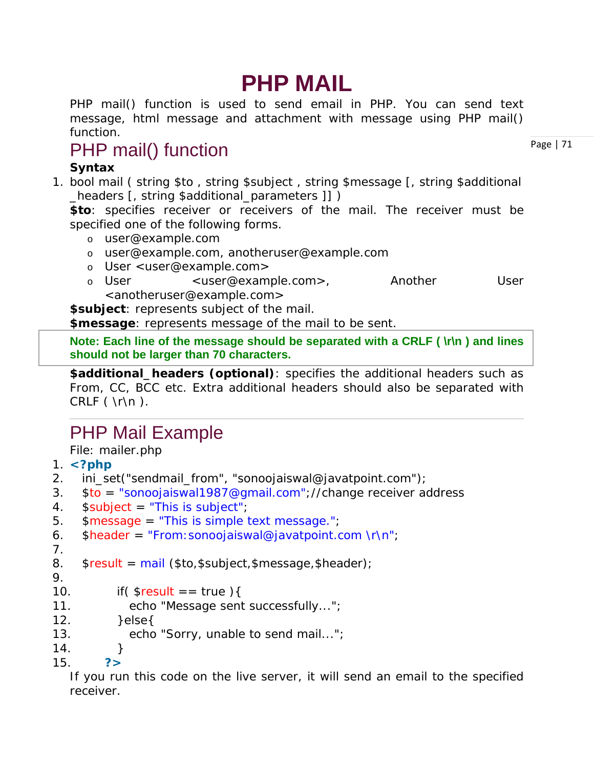# PHP MAIL

PHP mail() function is used to send email in PHP. You can send text message, html message and attachment with message using PHP mail() function.

## PHP mail() function

**Syntax**

1. bool mail ( string $to , string $subject , string $message [, string $additional_headers [, string $additional_parameters ]] )

**$to**: specifies receiver or receivers of the mail. The receiver must be specified one of the following forms.

- user@example.com
- user@example.com, anotheruser@example.com
- User <user@example.com>
- User <user@example.com>, Another User <anotheruser@example.com>

**$subject**: represents subject of the mail.

**$message**: represents message of the mail to be sent.

> **Note: Each line of the message should be separated with a CRLF ( \r\n ) and lines should not be larger than 70 characters.**

**$additional_headers (optional)**: specifies the additional headers such as From, CC, BCC etc. Extra additional headers should also be separated with CRLF ( \r\n ).

## PHP Mail Example

File: mailer.php

```php
<?php
  ini_set("sendmail_from", "sonoojaiswal@javatpoint.com");
  $to = "sonoojaiswal1987@gmail.com";//change receiver address
  $subject = "This is subject";
  $message = "This is simple text message.";
  $header = "From:sonoojaiswal@javatpoint.com \r\n";

  $result = mail ($to,$subject,$message,$header);

        if( $result == true ){
           echo "Message sent successfully...";
        }else{
           echo "Sorry, unable to send mail...";
        }
     ?>
```

If you run this code on the live server, it will send an email to the specified receiver.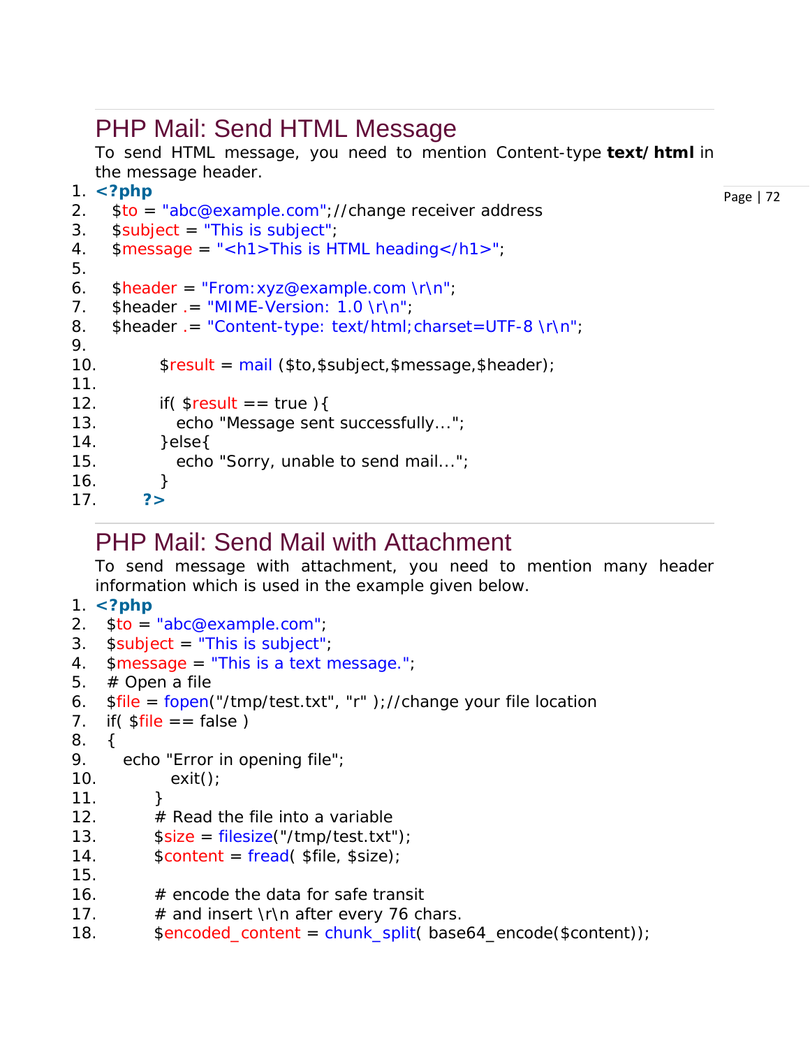## PHP Mail: Send HTML Message

To send HTML message, you need to mention Content-type **text/html** in the message header.

```
1. <?php
2.   $to = "abc@example.com";//change receiver address
3.   $subject = "This is subject";
4.   $message = "<h1>This is HTML heading</h1>";
5.
6.   $header = "From:xyz@example.com \r\n";
7.   $header .= "MIME-Version: 1.0 \r\n";
8.   $header .= "Content-type: text/html;charset=UTF-8 \r\n";
9.
10.        $result = mail ($to,$subject,$message,$header);
11.
12.        if( $result == true ){
13.           echo "Message sent successfully...";
14.        }else{
15.           echo "Sorry, unable to send mail...";
16.        }
17.     ?>
```

## PHP Mail: Send Mail with Attachment

To send message with attachment, you need to mention many header information which is used in the example given below.

```
1. <?php
2.  $to = "abc@example.com";
3.  $subject = "This is subject";
4.  $message = "This is a text message.";
5.  # Open a file
6.  $file = fopen("/tmp/test.txt", "r" );//change your file location
7.  if( $file == false )
8.  {
9.     echo "Error in opening file";
10.          exit();
11.       }
12.       # Read the file into a variable
13.       $size = filesize("/tmp/test.txt");
14.       $content = fread( $file, $size);
15.
16.       # encode the data for safe transit
17.       # and insert \r\n after every 76 chars.
18.       $encoded_content = chunk_split( base64_encode($content));
```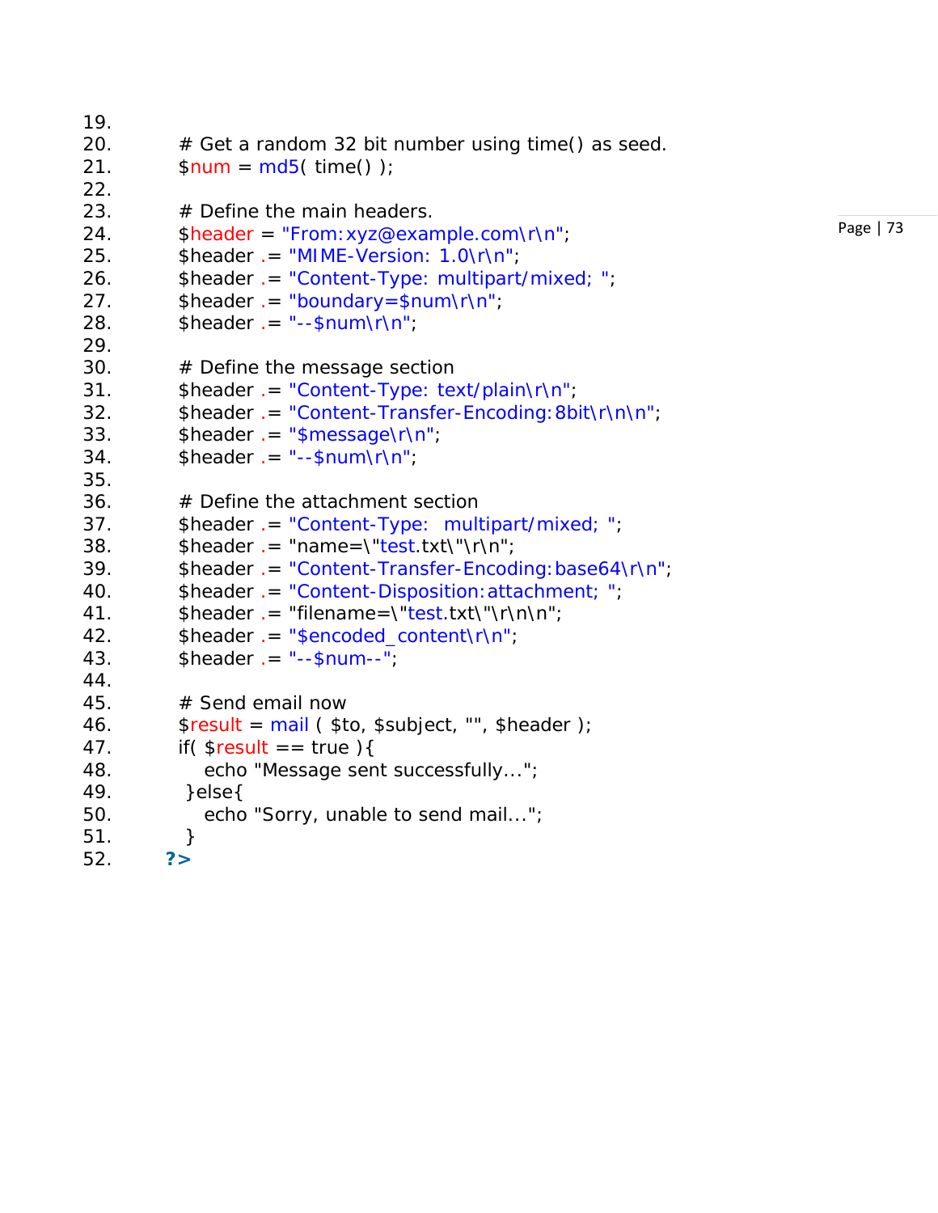```
19.
20.         # Get a random 32 bit number using time() as seed.
21.         $num = md5( time() );
22.
23.         # Define the main headers.
24.         $header = "From:xyz@example.com\r\n";
25.         $header .= "MIME-Version: 1.0\r\n";
26.         $header .= "Content-Type: multipart/mixed; ";
27.         $header .= "boundary=$num\r\n";
28.         $header .= "--$num\r\n";
29.
30.         # Define the message section
31.         $header .= "Content-Type: text/plain\r\n";
32.         $header .= "Content-Transfer-Encoding:8bit\r\n\n";
33.         $header .= "$message\r\n";
34.         $header .= "--$num\r\n";
35.
36.         # Define the attachment section
37.         $header .= "Content-Type:  multipart/mixed; ";
38.         $header .= "name=\"test.txt\"\r\n";
39.         $header .= "Content-Transfer-Encoding:base64\r\n";
40.         $header .= "Content-Disposition:attachment; ";
41.         $header .= "filename=\"test.txt\"\r\n\n";
42.         $header .= "$encoded_content\r\n";
43.         $header .= "--$num--";
44.
45.         # Send email now
46.         $result = mail ( $to, $subject, "", $header );
47.         if( $result == true ){
48.             echo "Message sent successfully...";
49.          }else{
50.             echo "Sorry, unable to send mail...";
51.          }
52.       ?>
```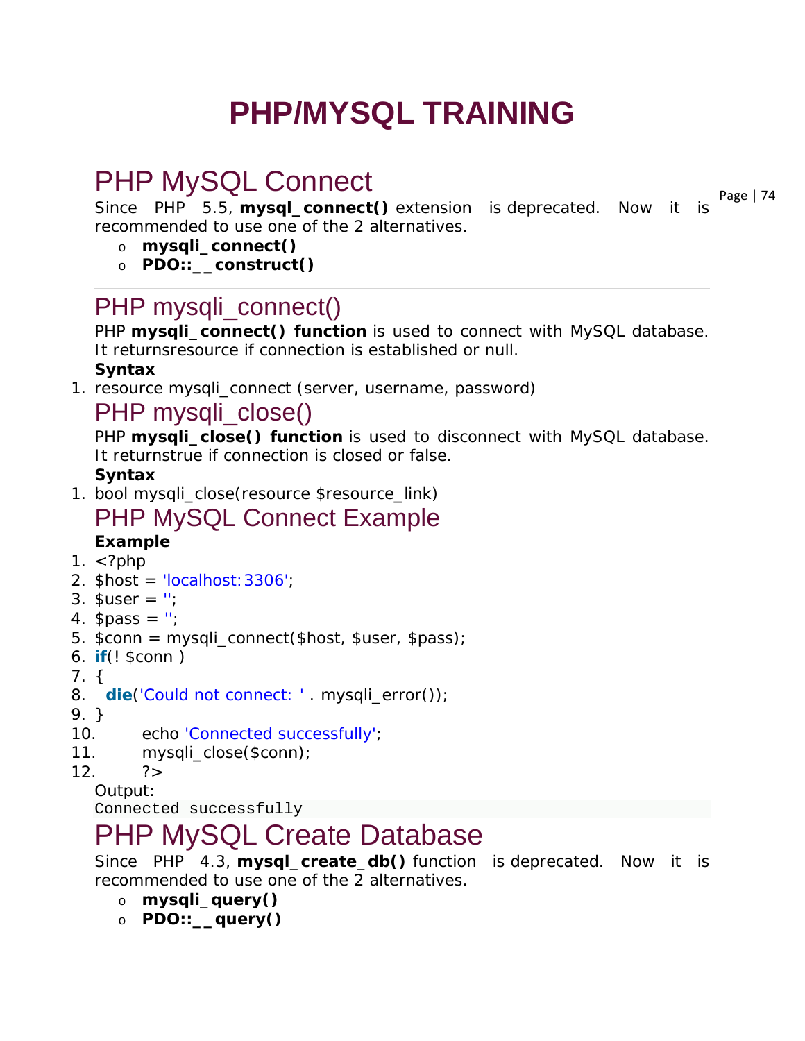# PHP/MYSQL TRAINING

## PHP MySQL Connect

Since PHP 5.5, **mysql_connect()** extension is deprecated. Now it is recommended to use one of the 2 alternatives.

- **mysqli_connect()**
- **PDO::__construct()**

---

## PHP mysqli_connect()

PHP **mysqli_connect() function** is used to connect with MySQL database. It returnsresource if connection is established or null.

**Syntax**

```
1. resource mysqli_connect (server, username, password)
```

## PHP mysqli_close()

PHP **mysqli_close() function** is used to disconnect with MySQL database. It returnstrue if connection is closed or false.

**Syntax**

```
1. bool mysqli_close(resource $resource_link)
```

## PHP MySQL Connect Example

**Example**

```
1. <?php
2. $host = 'localhost:3306';
3. $user = '';
4. $pass = '';
5. $conn = mysqli_connect($host, $user, $pass);
6. if(! $conn )
7. {
8.   die('Could not connect: ' . mysqli_error());
9. }
10.       echo 'Connected successfully';
11.       mysqli_close($conn);
12.       ?>
```

Output:

```
Connected successfully
```

## PHP MySQL Create Database

Since PHP 4.3, **mysql_create_db()** function is deprecated. Now it is recommended to use one of the 2 alternatives.

- **mysqli_query()**
- **PDO::__query()**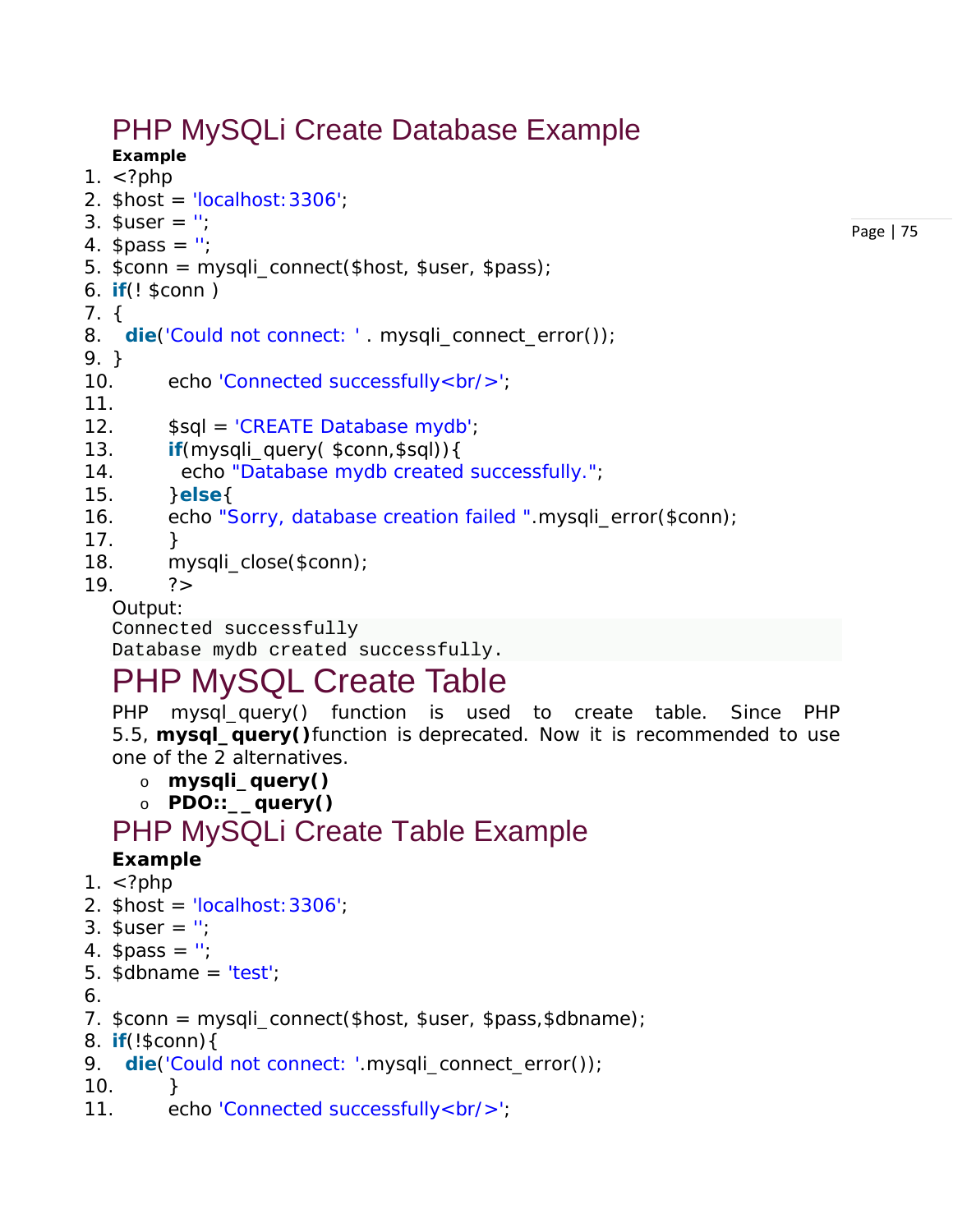## PHP MySQLi Create Database Example

**Example**

```
1. <?php
2. $host = 'localhost:3306';
3. $user = '';
4. $pass = '';
5. $conn = mysqli_connect($host, $user, $pass);
6. if(! $conn )
7. {
8.   die('Could not connect: ' . mysqli_connect_error());
9. }
10.       echo 'Connected successfully<br/>';
11.
12.       $sql = 'CREATE Database mydb';
13.       if(mysqli_query( $conn,$sql)){
14.         echo "Database mydb created successfully.";
15.       }else{
16.       echo "Sorry, database creation failed ".mysqli_error($conn);
17.       }
18.       mysqli_close($conn);
19.       ?>
```

Output:

```
Connected successfully
Database mydb created successfully.
```

# PHP MySQL Create Table

PHP mysql_query() function is used to create table. Since PHP 5.5, **mysql_query()** function is deprecated. Now it is recommended to use one of the 2 alternatives.

- **mysqli_query()**
- **PDO::__query()**

## PHP MySQLi Create Table Example

**Example**

```
1. <?php
2. $host = 'localhost:3306';
3. $user = '';
4. $pass = '';
5. $dbname = 'test';
6.
7. $conn = mysqli_connect($host, $user, $pass,$dbname);
8. if(!$conn){
9.   die('Could not connect: '.mysqli_connect_error());
10.       }
11.       echo 'Connected successfully<br/>';
```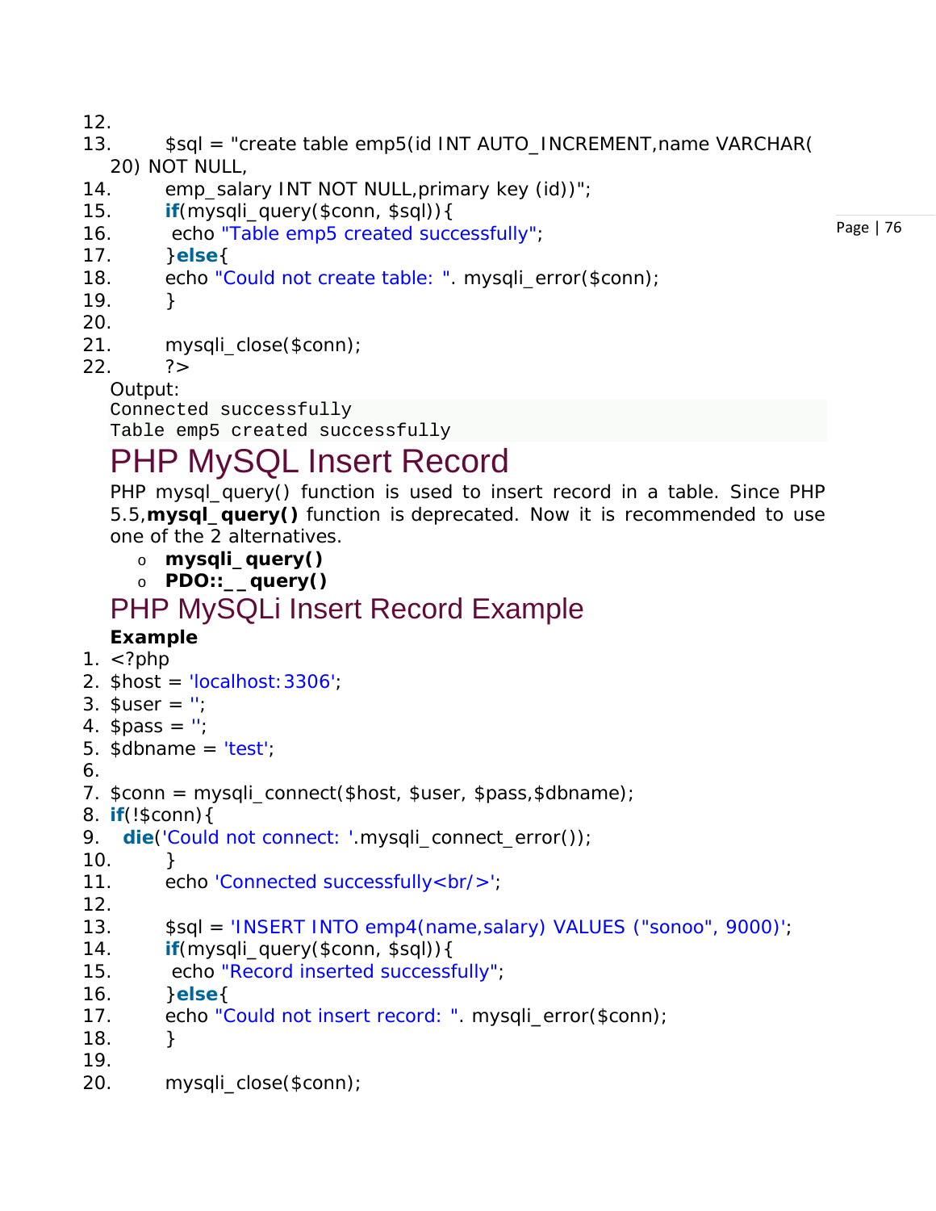```
12.
13.     $sql = "create table emp5(id INT AUTO_INCREMENT,name VARCHAR(
   20) NOT NULL,
14.     emp_salary INT NOT NULL,primary key (id))";
15.     if(mysqli_query($conn, $sql)){
16.      echo "Table emp5 created successfully";
17.     }else{
18.     echo "Could not create table: ". mysqli_error($conn);
19.     }
20.
21.     mysqli_close($conn);
22.     ?>
```

Output:

```
Connected successfully
Table emp5 created successfully
```

# PHP MySQL Insert Record

PHP mysql_query() function is used to insert record in a table. Since PHP 5.5,**mysql_query()** function is deprecated. Now it is recommended to use one of the 2 alternatives.

- **mysqli_query()**
- **PDO::__query()**

## PHP MySQLi Insert Record Example

**Example**

```
1. <?php
2. $host = 'localhost:3306';
3. $user = '';
4. $pass = '';
5. $dbname = 'test';
6.
7. $conn = mysqli_connect($host, $user, $pass,$dbname);
8. if(!$conn){
9.   die('Could not connect: '.mysqli_connect_error());
10.     }
11.     echo 'Connected successfully<br/>';
12.
13.     $sql = 'INSERT INTO emp4(name,salary) VALUES ("sonoo", 9000)';
14.     if(mysqli_query($conn, $sql)){
15.      echo "Record inserted successfully";
16.     }else{
17.     echo "Could not insert record: ". mysqli_error($conn);
18.     }
19.
20.     mysqli_close($conn);
```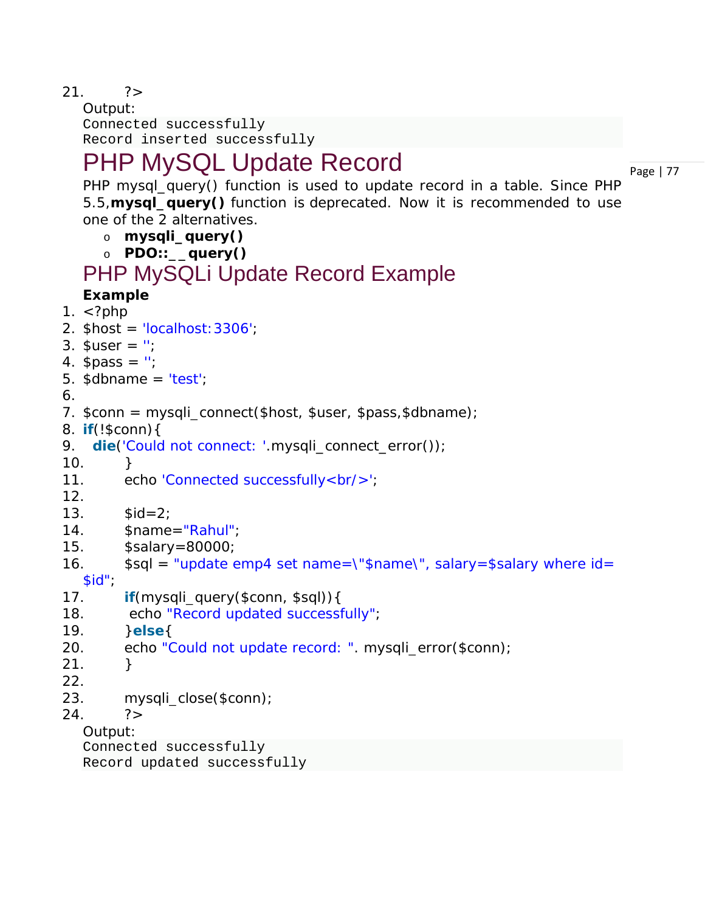```
21.	?>
```

Output:

```
Connected successfully
Record inserted successfully
```

# PHP MySQL Update Record

PHP mysql_query() function is used to update record in a table. Since PHP 5.5,**mysql_query()** function is deprecated. Now it is recommended to use one of the 2 alternatives.

- **mysqli_query()**
- **PDO::__query()**

## PHP MySQLi Update Record Example

**Example**

```
1. <?php
2. $host = 'localhost:3306';
3. $user = '';
4. $pass = '';
5. $dbname = 'test';
6.
7. $conn = mysqli_connect($host, $user, $pass,$dbname);
8. if(!$conn){
9.   die('Could not connect: '.mysqli_connect_error());
10.	}
11.	echo 'Connected successfully<br/>';
12.
13.	$id=2;
14.	$name="Rahul";
15.	$salary=80000;
16.	$sql = "update emp4 set name=\"$name\", salary=$salary where id=$id";
17.	if(mysqli_query($conn, $sql)){
18.	 echo "Record updated successfully";
19.	}else{
20.	echo "Could not update record: ". mysqli_error($conn);
21.	}
22.
23.	mysqli_close($conn);
24.	?>
```

Output:

```
Connected successfully
Record updated successfully
```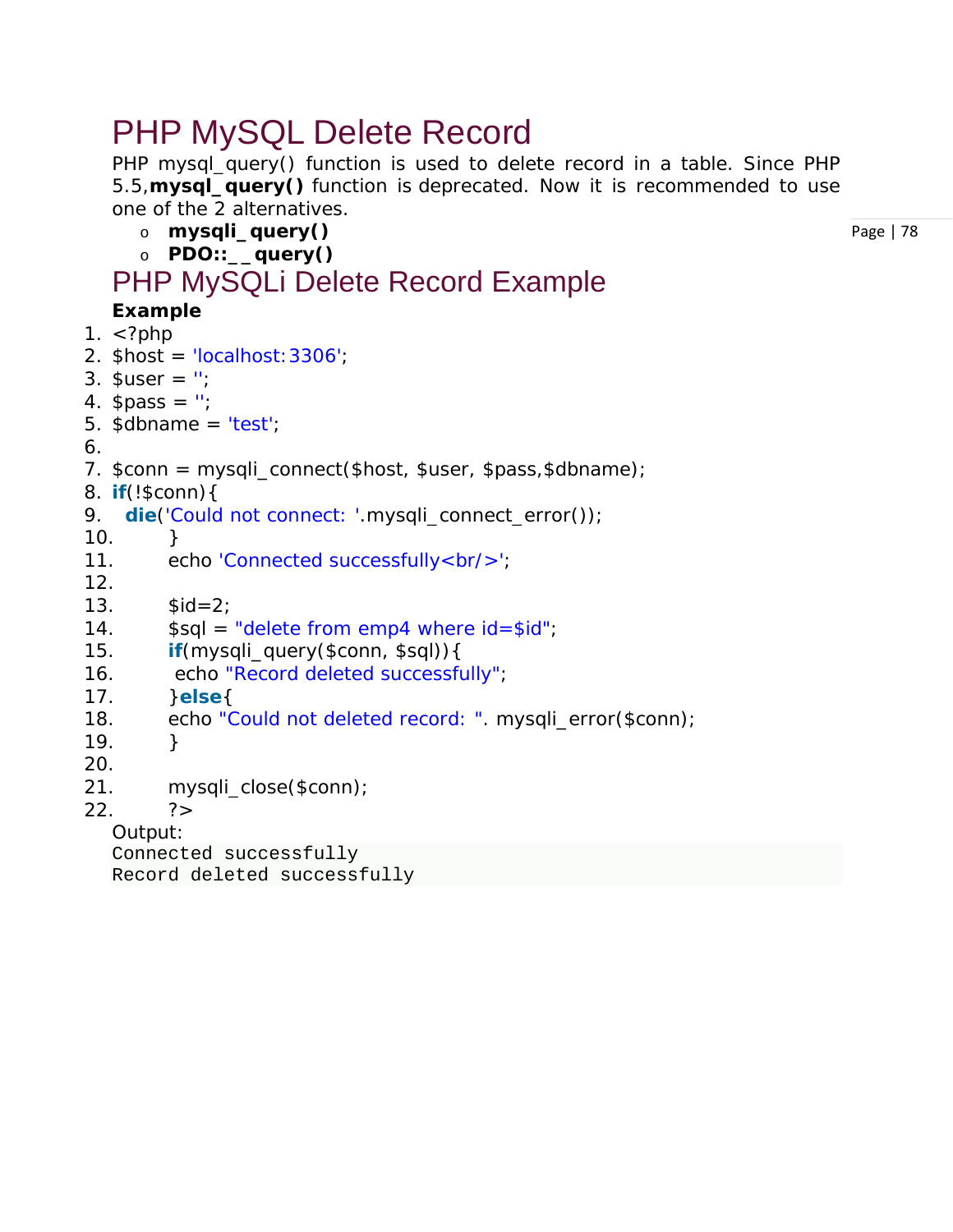# PHP MySQL Delete Record

PHP mysql_query() function is used to delete record in a table. Since PHP 5.5,**mysql_query()** function is deprecated. Now it is recommended to use one of the 2 alternatives.

- **mysqli_query()**
- **PDO::__query()**

## PHP MySQLi Delete Record Example

**Example**

```
1. <?php
2. $host = 'localhost:3306';
3. $user = '';
4. $pass = '';
5. $dbname = 'test';
6.
7. $conn = mysqli_connect($host, $user, $pass,$dbname);
8. if(!$conn){
9.   die('Could not connect: '.mysqli_connect_error());
10.        }
11.        echo 'Connected successfully<br/>';
12.
13.        $id=2;
14.        $sql = "delete from emp4 where id=$id";
15.        if(mysqli_query($conn, $sql)){
16.         echo "Record deleted successfully";
17.        }else{
18.        echo "Could not deleted record: ". mysqli_error($conn);
19.        }
20.
21.        mysqli_close($conn);
22.        ?>
```

Output:

```
Connected successfully
Record deleted successfully
```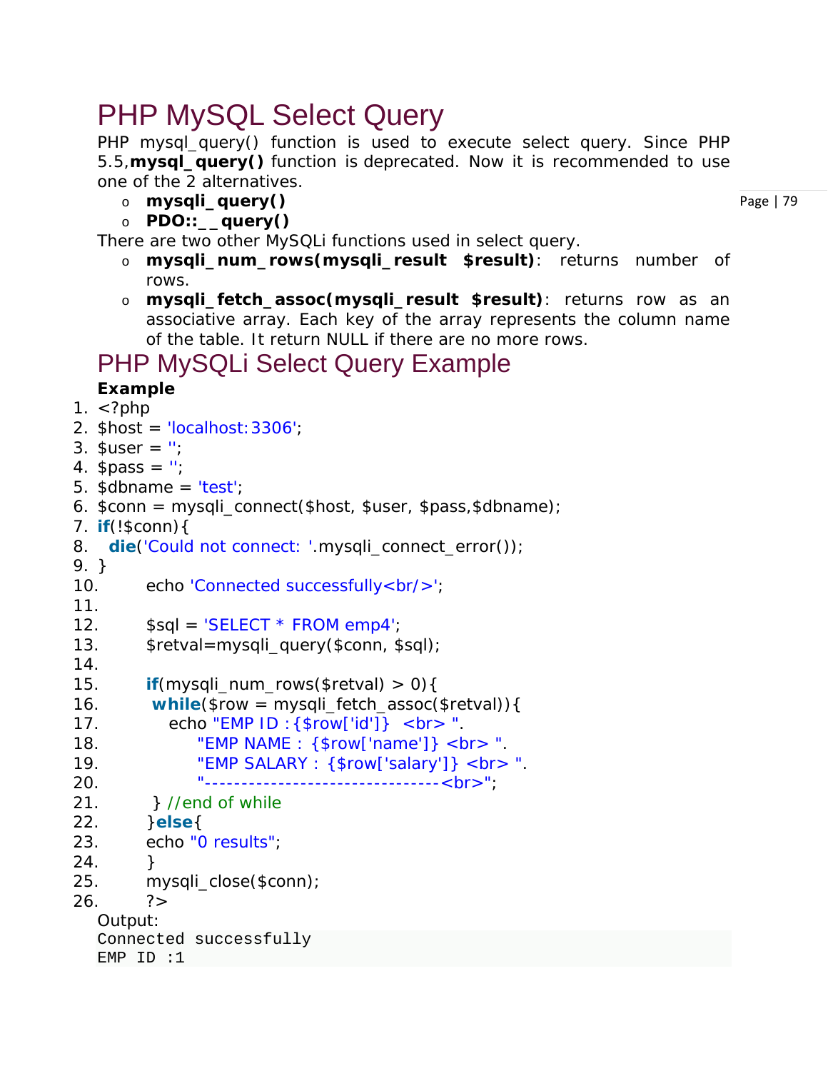# PHP MySQL Select Query

PHP mysql_query() function is used to execute select query. Since PHP 5.5,**mysql_query()** function is deprecated. Now it is recommended to use one of the 2 alternatives.

- **mysqli_query()**
- **PDO::__query()**

There are two other MySQLi functions used in select query.

- **mysqli_num_rows(mysqli_result $result)**: returns number of rows.
- **mysqli_fetch_assoc(mysqli_result $result)**: returns row as an associative array. Each key of the array represents the column name of the table. It return NULL if there are no more rows.

## PHP MySQLi Select Query Example

**Example**

```
1. <?php
2. $host = 'localhost:3306';
3. $user = '';
4. $pass = '';
5. $dbname = 'test';
6. $conn = mysqli_connect($host, $user, $pass,$dbname);
7. if(!$conn){
8.   die('Could not connect: '.mysqli_connect_error());
9. }
10.     echo 'Connected successfully<br/>';
11.
12.     $sql = 'SELECT * FROM emp4';
13.     $retval=mysqli_query($conn, $sql);
14.
15.     if(mysqli_num_rows($retval) > 0){
16.      while($row = mysqli_fetch_assoc($retval)){
17.         echo "EMP ID :{$row['id']}  <br> ".
18.              "EMP NAME : {$row['name']} <br> ".
19.              "EMP SALARY : {$row['salary']} <br> ".
20.              "--------------------------------<br>";
21.      } //end of while
22.     }else{
23.     echo "0 results";
24.     }
25.     mysqli_close($conn);
26.     ?>
```

Output:

```
Connected successfully
EMP ID :1
```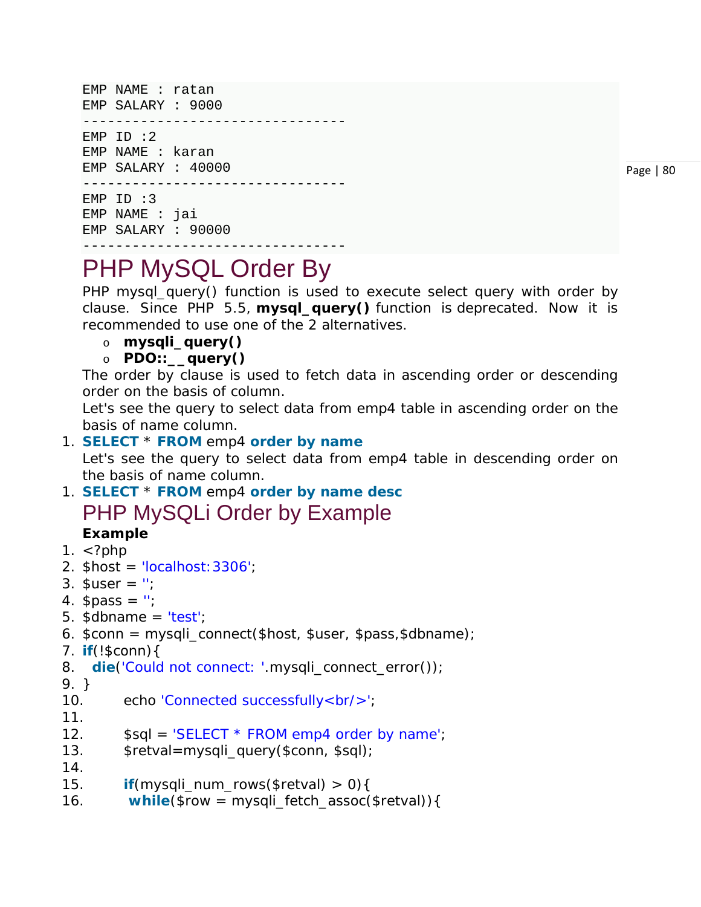```
EMP NAME : ratan
EMP SALARY : 9000
--------------------------------
EMP ID :2
EMP NAME : karan
EMP SALARY : 40000
--------------------------------
EMP ID :3
EMP NAME : jai
EMP SALARY : 90000
--------------------------------
```

# PHP MySQL Order By

PHP mysql_query() function is used to execute select query with order by clause. Since PHP 5.5, **mysql_query()** function is deprecated. Now it is recommended to use one of the 2 alternatives.

- **mysqli_query()**
- **PDO::__query()**

The order by clause is used to fetch data in ascending order or descending order on the basis of column.

Let's see the query to select data from emp4 table in ascending order on the basis of name column.

```
1. SELECT * FROM emp4 order by name
```

Let's see the query to select data from emp4 table in descending order on the basis of name column.

```
1. SELECT * FROM emp4 order by name desc
```

## PHP MySQLi Order by Example

**Example**

```
1. <?php
2. $host = 'localhost:3306';
3. $user = '';
4. $pass = '';
5. $dbname = 'test';
6. $conn = mysqli_connect($host, $user, $pass,$dbname);
7. if(!$conn){
8.   die('Could not connect: '.mysqli_connect_error());
9. }
10.        echo 'Connected successfully<br/>';
11.
12.        $sql = 'SELECT * FROM emp4 order by name';
13.        $retval=mysqli_query($conn, $sql);
14.
15.        if(mysqli_num_rows($retval) > 0){
16.         while($row = mysqli_fetch_assoc($retval)){
```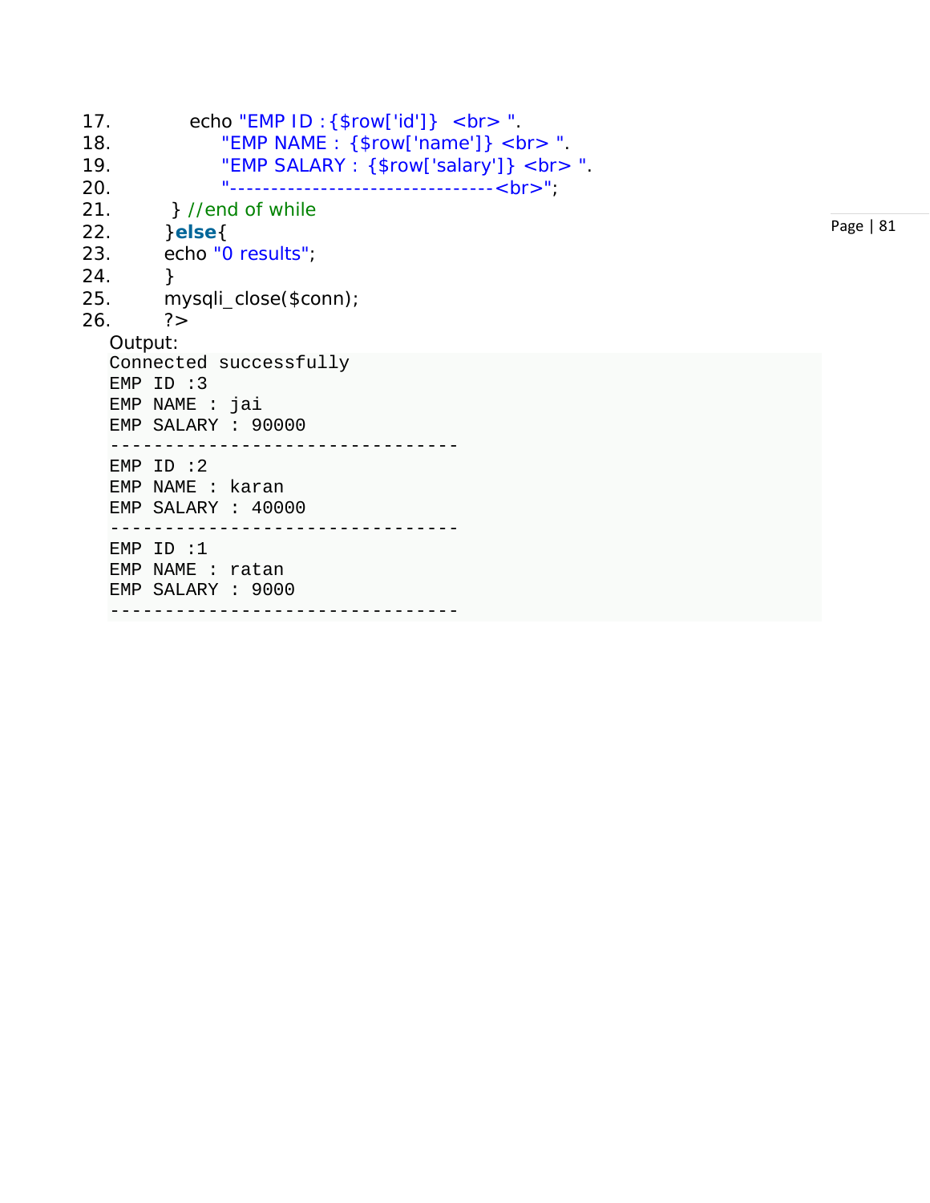```
17.           echo "EMP ID :{$row['id']}  <br> ".
18.                "EMP NAME : {$row['name']} <br> ".
19.                "EMP SALARY : {$row['salary']} <br> ".
20.                "--------------------------------<br>";
21.         } //end of while
22.        }else{
23.        echo "0 results";
24.        }
25.        mysqli_close($conn);
26.        ?>
```

Output:

```
Connected successfully
EMP ID :3
EMP NAME : jai
EMP SALARY : 90000
--------------------------------
EMP ID :2
EMP NAME : karan
EMP SALARY : 40000
--------------------------------
EMP ID :1
EMP NAME : ratan
EMP SALARY : 9000
--------------------------------
```